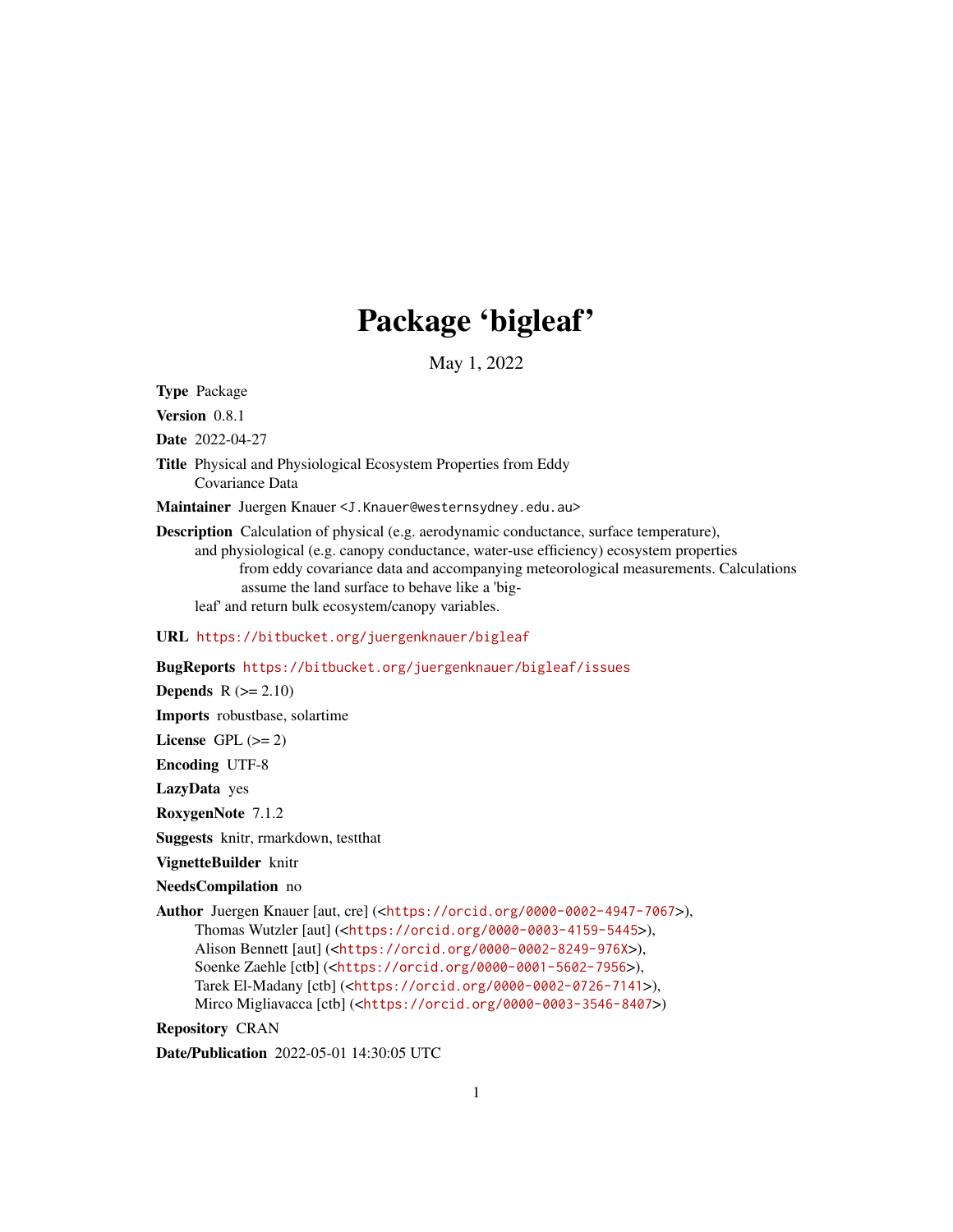# Package 'bigleaf'

May 1, 2022

**Type** Package

**Version** 0.8.1

**Date** 2022-04-27

**Title** Physical and Physiological Ecosystem Properties from Eddy Covariance Data

**Maintainer** Juergen Knauer <J.Knauer@westernsydney.edu.au>

**Description** Calculation of physical (e.g. aerodynamic conductance, surface temperature), and physiological (e.g. canopy conductance, water-use efficiency) ecosystem properties from eddy covariance data and accompanying meteorological measurements. Calculations assume the land surface to behave like a 'big-leaf' and return bulk ecosystem/canopy variables.

**URL** https://bitbucket.org/juergenknauer/bigleaf

**BugReports** https://bitbucket.org/juergenknauer/bigleaf/issues

**Depends** R (>= 2.10)

**Imports** robustbase, solartime

**License** GPL (>= 2)

**Encoding** UTF-8

**LazyData** yes

**RoxygenNote** 7.1.2

**Suggests** knitr, rmarkdown, testthat

**VignetteBuilder** knitr

**NeedsCompilation** no

**Author** Juergen Knauer [aut, cre] (<https://orcid.org/0000-0002-4947-7067>), Thomas Wutzler [aut] (<https://orcid.org/0000-0003-4159-5445>), Alison Bennett [aut] (<https://orcid.org/0000-0002-8249-976X>), Soenke Zaehle [ctb] (<https://orcid.org/0000-0001-5602-7956>), Tarek El-Madany [ctb] (<https://orcid.org/0000-0002-0726-7141>), Mirco Migliavacca [ctb] (<https://orcid.org/0000-0003-3546-8407>)

**Repository** CRAN

**Date/Publication** 2022-05-01 14:30:05 UTC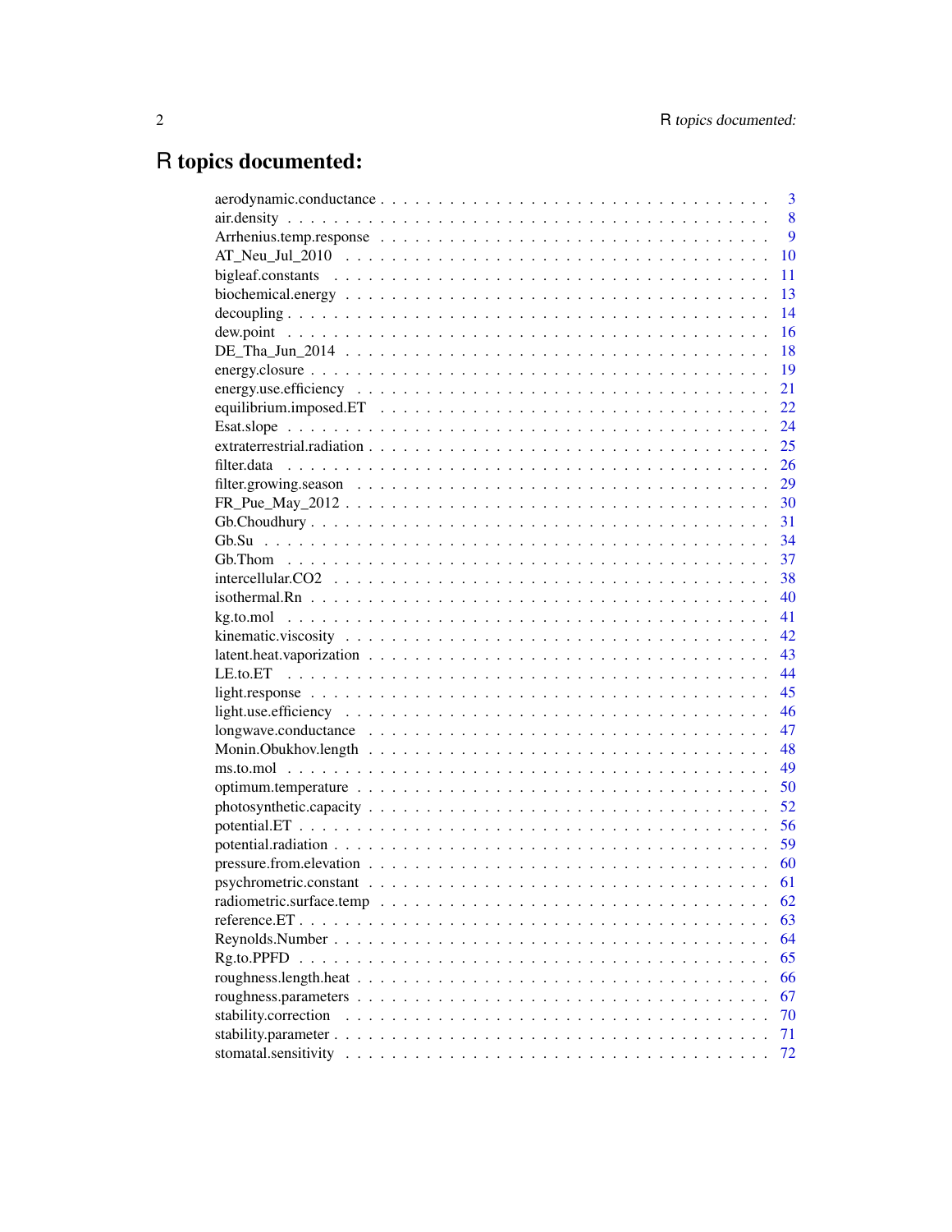# R topics documented:

| | |
|---|---|
| aerodynamic.conductance | 3 |
| air.density | 8 |
| Arrhenius.temp.response | 9 |
| AT_Neu_Jul_2010 | 10 |
| bigleaf.constants | 11 |
| biochemical.energy | 13 |
| decoupling | 14 |
| dew.point | 16 |
| DE_Tha_Jun_2014 | 18 |
| energy.closure | 19 |
| energy.use.efficiency | 21 |
| equilibrium.imposed.ET | 22 |
| Esat.slope | 24 |
| extraterrestrial.radiation | 25 |
| filter.data | 26 |
| filter.growing.season | 29 |
| FR_Pue_May_2012 | 30 |
| Gb.Choudhury | 31 |
| Gb.Su | 34 |
| Gb.Thom | 37 |
| intercellular.CO2 | 38 |
| isothermal.Rn | 40 |
| kg.to.mol | 41 |
| kinematic.viscosity | 42 |
| latent.heat.vaporization | 43 |
| LE.to.ET | 44 |
| light.response | 45 |
| light.use.efficiency | 46 |
| longwave.conductance | 47 |
| Monin.Obukhov.length | 48 |
| ms.to.mol | 49 |
| optimum.temperature | 50 |
| photosynthetic.capacity | 52 |
| potential.ET | 56 |
| potential.radiation | 59 |
| pressure.from.elevation | 60 |
| psychrometric.constant | 61 |
| radiometric.surface.temp | 62 |
| reference.ET | 63 |
| Reynolds.Number | 64 |
| Rg.to.PPFD | 65 |
| roughness.length.heat | 66 |
| roughness.parameters | 67 |
| stability.correction | 70 |
| stability.parameter | 71 |
| stomatal.sensitivity | 72 |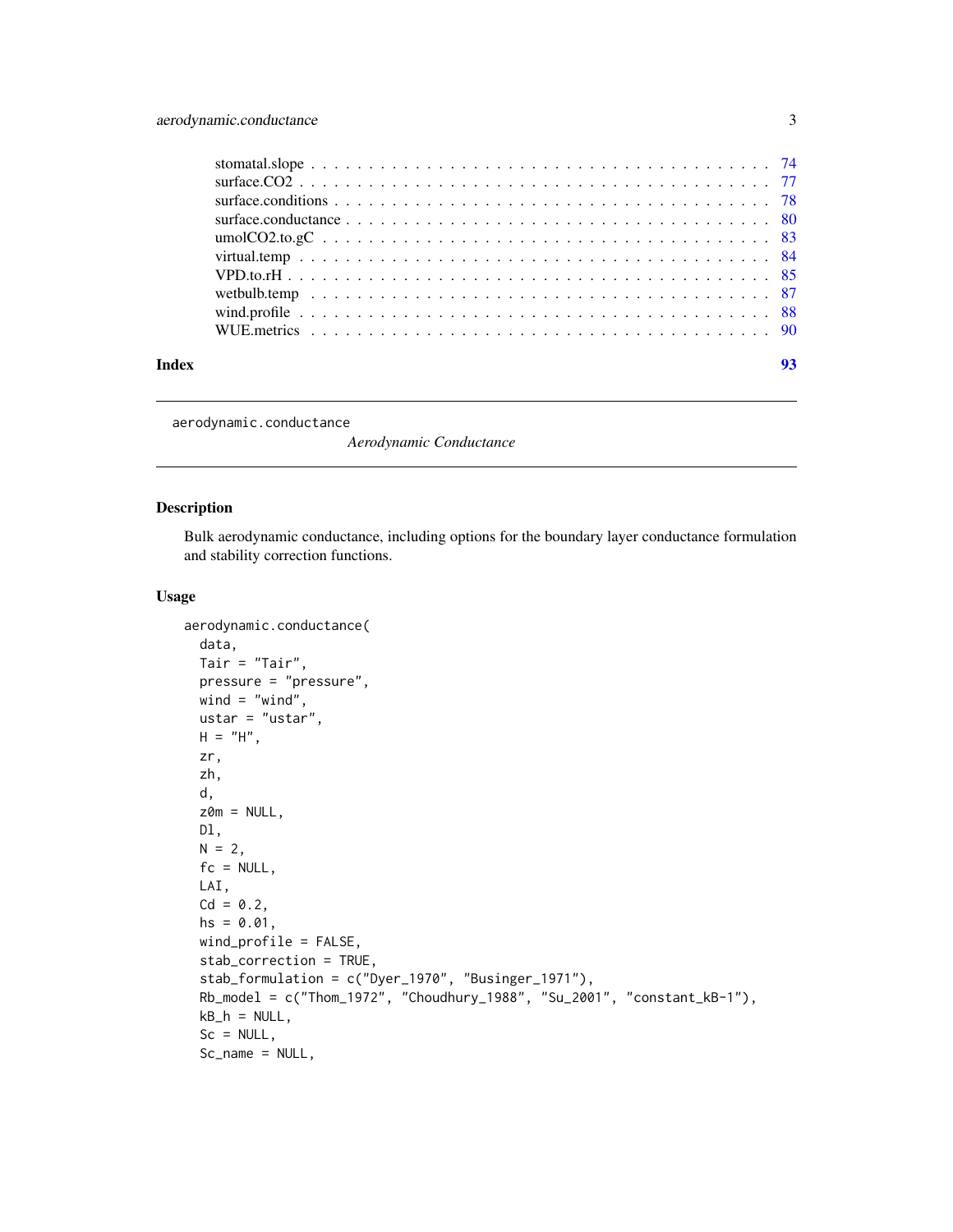| | |
|---|---|
| stomatal.slope | 74 |
| surface.CO2 | 77 |
| surface.conditions | 78 |
| surface.conductance | 80 |
| umolCO2.to.gC | 83 |
| virtual.temp | 84 |
| VPD.to.rH | 85 |
| wetbulb.temp | 87 |
| wind.profile | 88 |
| WUE.metrics | 90 |

**Index** **93**

---

aerodynamic.conductance *Aerodynamic Conductance*

---

## Description

Bulk aerodynamic conductance, including options for the boundary layer conductance formulation and stability correction functions.

## Usage

```
aerodynamic.conductance(
  data,
  Tair = "Tair",
  pressure = "pressure",
  wind = "wind",
  ustar = "ustar",
  H = "H",
  zr,
  zh,
  d,
  z0m = NULL,
  Dl,
  N = 2,
  fc = NULL,
  LAI,
  Cd = 0.2,
  hs = 0.01,
  wind_profile = FALSE,
  stab_correction = TRUE,
  stab_formulation = c("Dyer_1970", "Businger_1971"),
  Rb_model = c("Thom_1972", "Choudhury_1988", "Su_2001", "constant_kB-1"),
  kB_h = NULL,
  Sc = NULL,
  Sc_name = NULL,
```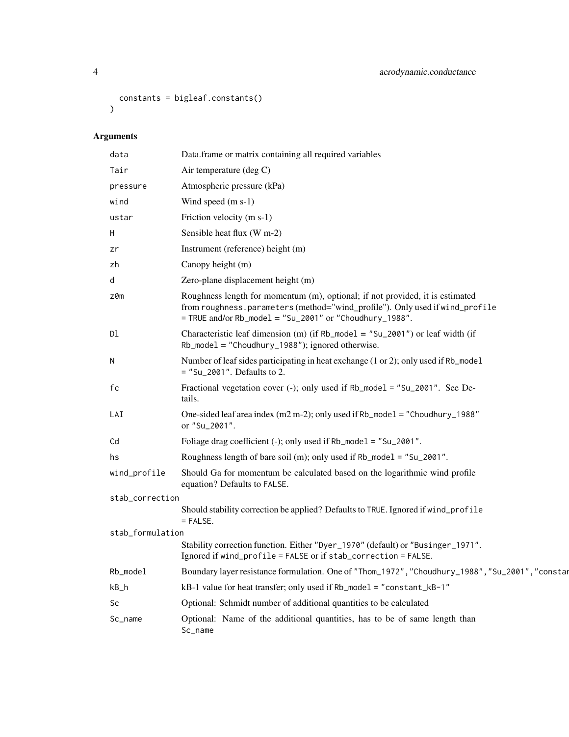```
  constants = bigleaf.constants()
)
```

## Arguments

| Argument | Description |
|---|---|
| data | Data.frame or matrix containing all required variables |
| Tair | Air temperature (deg C) |
| pressure | Atmospheric pressure (kPa) |
| wind | Wind speed (m s-1) |
| ustar | Friction velocity (m s-1) |
| H | Sensible heat flux (W m-2) |
| zr | Instrument (reference) height (m) |
| zh | Canopy height (m) |
| d | Zero-plane displacement height (m) |
| z0m | Roughness length for momentum (m), optional; if not provided, it is estimated from `roughness.parameters` (method="wind_profile"). Only used if `wind_profile = TRUE` and/or `Rb_model = "Su_2001"` or `"Choudhury_1988"`. |
| Dl | Characteristic leaf dimension (m) (if `Rb_model = "Su_2001"`) or leaf width (if `Rb_model = "Choudhury_1988"`); ignored otherwise. |
| N | Number of leaf sides participating in heat exchange (1 or 2); only used if `Rb_model = "Su_2001"`. Defaults to 2. |
| fc | Fractional vegetation cover (-); only used if `Rb_model = "Su_2001"`. See Details. |
| LAI | One-sided leaf area index (m2 m-2); only used if `Rb_model = "Choudhury_1988"` or `"Su_2001"`. |
| Cd | Foliage drag coefficient (-); only used if `Rb_model = "Su_2001"`. |
| hs | Roughness length of bare soil (m); only used if `Rb_model = "Su_2001"`. |
| wind_profile | Should Ga for momentum be calculated based on the logarithmic wind profile equation? Defaults to `FALSE`. |
| stab_correction | Should stability correction be applied? Defaults to `TRUE`. Ignored if `wind_profile = FALSE`. |
| stab_formulation | Stability correction function. Either `"Dyer_1970"` (default) or `"Businger_1971"`. Ignored if `wind_profile = FALSE` or if `stab_correction = FALSE`. |
| Rb_model | Boundary layer resistance formulation. One of `"Thom_1972","Choudhury_1988","Su_2001","constar` |
| kB_h | kB-1 value for heat transfer; only used if `Rb_model = "constant_kB-1"` |
| Sc | Optional: Schmidt number of additional quantities to be calculated |
| Sc_name | Optional: Name of the additional quantities, has to be of same length than `Sc_name` |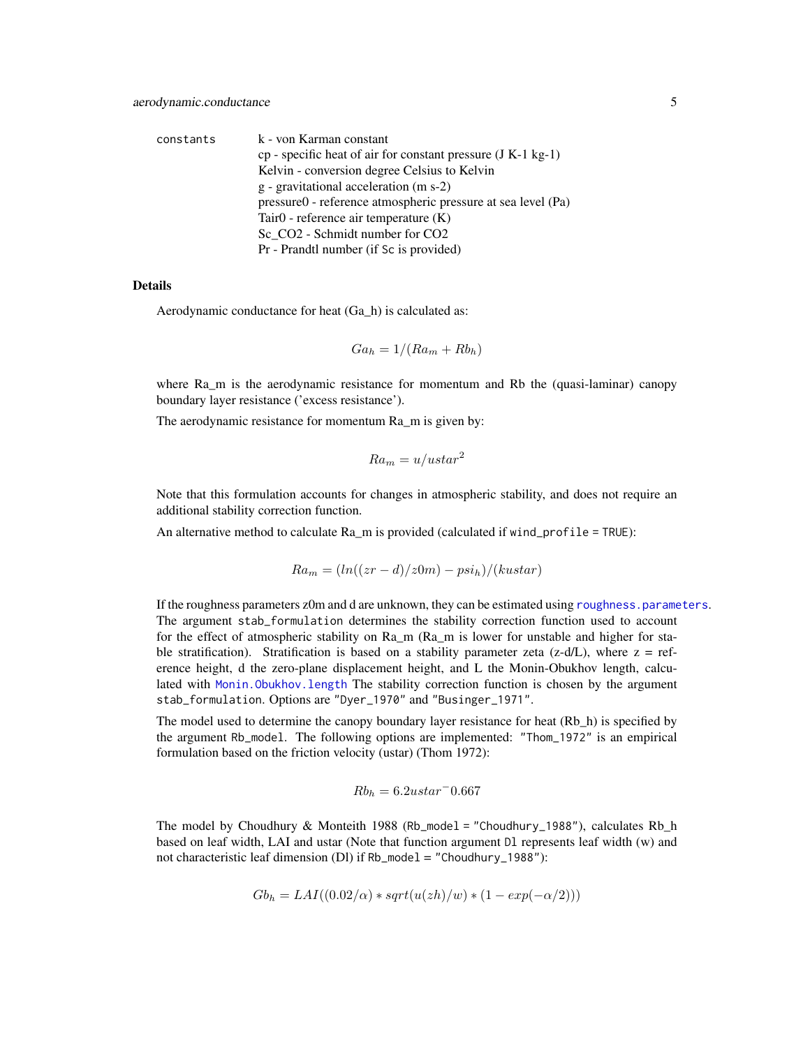constants

k - von Karman constant
cp - specific heat of air for constant pressure (J K-1 kg-1)
Kelvin - conversion degree Celsius to Kelvin
g - gravitational acceleration (m s-2)
pressure0 - reference atmospheric pressure at sea level (Pa)
Tair0 - reference air temperature (K)
Sc_CO2 - Schmidt number for CO2
Pr - Prandtl number (if `Sc` is provided)

## Details

Aerodynamic conductance for heat (Ga_h) is calculated as:

$$Ga_h = 1/(Ra_m + Rb_h)$$

where Ra_m is the aerodynamic resistance for momentum and Rb the (quasi-laminar) canopy boundary layer resistance ('excess resistance').

The aerodynamic resistance for momentum Ra_m is given by:

$$Ra_m = u/ustar^2$$

Note that this formulation accounts for changes in atmospheric stability, and does not require an additional stability correction function.

An alternative method to calculate Ra_m is provided (calculated if `wind_profile = TRUE`):

$$Ra_m = (ln((zr - d)/z0m) - psi_h)/(kustar)$$

If the roughness parameters z0m and d are unknown, they can be estimated using `roughness.parameters`. The argument `stab_formulation` determines the stability correction function used to account for the effect of atmospheric stability on Ra_m (Ra_m is lower for unstable and higher for stable stratification). Stratification is based on a stability parameter zeta (z-d/L), where z = reference height, d the zero-plane displacement height, and L the Monin-Obukhov length, calculated with `Monin.Obukhov.length` The stability correction function is chosen by the argument `stab_formulation`. Options are `"Dyer_1970"` and `"Businger_1971"`.

The model used to determine the canopy boundary layer resistance for heat (Rb_h) is specified by the argument `Rb_model`. The following options are implemented: `"Thom_1972"` is an empirical formulation based on the friction velocity (ustar) (Thom 1972):

$$Rb_h = 6.2ustar^-0.667$$

The model by Choudhury & Monteith 1988 (`Rb_model = "Choudhury_1988"`), calculates Rb_h based on leaf width, LAI and ustar (Note that function argument `Dl` represents leaf width (w) and not characteristic leaf dimension (Dl) if `Rb_model = "Choudhury_1988"`):

$$Gb_h = LAI((0.02/\alpha) * sqrt(u(zh)/w) * (1 - exp(-\alpha/2)))$$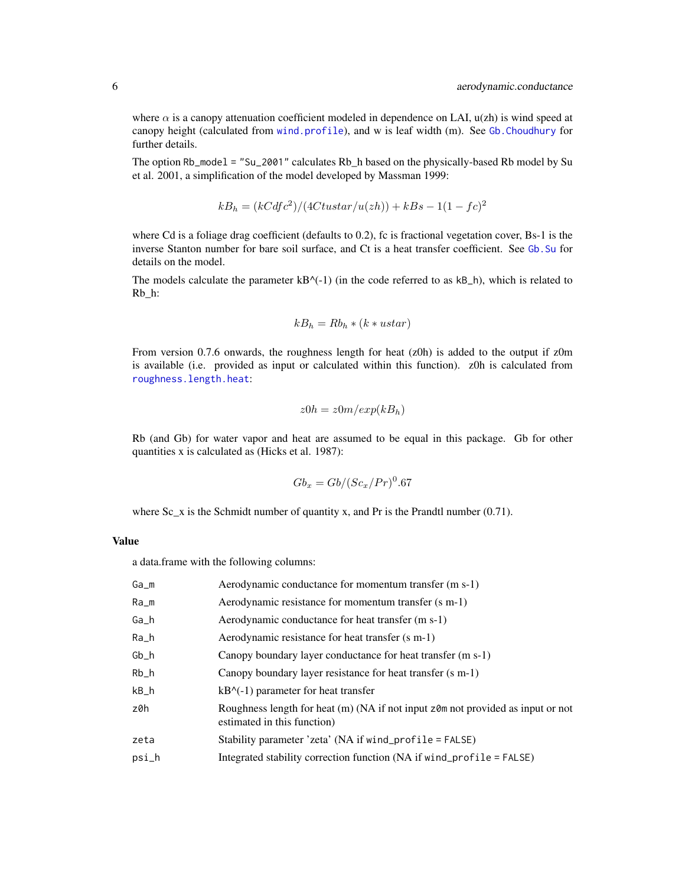where $\alpha$ is a canopy attenuation coefficient modeled in dependence on LAI, u(zh) is wind speed at canopy height (calculated from `wind.profile`), and w is leaf width (m). See `Gb.Choudhury` for further details.

The option `Rb_model = "Su_2001"` calculates Rb_h based on the physically-based Rb model by Su et al. 2001, a simplification of the model developed by Massman 1999:

$$kB_h = (kCdfc^2)/(4Ctustar/u(zh)) + kBs - 1(1 - fc)^2$$

where Cd is a foliage drag coefficient (defaults to 0.2), fc is fractional vegetation cover, Bs-1 is the inverse Stanton number for bare soil surface, and Ct is a heat transfer coefficient. See `Gb.Su` for details on the model.

The models calculate the parameter kB^(-1) (in the code referred to as `kB_h`), which is related to Rb_h:

$$kB_h = Rb_h * (k * ustar)$$

From version 0.7.6 onwards, the roughness length for heat (z0h) is added to the output if z0m is available (i.e. provided as input or calculated within this function). z0h is calculated from `roughness.length.heat`:

$$z0h = z0m/exp(kB_h)$$

Rb (and Gb) for water vapor and heat are assumed to be equal in this package. Gb for other quantities x is calculated as (Hicks et al. 1987):

$$Gb_x = Gb/(Sc_x/Pr)^0.67$$

where Sc_x is the Schmidt number of quantity x, and Pr is the Prandtl number (0.71).

## Value

a data.frame with the following columns:

| | |
|---|---|
| `Ga_m` | Aerodynamic conductance for momentum transfer (m s-1) |
| `Ra_m` | Aerodynamic resistance for momentum transfer (s m-1) |
| `Ga_h` | Aerodynamic conductance for heat transfer (m s-1) |
| `Ra_h` | Aerodynamic resistance for heat transfer (s m-1) |
| `Gb_h` | Canopy boundary layer conductance for heat transfer (m s-1) |
| `Rb_h` | Canopy boundary layer resistance for heat transfer (s m-1) |
| `kB_h` | kB^(-1) parameter for heat transfer |
| `z0h` | Roughness length for heat (m) (NA if not input `z0m` not provided as input or not estimated in this function) |
| `zeta` | Stability parameter 'zeta' (NA if `wind_profile = FALSE`) |
| `psi_h` | Integrated stability correction function (NA if `wind_profile = FALSE`) |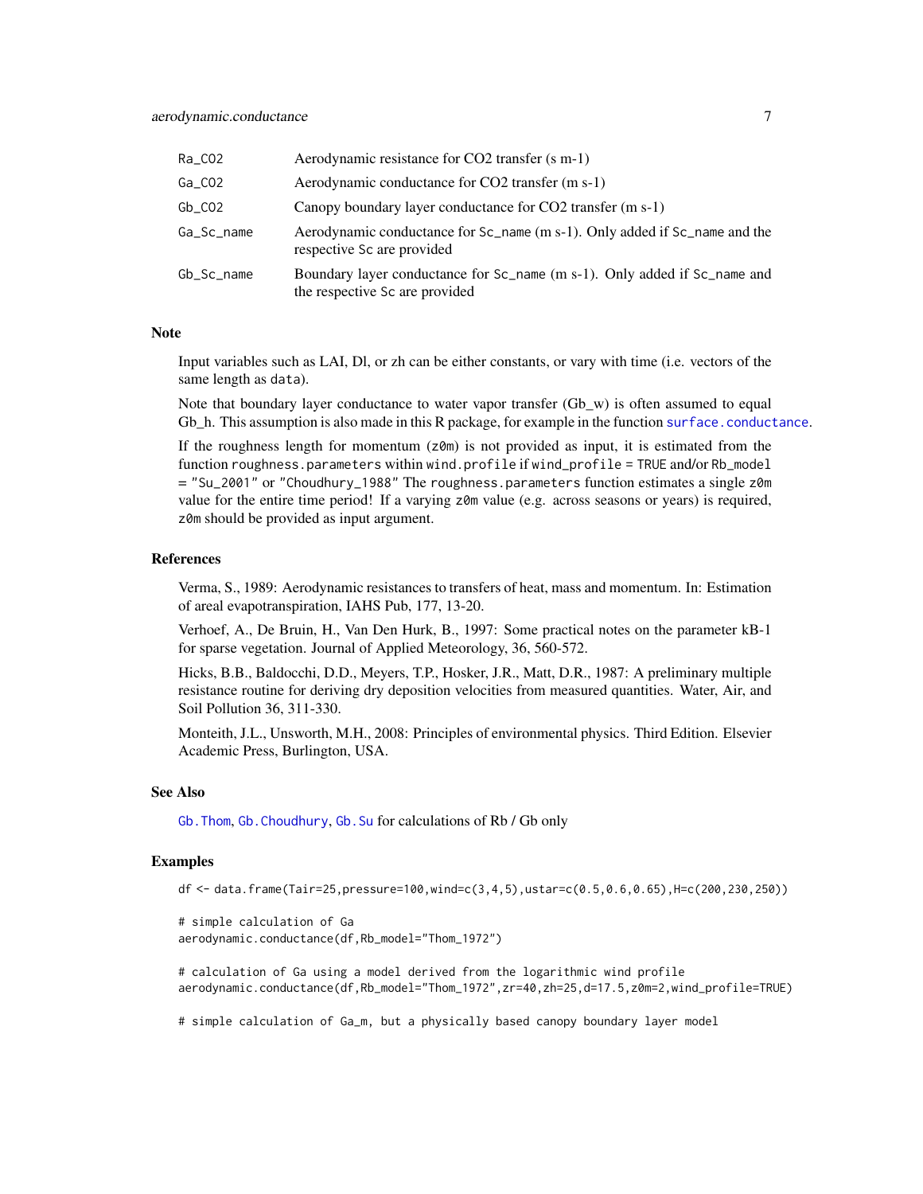| | |
|---|---|
| Ra_CO2 | Aerodynamic resistance for CO2 transfer (s m-1) |
| Ga_CO2 | Aerodynamic conductance for CO2 transfer (m s-1) |
| Gb_CO2 | Canopy boundary layer conductance for CO2 transfer (m s-1) |
| Ga_Sc_name | Aerodynamic conductance for Sc_name (m s-1). Only added if Sc_name and the respective Sc are provided |
| Gb_Sc_name | Boundary layer conductance for Sc_name (m s-1). Only added if Sc_name and the respective Sc are provided |

## Note

Input variables such as LAI, Dl, or zh can be either constants, or vary with time (i.e. vectors of the same length as data).

Note that boundary layer conductance to water vapor transfer (Gb_w) is often assumed to equal Gb_h. This assumption is also made in this R package, for example in the function surface.conductance.

If the roughness length for momentum (z0m) is not provided as input, it is estimated from the function roughness.parameters within wind.profile if wind_profile = TRUE and/or Rb_model = "Su_2001" or "Choudhury_1988" The roughness.parameters function estimates a single z0m value for the entire time period! If a varying z0m value (e.g. across seasons or years) is required, z0m should be provided as input argument.

## References

Verma, S., 1989: Aerodynamic resistances to transfers of heat, mass and momentum. In: Estimation of areal evapotranspiration, IAHS Pub, 177, 13-20.

Verhoef, A., De Bruin, H., Van Den Hurk, B., 1997: Some practical notes on the parameter kB-1 for sparse vegetation. Journal of Applied Meteorology, 36, 560-572.

Hicks, B.B., Baldocchi, D.D., Meyers, T.P., Hosker, J.R., Matt, D.R., 1987: A preliminary multiple resistance routine for deriving dry deposition velocities from measured quantities. Water, Air, and Soil Pollution 36, 311-330.

Monteith, J.L., Unsworth, M.H., 2008: Principles of environmental physics. Third Edition. Elsevier Academic Press, Burlington, USA.

## See Also

Gb.Thom, Gb.Choudhury, Gb.Su for calculations of Rb / Gb only

## Examples

```
df <- data.frame(Tair=25,pressure=100,wind=c(3,4,5),ustar=c(0.5,0.6,0.65),H=c(200,230,250))

# simple calculation of Ga
aerodynamic.conductance(df,Rb_model="Thom_1972")

# calculation of Ga using a model derived from the logarithmic wind profile
aerodynamic.conductance(df,Rb_model="Thom_1972",zr=40,zh=25,d=17.5,z0m=2,wind_profile=TRUE)

# simple calculation of Ga_m, but a physically based canopy boundary layer model
```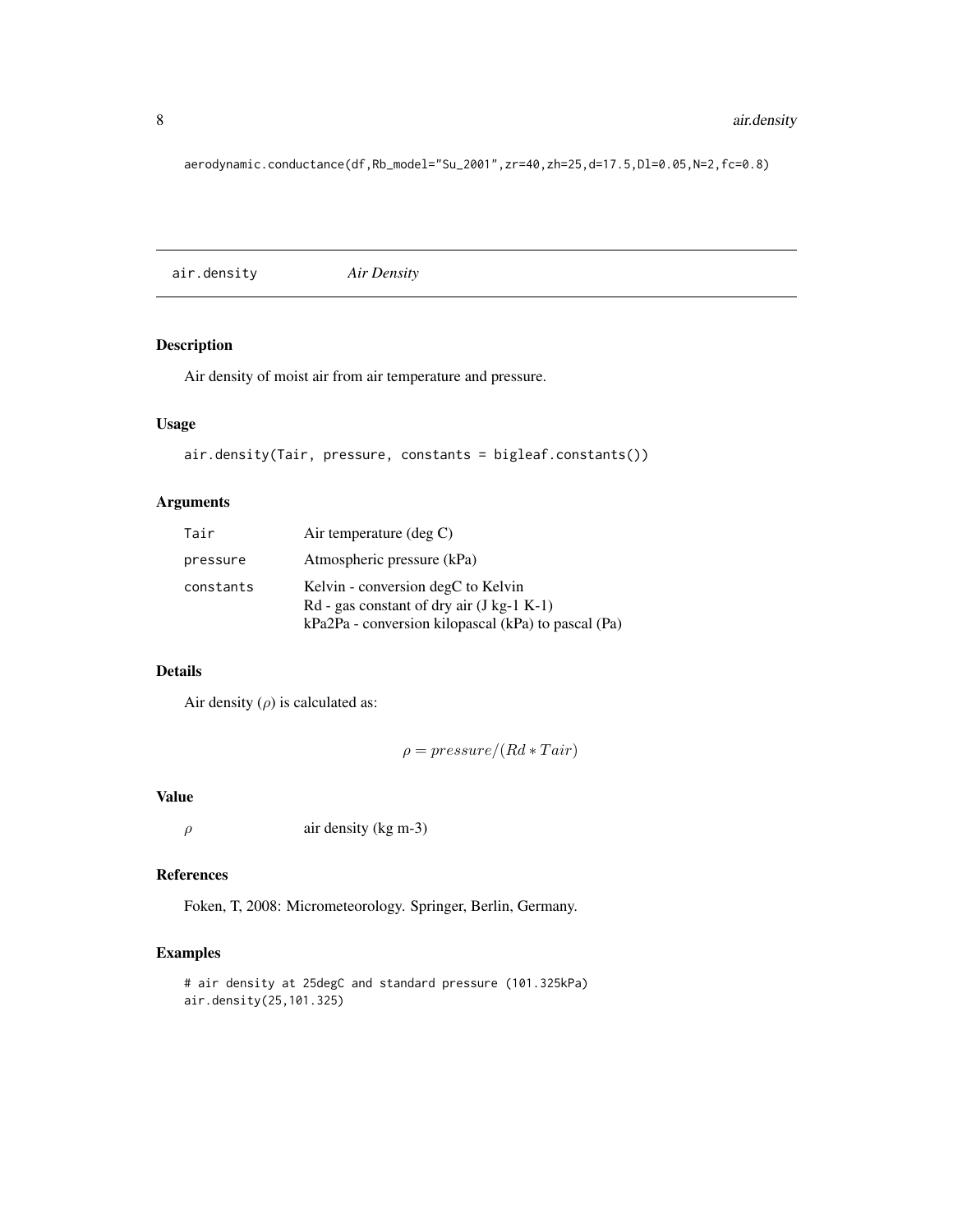```
aerodynamic.conductance(df,Rb_model="Su_2001",zr=40,zh=25,d=17.5,Dl=0.05,N=2,fc=0.8)
```

---

## air.density *Air Density*

---

### Description

Air density of moist air from air temperature and pressure.

### Usage

```
air.density(Tair, pressure, constants = bigleaf.constants())
```

### Arguments

| | |
|---|---|
| Tair | Air temperature (deg C) |
| pressure | Atmospheric pressure (kPa) |
| constants | Kelvin - conversion degC to Kelvin<br>Rd - gas constant of dry air (J kg-1 K-1)<br>kPa2Pa - conversion kilopascal (kPa) to pascal (Pa) |

### Details

Air density ($\rho$) is calculated as:

$$\rho = pressure/(Rd * Tair)$$

### Value

| | |
|---|---|
| $\rho$ | air density (kg m-3) |

### References

Foken, T, 2008: Micrometeorology. Springer, Berlin, Germany.

### Examples

```
# air density at 25degC and standard pressure (101.325kPa)
air.density(25,101.325)
```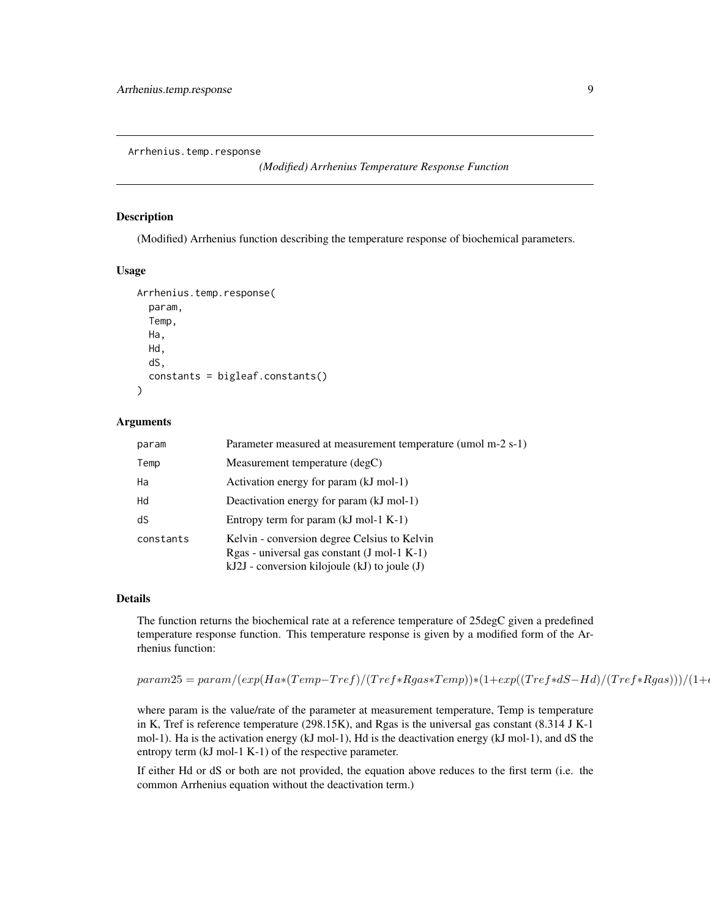Arrhenius.temp.response

*(Modified) Arrhenius Temperature Response Function*

### Description

(Modified) Arrhenius function describing the temperature response of biochemical parameters.

### Usage

```
Arrhenius.temp.response(
  param,
  Temp,
  Ha,
  Hd,
  dS,
  constants = bigleaf.constants()
)
```

### Arguments

| | |
|---|---|
| param | Parameter measured at measurement temperature (umol m-2 s-1) |
| Temp | Measurement temperature (degC) |
| Ha | Activation energy for param (kJ mol-1) |
| Hd | Deactivation energy for param (kJ mol-1) |
| dS | Entropy term for param (kJ mol-1 K-1) |
| constants | Kelvin - conversion degree Celsius to Kelvin<br>Rgas - universal gas constant (J mol-1 K-1)<br>kJ2J - conversion kilojoule (kJ) to joule (J) |

### Details

The function returns the biochemical rate at a reference temperature of 25degC given a predefined temperature response function. This temperature response is given by a modified form of the Arrhenius function:

$$param25 = param/(exp(Ha*(Temp-Tref)/(Tref*Rgas*Temp))*(1+exp((Tref*dS-Hd)/(Tref*Rgas)))/(1+e$$

where param is the value/rate of the parameter at measurement temperature, Temp is temperature in K, Tref is reference temperature (298.15K), and Rgas is the universal gas constant (8.314 J K-1 mol-1). Ha is the activation energy (kJ mol-1), Hd is the deactivation energy (kJ mol-1), and dS the entropy term (kJ mol-1 K-1) of the respective parameter.

If either Hd or dS or both are not provided, the equation above reduces to the first term (i.e. the common Arrhenius equation without the deactivation term.)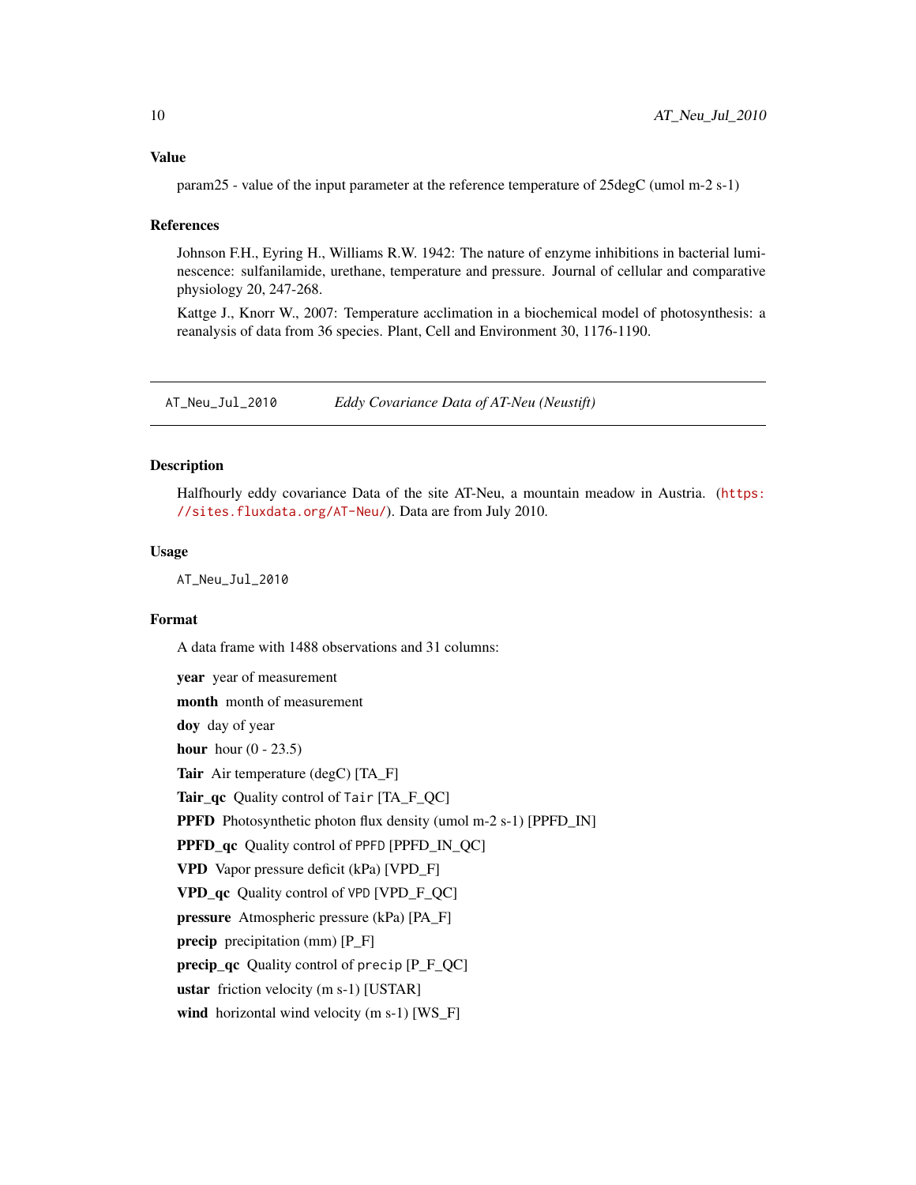### Value

param25 - value of the input parameter at the reference temperature of 25degC (umol m-2 s-1)

### References

Johnson F.H., Eyring H., Williams R.W. 1942: The nature of enzyme inhibitions in bacterial luminescence: sulfanilamide, urethane, temperature and pressure. Journal of cellular and comparative physiology 20, 247-268.

Kattge J., Knorr W., 2007: Temperature acclimation in a biochemical model of photosynthesis: a reanalysis of data from 36 species. Plant, Cell and Environment 30, 1176-1190.

---

## AT_Neu_Jul_2010 *Eddy Covariance Data of AT-Neu (Neustift)*

---

### Description

Halfhourly eddy covariance Data of the site AT-Neu, a mountain meadow in Austria. (https://sites.fluxdata.org/AT-Neu/). Data are from July 2010.

### Usage

```
AT_Neu_Jul_2010
```

### Format

A data frame with 1488 observations and 31 columns:

**year** year of measurement

**month** month of measurement

**doy** day of year

**hour** hour (0 - 23.5)

**Tair** Air temperature (degC) [TA_F]

**Tair_qc** Quality control of `Tair` [TA_F_QC]

**PPFD** Photosynthetic photon flux density (umol m-2 s-1) [PPFD_IN]

**PPFD_qc** Quality control of `PPFD` [PPFD_IN_QC]

**VPD** Vapor pressure deficit (kPa) [VPD_F]

**VPD_qc** Quality control of `VPD` [VPD_F_QC]

**pressure** Atmospheric pressure (kPa) [PA_F]

**precip** precipitation (mm) [P_F]

**precip_qc** Quality control of `precip` [P_F_QC]

**ustar** friction velocity (m s-1) [USTAR]

**wind** horizontal wind velocity (m s-1) [WS_F]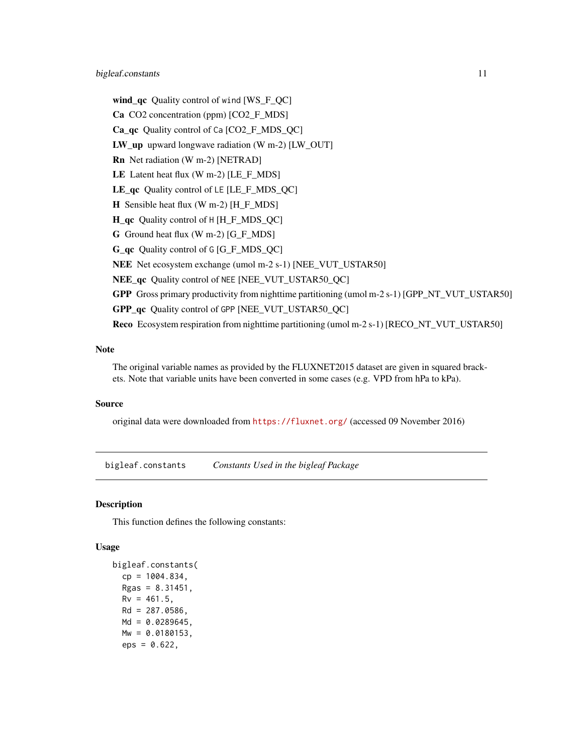**wind_qc** Quality control of wind [WS_F_QC]

**Ca** CO2 concentration (ppm) [CO2_F_MDS]

**Ca_qc** Quality control of Ca [CO2_F_MDS_QC]

**LW_up** upward longwave radiation (W m-2) [LW_OUT]

**Rn** Net radiation (W m-2) [NETRAD]

**LE** Latent heat flux (W m-2) [LE_F_MDS]

**LE_qc** Quality control of LE [LE_F_MDS_QC]

**H** Sensible heat flux (W m-2) [H_F_MDS]

**H_qc** Quality control of H [H_F_MDS_QC]

**G** Ground heat flux (W m-2) [G_F_MDS]

**G_qc** Quality control of G [G_F_MDS_QC]

**NEE** Net ecosystem exchange (umol m-2 s-1) [NEE_VUT_USTAR50]

**NEE_qc** Quality control of NEE [NEE_VUT_USTAR50_QC]

**GPP** Gross primary productivity from nighttime partitioning (umol m-2 s-1) [GPP_NT_VUT_USTAR50]

**GPP_qc** Quality control of GPP [NEE_VUT_USTAR50_QC]

**Reco** Ecosystem respiration from nighttime partitioning (umol m-2 s-1) [RECO_NT_VUT_USTAR50]

### Note

The original variable names as provided by the FLUXNET2015 dataset are given in squared brackets. Note that variable units have been converted in some cases (e.g. VPD from hPa to kPa).

### Source

original data were downloaded from https://fluxnet.org/ (accessed 09 November 2016)

---

## bigleaf.constants *Constants Used in the bigleaf Package*

---

### Description

This function defines the following constants:

### Usage

```
bigleaf.constants(
  cp = 1004.834,
  Rgas = 8.31451,
  Rv = 461.5,
  Rd = 287.0586,
  Md = 0.0289645,
  Mw = 0.0180153,
  eps = 0.622,
```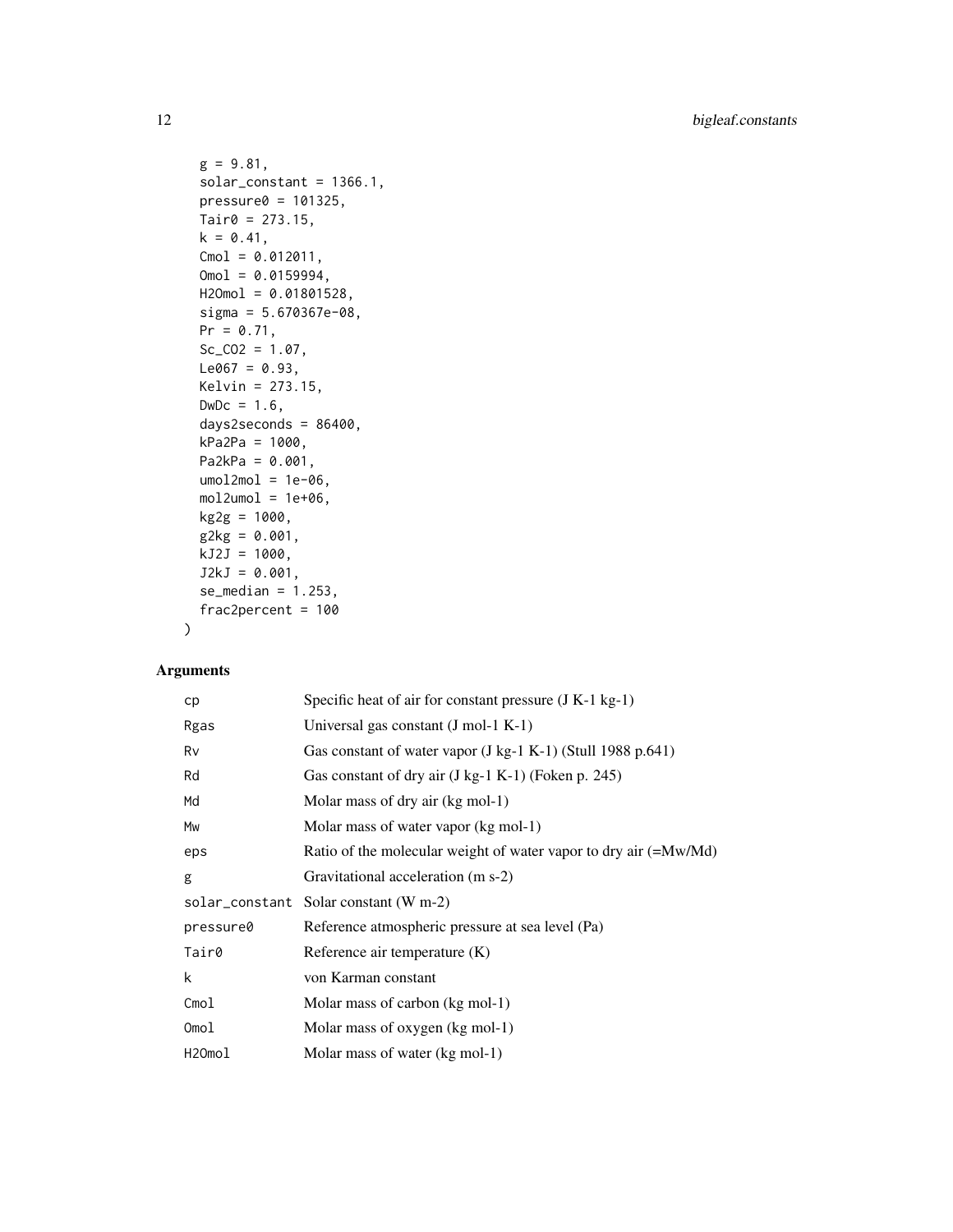```
  g = 9.81,
  solar_constant = 1366.1,
  pressure0 = 101325,
  Tair0 = 273.15,
  k = 0.41,
  Cmol = 0.012011,
  Omol = 0.0159994,
  H2Omol = 0.01801528,
  sigma = 5.670367e-08,
  Pr = 0.71,
  Sc_CO2 = 1.07,
  Le067 = 0.93,
  Kelvin = 273.15,
  DwDc = 1.6,
  days2seconds = 86400,
  kPa2Pa = 1000,
  Pa2kPa = 0.001,
  umol2mol = 1e-06,
  mol2umol = 1e+06,
  kg2g = 1000,
  g2kg = 0.001,
  kJ2J = 1000,
  J2kJ = 0.001,
  se_median = 1.253,
  frac2percent = 100
)
```

## Arguments

| | |
|---|---|
| `cp` | Specific heat of air for constant pressure (J K-1 kg-1) |
| `Rgas` | Universal gas constant (J mol-1 K-1) |
| `Rv` | Gas constant of water vapor (J kg-1 K-1) (Stull 1988 p.641) |
| `Rd` | Gas constant of dry air (J kg-1 K-1) (Foken p. 245) |
| `Md` | Molar mass of dry air (kg mol-1) |
| `Mw` | Molar mass of water vapor (kg mol-1) |
| `eps` | Ratio of the molecular weight of water vapor to dry air (=Mw/Md) |
| `g` | Gravitational acceleration (m s-2) |
| `solar_constant` | Solar constant (W m-2) |
| `pressure0` | Reference atmospheric pressure at sea level (Pa) |
| `Tair0` | Reference air temperature (K) |
| `k` | von Karman constant |
| `Cmol` | Molar mass of carbon (kg mol-1) |
| `Omol` | Molar mass of oxygen (kg mol-1) |
| `H2Omol` | Molar mass of water (kg mol-1) |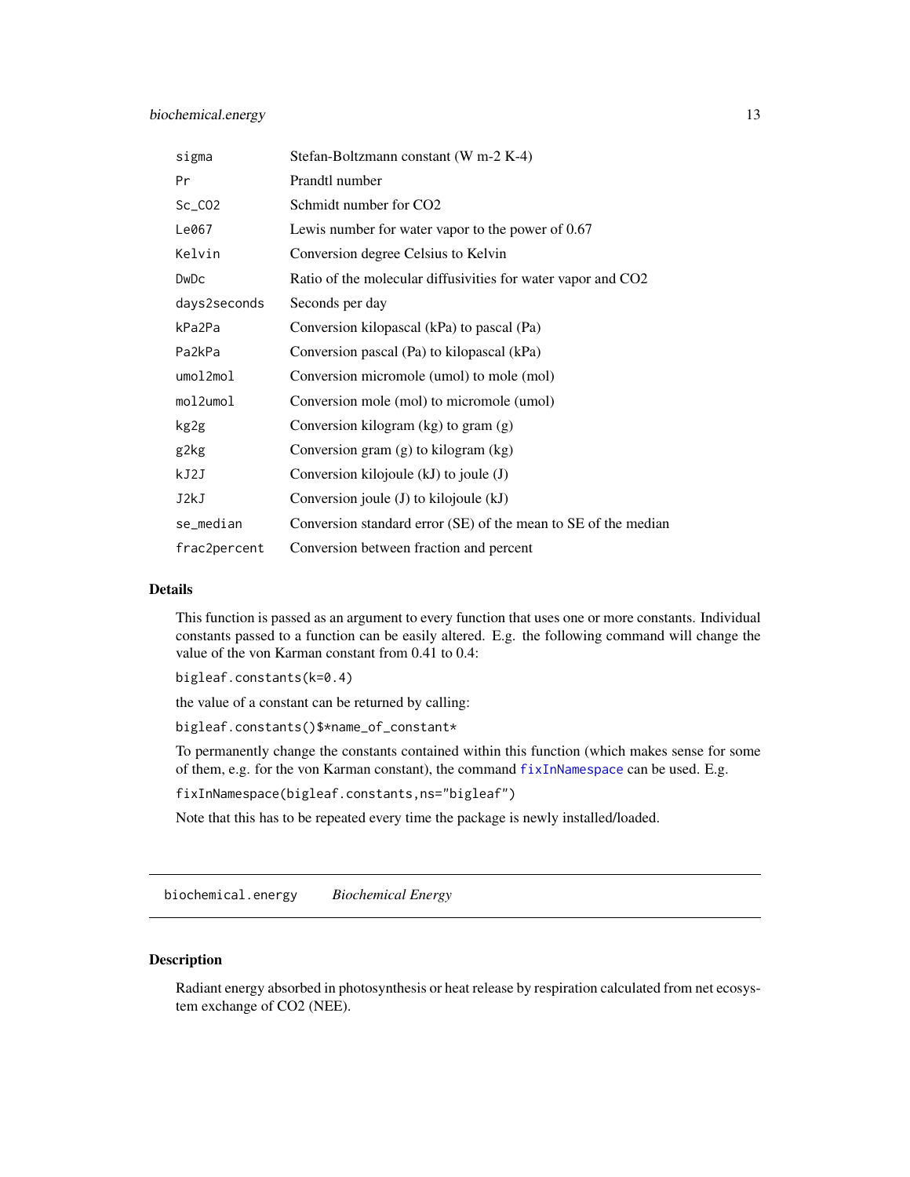| | |
|---|---|
| `sigma` | Stefan-Boltzmann constant (W m-2 K-4) |
| `Pr` | Prandtl number |
| `Sc_CO2` | Schmidt number for CO2 |
| `Le067` | Lewis number for water vapor to the power of 0.67 |
| `Kelvin` | Conversion degree Celsius to Kelvin |
| `DwDc` | Ratio of the molecular diffusivities for water vapor and CO2 |
| `days2seconds` | Seconds per day |
| `kPa2Pa` | Conversion kilopascal (kPa) to pascal (Pa) |
| `Pa2kPa` | Conversion pascal (Pa) to kilopascal (kPa) |
| `umol2mol` | Conversion micromole (umol) to mole (mol) |
| `mol2umol` | Conversion mole (mol) to micromole (umol) |
| `kg2g` | Conversion kilogram (kg) to gram (g) |
| `g2kg` | Conversion gram (g) to kilogram (kg) |
| `kJ2J` | Conversion kilojoule (kJ) to joule (J) |
| `J2kJ` | Conversion joule (J) to kilojoule (kJ) |
| `se_median` | Conversion standard error (SE) of the mean to SE of the median |
| `frac2percent` | Conversion between fraction and percent |

### Details

This function is passed as an argument to every function that uses one or more constants. Individual constants passed to a function can be easily altered. E.g. the following command will change the value of the von Karman constant from 0.41 to 0.4:

```
bigleaf.constants(k=0.4)
```

the value of a constant can be returned by calling:

```
bigleaf.constants()$*name_of_constant*
```

To permanently change the constants contained within this function (which makes sense for some of them, e.g. for the von Karman constant), the command `fixInNamespace` can be used. E.g.

```
fixInNamespace(bigleaf.constants,ns="bigleaf")
```

Note that this has to be repeated every time the package is newly installed/loaded.

---

## biochemical.energy *Biochemical Energy*

### Description

Radiant energy absorbed in photosynthesis or heat release by respiration calculated from net ecosystem exchange of CO2 (NEE).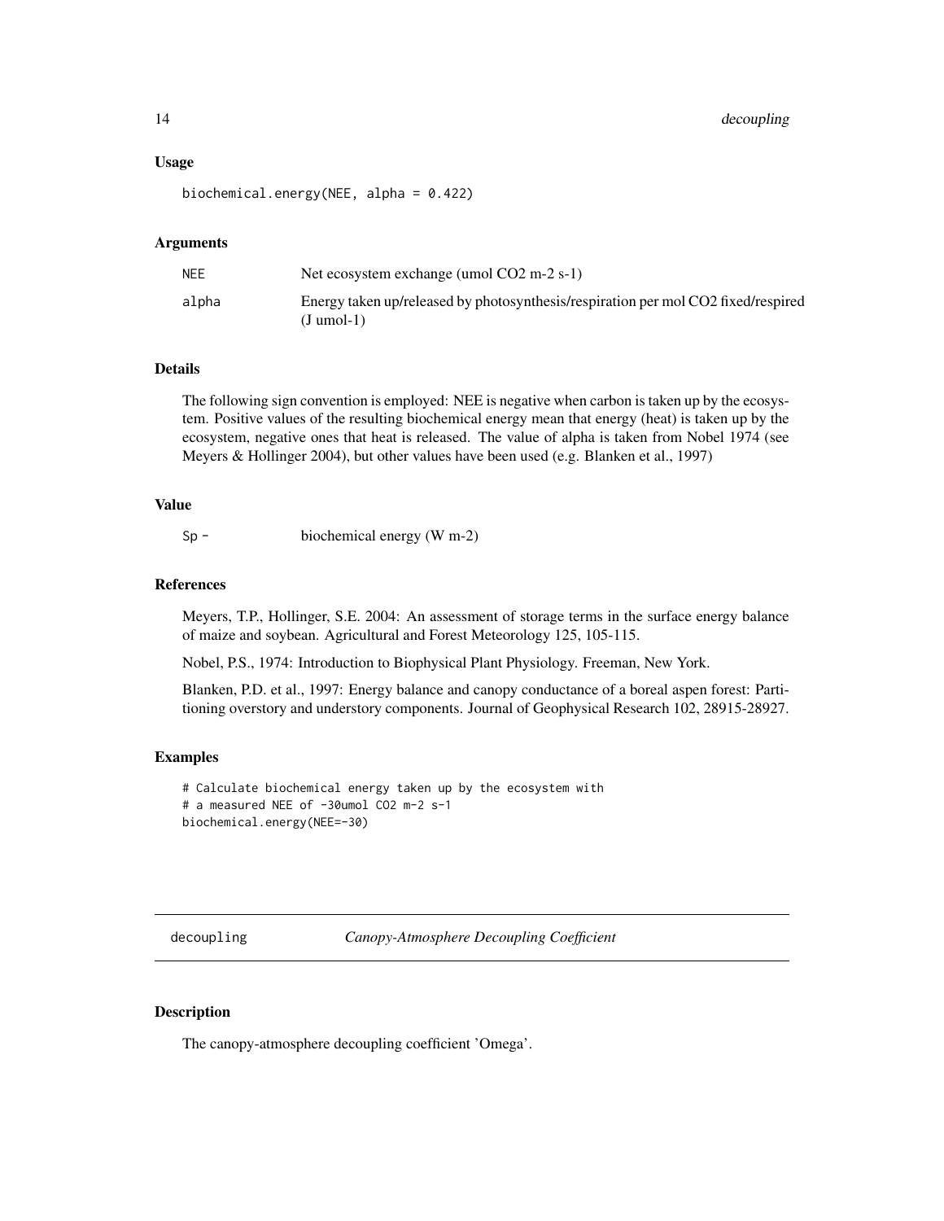### Usage

```
biochemical.energy(NEE, alpha = 0.422)
```

### Arguments

| | |
|---|---|
| NEE | Net ecosystem exchange (umol CO2 m-2 s-1) |
| alpha | Energy taken up/released by photosynthesis/respiration per mol CO2 fixed/respired (J umol-1) |

### Details

The following sign convention is employed: NEE is negative when carbon is taken up by the ecosystem. Positive values of the resulting biochemical energy mean that energy (heat) is taken up by the ecosystem, negative ones that heat is released. The value of alpha is taken from Nobel 1974 (see Meyers & Hollinger 2004), but other values have been used (e.g. Blanken et al., 1997)

### Value

| | |
|---|---|
| Sp - | biochemical energy (W m-2) |

### References

Meyers, T.P., Hollinger, S.E. 2004: An assessment of storage terms in the surface energy balance of maize and soybean. Agricultural and Forest Meteorology 125, 105-115.

Nobel, P.S., 1974: Introduction to Biophysical Plant Physiology. Freeman, New York.

Blanken, P.D. et al., 1997: Energy balance and canopy conductance of a boreal aspen forest: Partitioning overstory and understory components. Journal of Geophysical Research 102, 28915-28927.

### Examples

```
# Calculate biochemical energy taken up by the ecosystem with
# a measured NEE of -30umol CO2 m-2 s-1
biochemical.energy(NEE=-30)
```

---

## decoupling *Canopy-Atmosphere Decoupling Coefficient*

---

### Description

The canopy-atmosphere decoupling coefficient 'Omega'.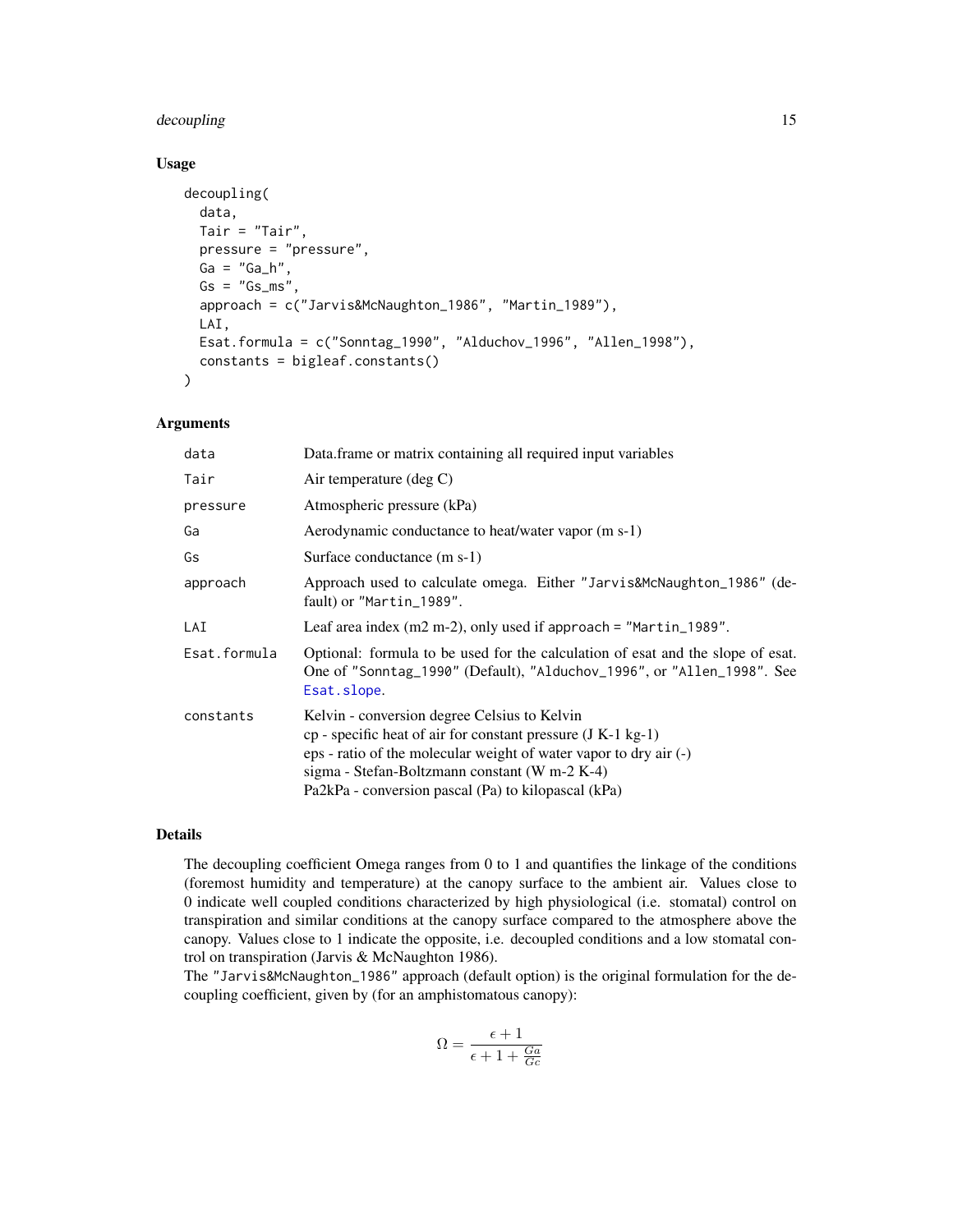## Usage

```
decoupling(
  data,
  Tair = "Tair",
  pressure = "pressure",
  Ga = "Ga_h",
  Gs = "Gs_ms",
  approach = c("Jarvis&McNaughton_1986", "Martin_1989"),
  LAI,
  Esat.formula = c("Sonntag_1990", "Alduchov_1996", "Allen_1998"),
  constants = bigleaf.constants()
)
```

## Arguments

| | |
|---|---|
| data | Data.frame or matrix containing all required input variables |
| Tair | Air temperature (deg C) |
| pressure | Atmospheric pressure (kPa) |
| Ga | Aerodynamic conductance to heat/water vapor (m s-1) |
| Gs | Surface conductance (m s-1) |
| approach | Approach used to calculate omega. Either "Jarvis&McNaughton_1986" (default) or "Martin_1989". |
| LAI | Leaf area index (m2 m-2), only used if approach = "Martin_1989". |
| Esat.formula | Optional: formula to be used for the calculation of esat and the slope of esat. One of "Sonntag_1990" (Default), "Alduchov_1996", or "Allen_1998". See Esat.slope. |
| constants | Kelvin - conversion degree Celsius to Kelvin<br>cp - specific heat of air for constant pressure (J K-1 kg-1)<br>eps - ratio of the molecular weight of water vapor to dry air (-)<br>sigma - Stefan-Boltzmann constant (W m-2 K-4)<br>Pa2kPa - conversion pascal (Pa) to kilopascal (kPa) |

## Details

The decoupling coefficient Omega ranges from 0 to 1 and quantifies the linkage of the conditions (foremost humidity and temperature) at the canopy surface to the ambient air. Values close to 0 indicate well coupled conditions characterized by high physiological (i.e. stomatal) control on transpiration and similar conditions at the canopy surface compared to the atmosphere above the canopy. Values close to 1 indicate the opposite, i.e. decoupled conditions and a low stomatal control on transpiration (Jarvis & McNaughton 1986).

The "Jarvis&McNaughton_1986" approach (default option) is the original formulation for the decoupling coefficient, given by (for an amphistomatous canopy):

$$\Omega = \frac{\epsilon + 1}{\epsilon + 1 + \frac{Ga}{Gc}}$$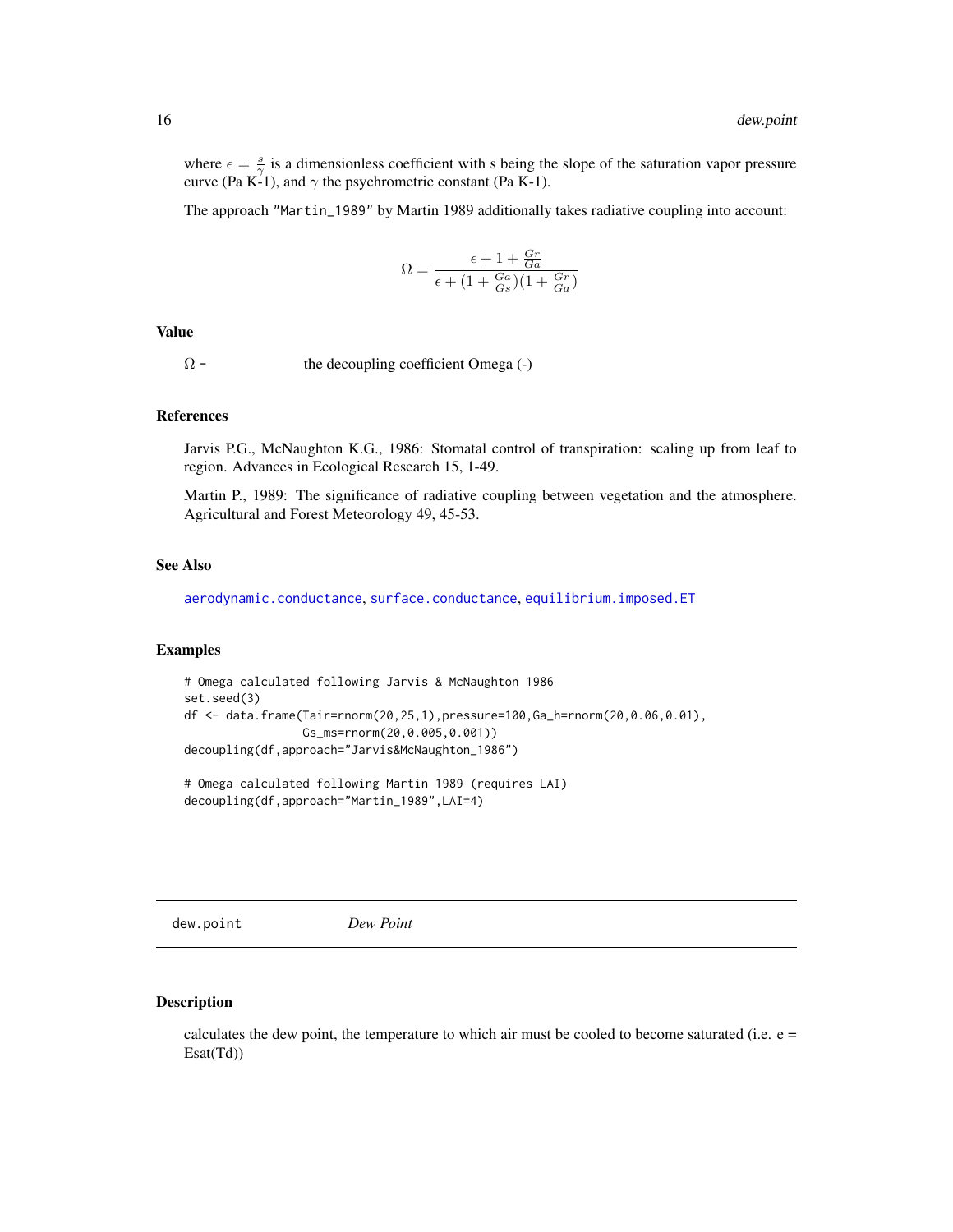where $\epsilon = \frac{s}{\gamma}$ is a dimensionless coefficient with s being the slope of the saturation vapor pressure curve (Pa K-1), and $\gamma$ the psychrometric constant (Pa K-1).

The approach "Martin_1989" by Martin 1989 additionally takes radiative coupling into account:

$$\Omega = \frac{\epsilon + 1 + \frac{Gr}{Ga}}{\epsilon + (1 + \frac{Ga}{Gs})(1 + \frac{Gr}{Ga})}$$

### Value

$\Omega$ - the decoupling coefficient Omega (-)

### References

Jarvis P.G., McNaughton K.G., 1986: Stomatal control of transpiration: scaling up from leaf to region. Advances in Ecological Research 15, 1-49.

Martin P., 1989: The significance of radiative coupling between vegetation and the atmosphere. Agricultural and Forest Meteorology 49, 45-53.

### See Also

aerodynamic.conductance, surface.conductance, equilibrium.imposed.ET

### Examples

```
# Omega calculated following Jarvis & McNaughton 1986
set.seed(3)
df <- data.frame(Tair=rnorm(20,25,1),pressure=100,Ga_h=rnorm(20,0.06,0.01),
                 Gs_ms=rnorm(20,0.005,0.001))
decoupling(df,approach="Jarvis&McNaughton_1986")

# Omega calculated following Martin 1989 (requires LAI)
decoupling(df,approach="Martin_1989",LAI=4)
```

---

## dew.point *Dew Point*

### Description

calculates the dew point, the temperature to which air must be cooled to become saturated (i.e. e = Esat(Td))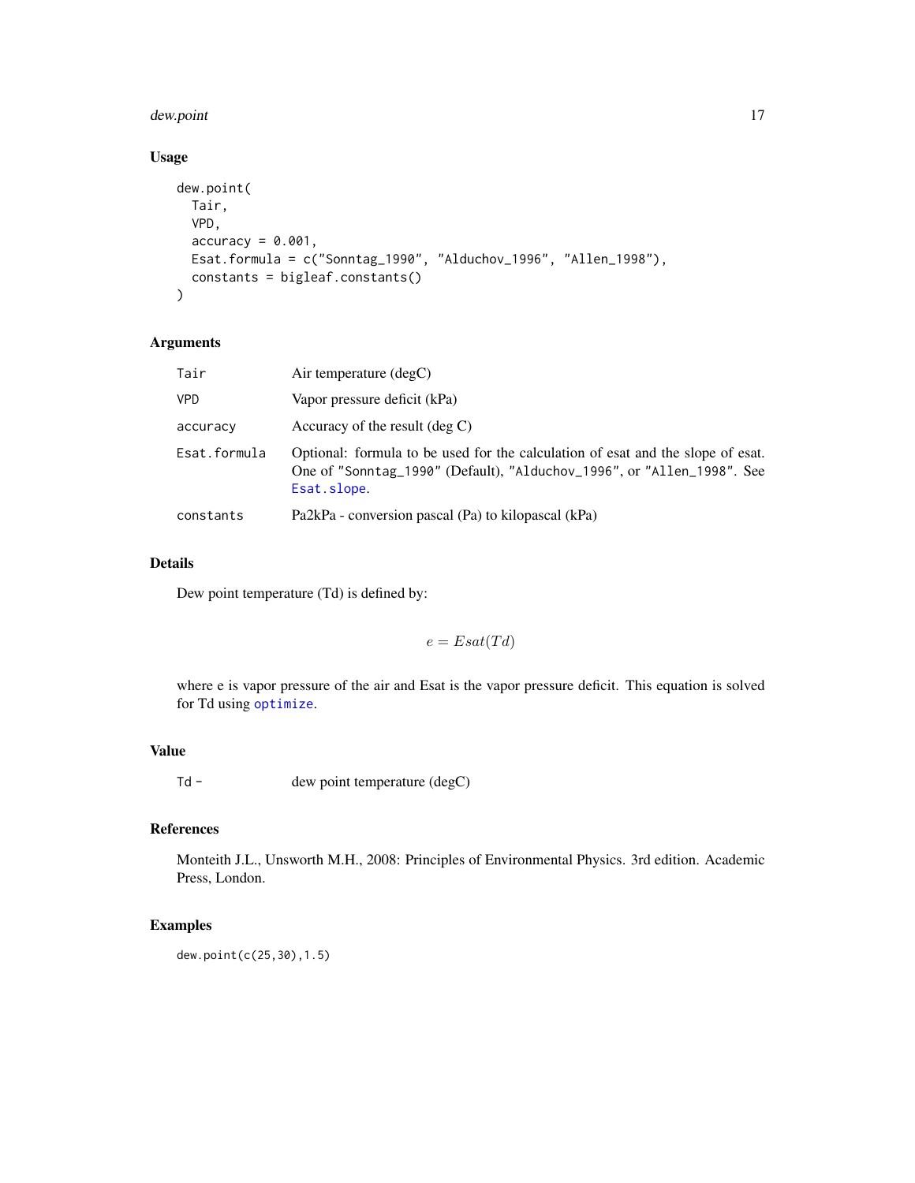## Usage

```
dew.point(
  Tair,
  VPD,
  accuracy = 0.001,
  Esat.formula = c("Sonntag_1990", "Alduchov_1996", "Allen_1998"),
  constants = bigleaf.constants()
)
```

## Arguments

| | |
|---|---|
| Tair | Air temperature (degC) |
| VPD | Vapor pressure deficit (kPa) |
| accuracy | Accuracy of the result (deg C) |
| Esat.formula | Optional: formula to be used for the calculation of esat and the slope of esat. One of "Sonntag_1990" (Default), "Alduchov_1996", or "Allen_1998". See Esat.slope. |
| constants | Pa2kPa - conversion pascal (Pa) to kilopascal (kPa) |

## Details

Dew point temperature (Td) is defined by:

$$e = Esat(Td)$$

where e is vapor pressure of the air and Esat is the vapor pressure deficit. This equation is solved for Td using optimize.

## Value

| | |
|---|---|
| Td - | dew point temperature (degC) |

## References

Monteith J.L., Unsworth M.H., 2008: Principles of Environmental Physics. 3rd edition. Academic Press, London.

## Examples

```
dew.point(c(25,30),1.5)
```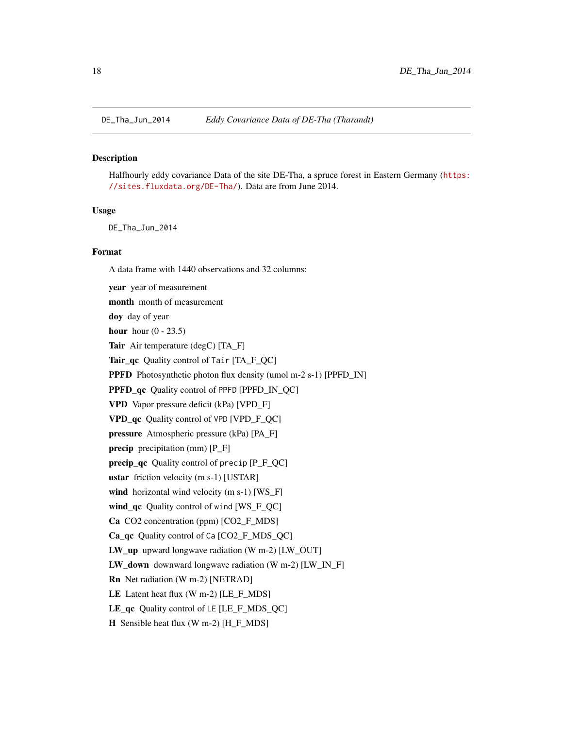DE_Tha_Jun_2014 *Eddy Covariance Data of DE-Tha (Tharandt)*

## Description

Halfhourly eddy covariance Data of the site DE-Tha, a spruce forest in Eastern Germany (https://sites.fluxdata.org/DE-Tha/). Data are from June 2014.

## Usage

```
DE_Tha_Jun_2014
```

## Format

A data frame with 1440 observations and 32 columns:

**year** year of measurement

**month** month of measurement

**doy** day of year

**hour** hour (0 - 23.5)

**Tair** Air temperature (degC) [TA_F]

**Tair_qc** Quality control of `Tair` [TA_F_QC]

**PPFD** Photosynthetic photon flux density (umol m-2 s-1) [PPFD_IN]

**PPFD_qc** Quality control of `PPFD` [PPFD_IN_QC]

**VPD** Vapor pressure deficit (kPa) [VPD_F]

**VPD_qc** Quality control of `VPD` [VPD_F_QC]

**pressure** Atmospheric pressure (kPa) [PA_F]

**precip** precipitation (mm) [P_F]

**precip_qc** Quality control of `precip` [P_F_QC]

**ustar** friction velocity (m s-1) [USTAR]

**wind** horizontal wind velocity (m s-1) [WS_F]

**wind_qc** Quality control of `wind` [WS_F_QC]

**Ca** CO2 concentration (ppm) [CO2_F_MDS]

**Ca_qc** Quality control of `Ca` [CO2_F_MDS_QC]

**LW_up** upward longwave radiation (W m-2) [LW_OUT]

**LW_down** downward longwave radiation (W m-2) [LW_IN_F]

**Rn** Net radiation (W m-2) [NETRAD]

**LE** Latent heat flux (W m-2) [LE_F_MDS]

**LE_qc** Quality control of `LE` [LE_F_MDS_QC]

**H** Sensible heat flux (W m-2) [H_F_MDS]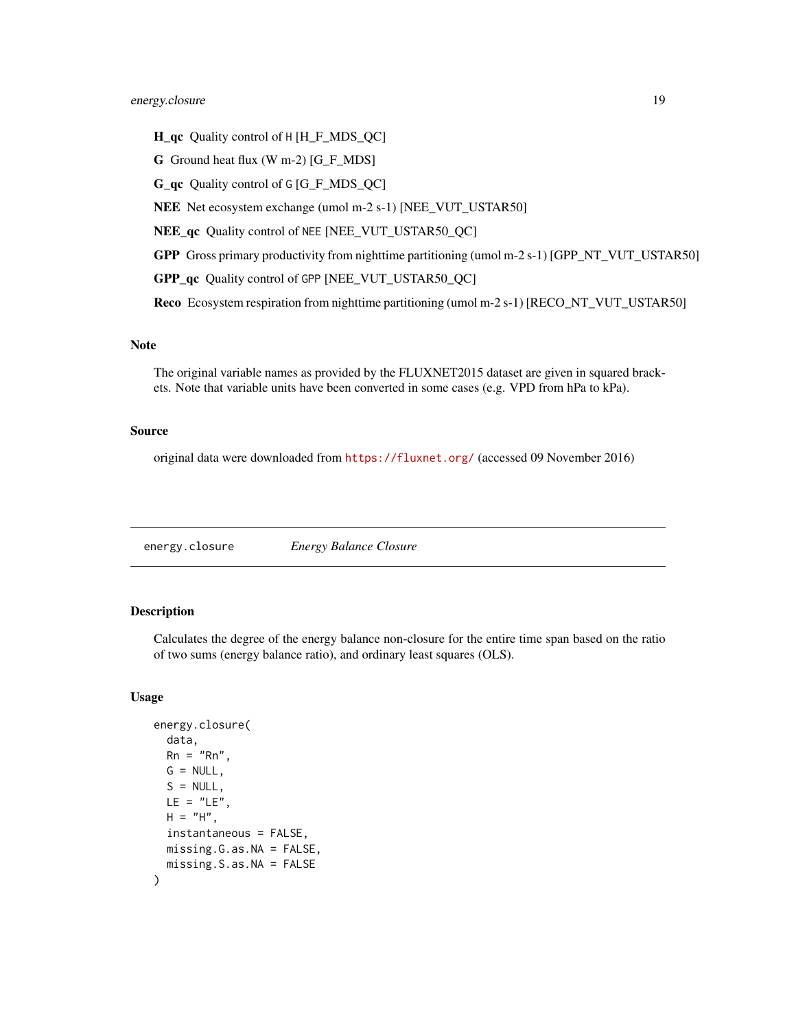**H_qc** Quality control of H [H_F_MDS_QC]

**G** Ground heat flux (W m-2) [G_F_MDS]

**G_qc** Quality control of G [G_F_MDS_QC]

**NEE** Net ecosystem exchange (umol m-2 s-1) [NEE_VUT_USTAR50]

**NEE_qc** Quality control of NEE [NEE_VUT_USTAR50_QC]

**GPP** Gross primary productivity from nighttime partitioning (umol m-2 s-1) [GPP_NT_VUT_USTAR50]

**GPP_qc** Quality control of GPP [NEE_VUT_USTAR50_QC]

**Reco** Ecosystem respiration from nighttime partitioning (umol m-2 s-1) [RECO_NT_VUT_USTAR50]

### Note

The original variable names as provided by the FLUXNET2015 dataset are given in squared brackets. Note that variable units have been converted in some cases (e.g. VPD from hPa to kPa).

### Source

original data were downloaded from https://fluxnet.org/ (accessed 09 November 2016)

---

## energy.closure *Energy Balance Closure*

---

### Description

Calculates the degree of the energy balance non-closure for the entire time span based on the ratio of two sums (energy balance ratio), and ordinary least squares (OLS).

### Usage

```
energy.closure(
  data,
  Rn = "Rn",
  G = NULL,
  S = NULL,
  LE = "LE",
  H = "H",
  instantaneous = FALSE,
  missing.G.as.NA = FALSE,
  missing.S.as.NA = FALSE
)
```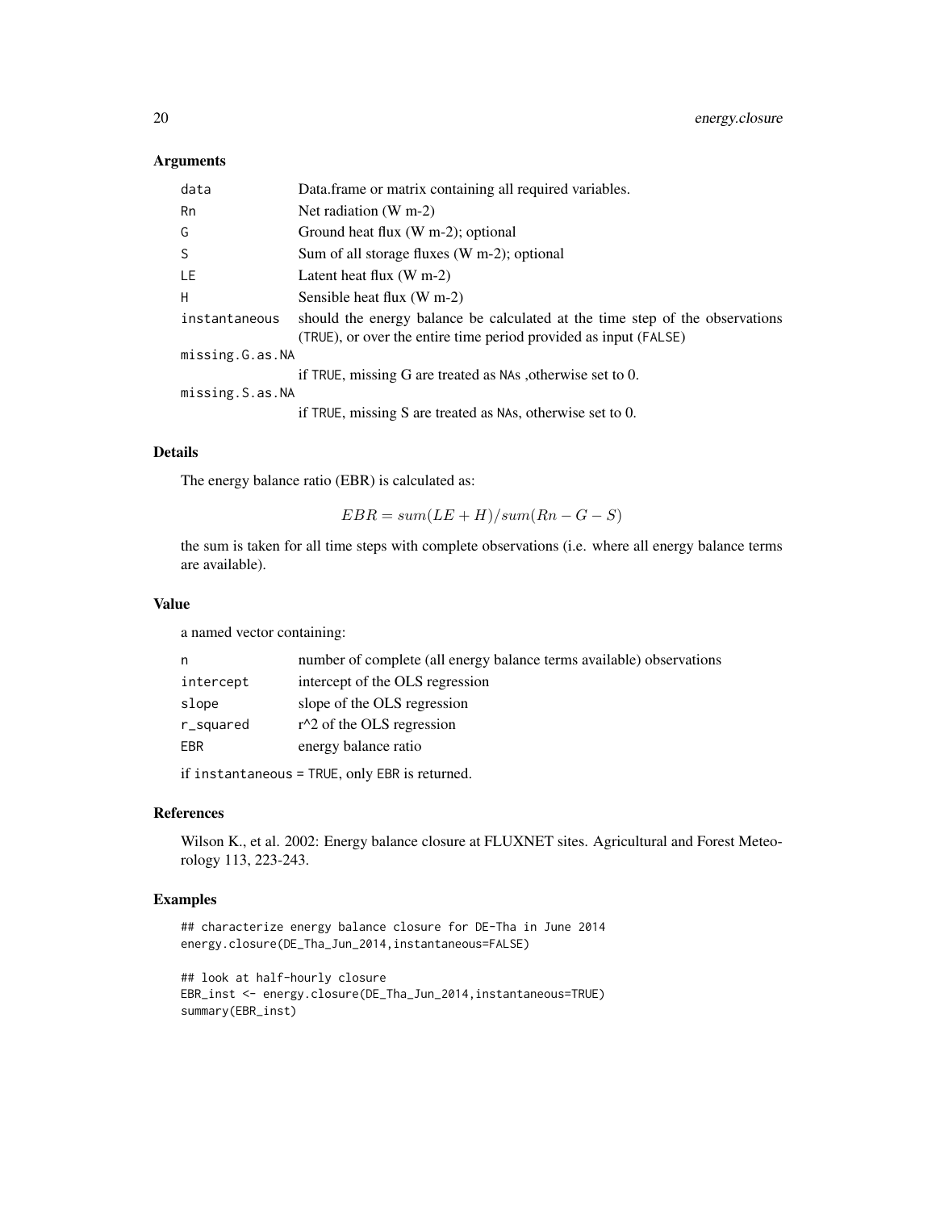### Arguments

| | |
|---|---|
| data | Data.frame or matrix containing all required variables. |
| Rn | Net radiation (W m-2) |
| G | Ground heat flux (W m-2); optional |
| S | Sum of all storage fluxes (W m-2); optional |
| LE | Latent heat flux (W m-2) |
| H | Sensible heat flux (W m-2) |
| instantaneous | should the energy balance be calculated at the time step of the observations (TRUE), or over the entire time period provided as input (FALSE) |
| missing.G.as.NA | if TRUE, missing G are treated as NAs ,otherwise set to 0. |
| missing.S.as.NA | if TRUE, missing S are treated as NAs, otherwise set to 0. |

### Details

The energy balance ratio (EBR) is calculated as:

$$EBR = sum(LE + H)/sum(Rn - G - S)$$

the sum is taken for all time steps with complete observations (i.e. where all energy balance terms are available).

### Value

a named vector containing:

| | |
|---|---|
| n | number of complete (all energy balance terms available) observations |
| intercept | intercept of the OLS regression |
| slope | slope of the OLS regression |
| r_squared | r^2 of the OLS regression |
| EBR | energy balance ratio |

if instantaneous = TRUE, only EBR is returned.

### References

Wilson K., et al. 2002: Energy balance closure at FLUXNET sites. Agricultural and Forest Meteorology 113, 223-243.

### Examples

```
## characterize energy balance closure for DE-Tha in June 2014
energy.closure(DE_Tha_Jun_2014,instantaneous=FALSE)

## look at half-hourly closure
EBR_inst <- energy.closure(DE_Tha_Jun_2014,instantaneous=TRUE)
summary(EBR_inst)
```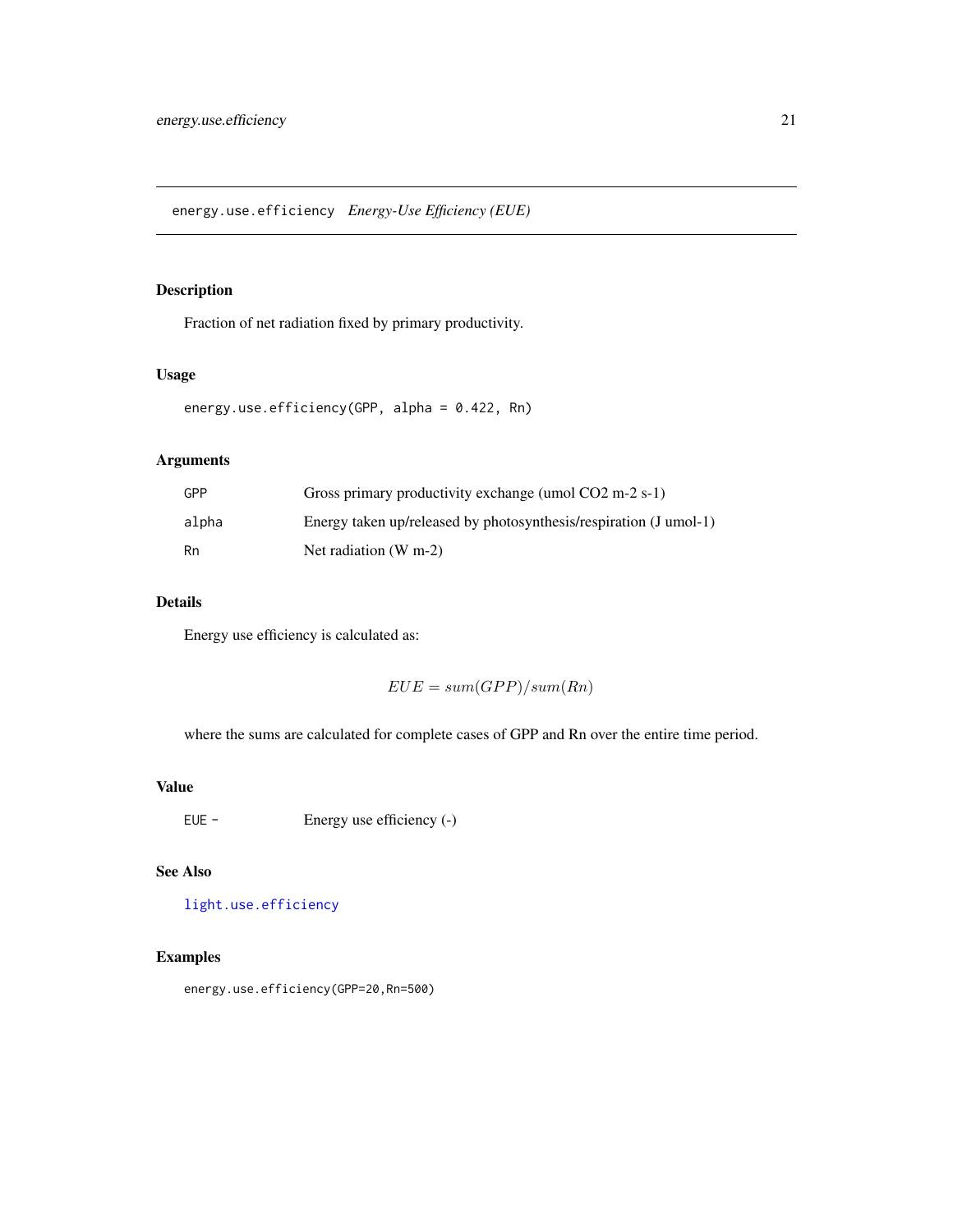energy.use.efficiency *Energy-Use Efficiency (EUE)*

## Description

Fraction of net radiation fixed by primary productivity.

## Usage

```
energy.use.efficiency(GPP, alpha = 0.422, Rn)
```

## Arguments

| | |
|---|---|
| GPP | Gross primary productivity exchange (umol CO2 m-2 s-1) |
| alpha | Energy taken up/released by photosynthesis/respiration (J umol-1) |
| Rn | Net radiation (W m-2) |

## Details

Energy use efficiency is calculated as:

$$EUE = sum(GPP)/sum(Rn)$$

where the sums are calculated for complete cases of GPP and Rn over the entire time period.

## Value

| | |
|---|---|
| EUE - | Energy use efficiency (-) |

## See Also

light.use.efficiency

## Examples

```
energy.use.efficiency(GPP=20,Rn=500)
```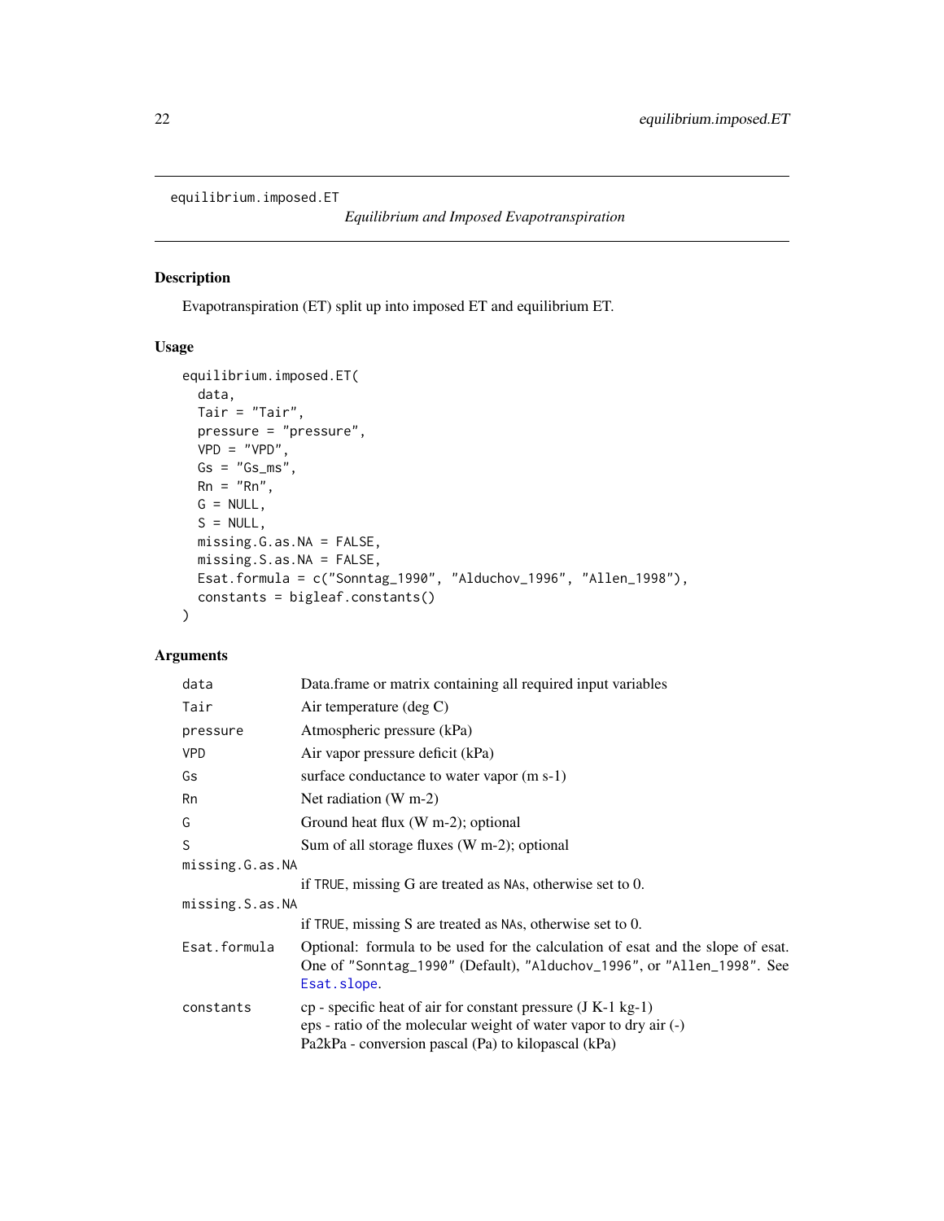equilibrium.imposed.ET

*Equilibrium and Imposed Evapotranspiration*

## Description

Evapotranspiration (ET) split up into imposed ET and equilibrium ET.

## Usage

```
equilibrium.imposed.ET(
  data,
  Tair = "Tair",
  pressure = "pressure",
  VPD = "VPD",
  Gs = "Gs_ms",
  Rn = "Rn",
  G = NULL,
  S = NULL,
  missing.G.as.NA = FALSE,
  missing.S.as.NA = FALSE,
  Esat.formula = c("Sonntag_1990", "Alduchov_1996", "Allen_1998"),
  constants = bigleaf.constants()
)
```

## Arguments

| Argument | Description |
|---|---|
| `data` | Data.frame or matrix containing all required input variables |
| `Tair` | Air temperature (deg C) |
| `pressure` | Atmospheric pressure (kPa) |
| `VPD` | Air vapor pressure deficit (kPa) |
| `Gs` | surface conductance to water vapor (m s-1) |
| `Rn` | Net radiation (W m-2) |
| `G` | Ground heat flux (W m-2); optional |
| `S` | Sum of all storage fluxes (W m-2); optional |
| `missing.G.as.NA` | if `TRUE`, missing G are treated as `NA`s, otherwise set to 0. |
| `missing.S.as.NA` | if `TRUE`, missing S are treated as `NA`s, otherwise set to 0. |
| `Esat.formula` | Optional: formula to be used for the calculation of esat and the slope of esat. One of `"Sonntag_1990"` (Default), `"Alduchov_1996"`, or `"Allen_1998"`. See `Esat.slope`. |
| `constants` | cp - specific heat of air for constant pressure (J K-1 kg-1)<br>eps - ratio of the molecular weight of water vapor to dry air (-)<br>Pa2kPa - conversion pascal (Pa) to kilopascal (kPa) |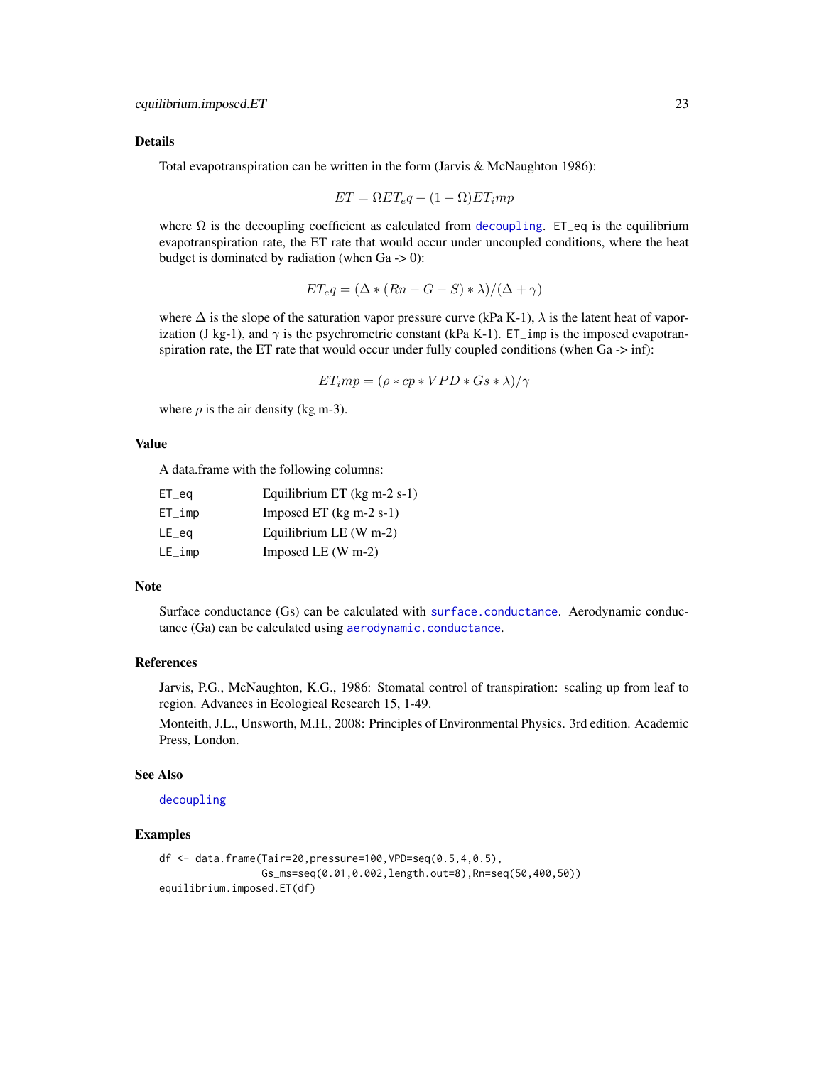## Details

Total evapotranspiration can be written in the form (Jarvis & McNaughton 1986):

$$ET = \Omega ET_eq + (1 - \Omega)ET_imp$$

where $\Omega$ is the decoupling coefficient as calculated from `decoupling`. `ET_eq` is the equilibrium evapotranspiration rate, the ET rate that would occur under uncoupled conditions, where the heat budget is dominated by radiation (when Ga -> 0):

$$ET_eq = (\Delta * (Rn - G - S) * \lambda)/(\Delta + \gamma)$$

where $\Delta$ is the slope of the saturation vapor pressure curve (kPa K-1), $\lambda$ is the latent heat of vaporization (J kg-1), and $\gamma$ is the psychrometric constant (kPa K-1). `ET_imp` is the imposed evapotranspiration rate, the ET rate that would occur under fully coupled conditions (when Ga -> inf):

$$ET_imp = (\rho * cp * VPD * Gs * \lambda)/\gamma$$

where $\rho$ is the air density (kg m-3).

## Value

A data.frame with the following columns:

| | |
|---|---|
| `ET_eq` | Equilibrium ET (kg m-2 s-1) |
| `ET_imp` | Imposed ET (kg m-2 s-1) |
| `LE_eq` | Equilibrium LE (W m-2) |
| `LE_imp` | Imposed LE (W m-2) |

## Note

Surface conductance (Gs) can be calculated with `surface.conductance`. Aerodynamic conductance (Ga) can be calculated using `aerodynamic.conductance`.

## References

Jarvis, P.G., McNaughton, K.G., 1986: Stomatal control of transpiration: scaling up from leaf to region. Advances in Ecological Research 15, 1-49.

Monteith, J.L., Unsworth, M.H., 2008: Principles of Environmental Physics. 3rd edition. Academic Press, London.

## See Also

`decoupling`

## Examples

```
df <- data.frame(Tair=20,pressure=100,VPD=seq(0.5,4,0.5),
                 Gs_ms=seq(0.01,0.002,length.out=8),Rn=seq(50,400,50))
equilibrium.imposed.ET(df)
```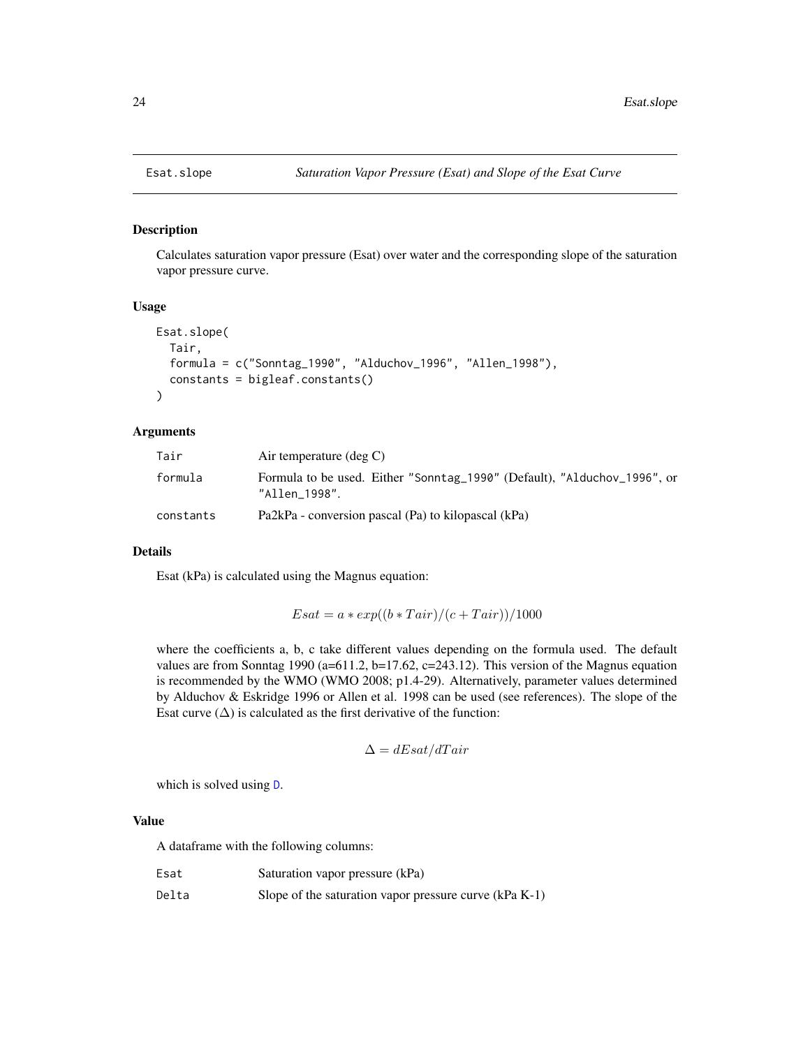Esat.slope *Saturation Vapor Pressure (Esat) and Slope of the Esat Curve*

### Description

Calculates saturation vapor pressure (Esat) over water and the corresponding slope of the saturation vapor pressure curve.

### Usage

```
Esat.slope(
  Tair,
  formula = c("Sonntag_1990", "Alduchov_1996", "Allen_1998"),
  constants = bigleaf.constants()
)
```

### Arguments

| | |
|---|---|
| Tair | Air temperature (deg C) |
| formula | Formula to be used. Either "Sonntag_1990" (Default), "Alduchov_1996", or "Allen_1998". |
| constants | Pa2kPa - conversion pascal (Pa) to kilopascal (kPa) |

### Details

Esat (kPa) is calculated using the Magnus equation:

$$Esat = a * exp((b * Tair)/(c + Tair))/1000$$

where the coefficients a, b, c take different values depending on the formula used. The default values are from Sonntag 1990 (a=611.2, b=17.62, c=243.12). This version of the Magnus equation is recommended by the WMO (WMO 2008; p1.4-29). Alternatively, parameter values determined by Alduchov & Eskridge 1996 or Allen et al. 1998 can be used (see references). The slope of the Esat curve ($\Delta$) is calculated as the first derivative of the function:

$$\Delta = dEsat/dTair$$

which is solved using D.

### Value

A dataframe with the following columns:

| | |
|---|---|
| Esat | Saturation vapor pressure (kPa) |
| Delta | Slope of the saturation vapor pressure curve (kPa K-1) |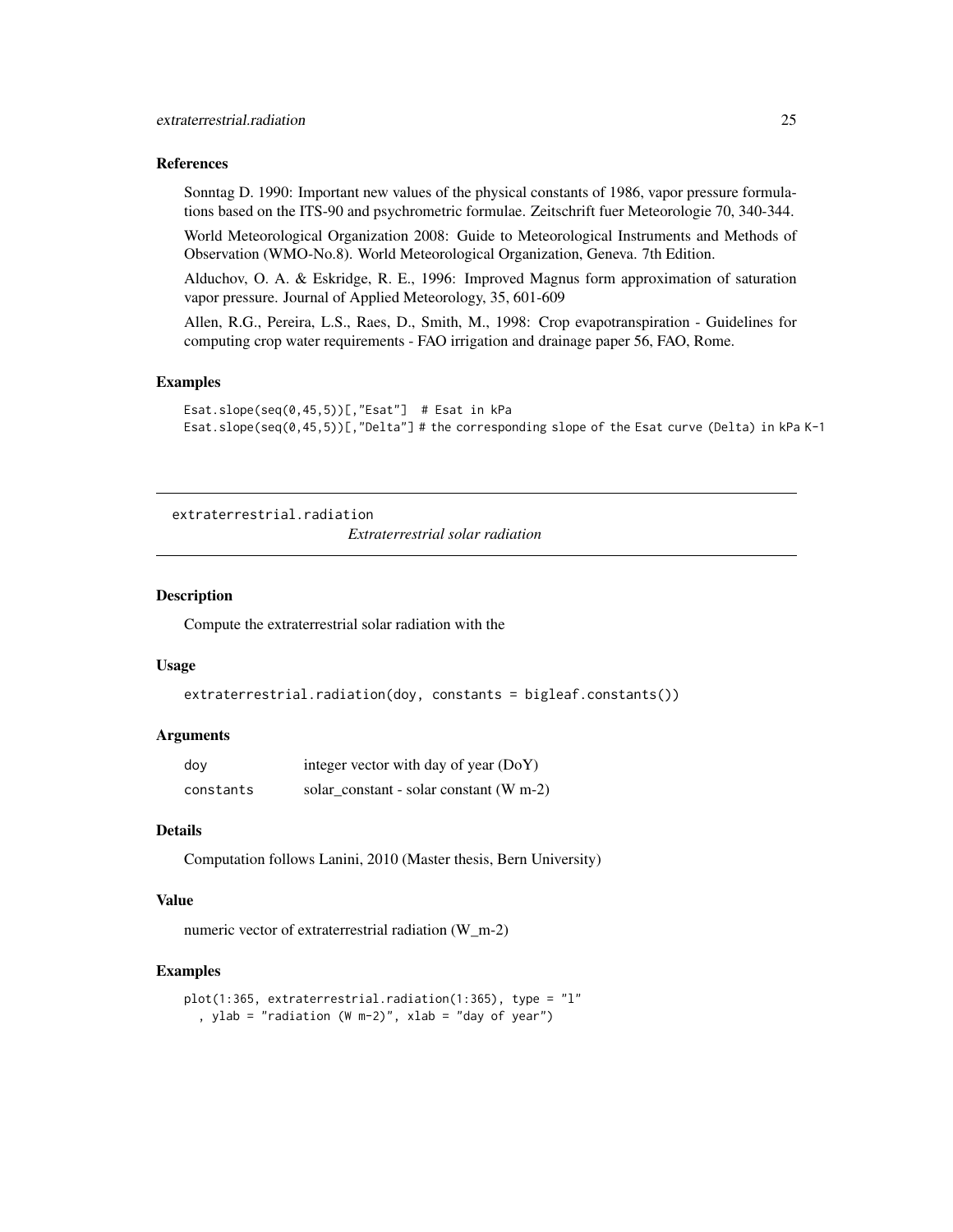### References

Sonntag D. 1990: Important new values of the physical constants of 1986, vapor pressure formulations based on the ITS-90 and psychrometric formulae. Zeitschrift fuer Meteorologie 70, 340-344.

World Meteorological Organization 2008: Guide to Meteorological Instruments and Methods of Observation (WMO-No.8). World Meteorological Organization, Geneva. 7th Edition.

Alduchov, O. A. & Eskridge, R. E., 1996: Improved Magnus form approximation of saturation vapor pressure. Journal of Applied Meteorology, 35, 601-609

Allen, R.G., Pereira, L.S., Raes, D., Smith, M., 1998: Crop evapotranspiration - Guidelines for computing crop water requirements - FAO irrigation and drainage paper 56, FAO, Rome.

### Examples

```
Esat.slope(seq(0,45,5))[,"Esat"]  # Esat in kPa
Esat.slope(seq(0,45,5))[,"Delta"] # the corresponding slope of the Esat curve (Delta) in kPa K-1
```

---

## extraterrestrial.radiation — *Extraterrestrial solar radiation*

---

### Description

Compute the extraterrestrial solar radiation with the

### Usage

```
extraterrestrial.radiation(doy, constants = bigleaf.constants())
```

### Arguments

| | |
|---|---|
| `doy` | integer vector with day of year (DoY) |
| `constants` | solar_constant - solar constant (W m-2) |

### Details

Computation follows Lanini, 2010 (Master thesis, Bern University)

### Value

numeric vector of extraterrestrial radiation (W_m-2)

### Examples

```
plot(1:365, extraterrestrial.radiation(1:365), type = "l"
  , ylab = "radiation (W m-2)", xlab = "day of year")
```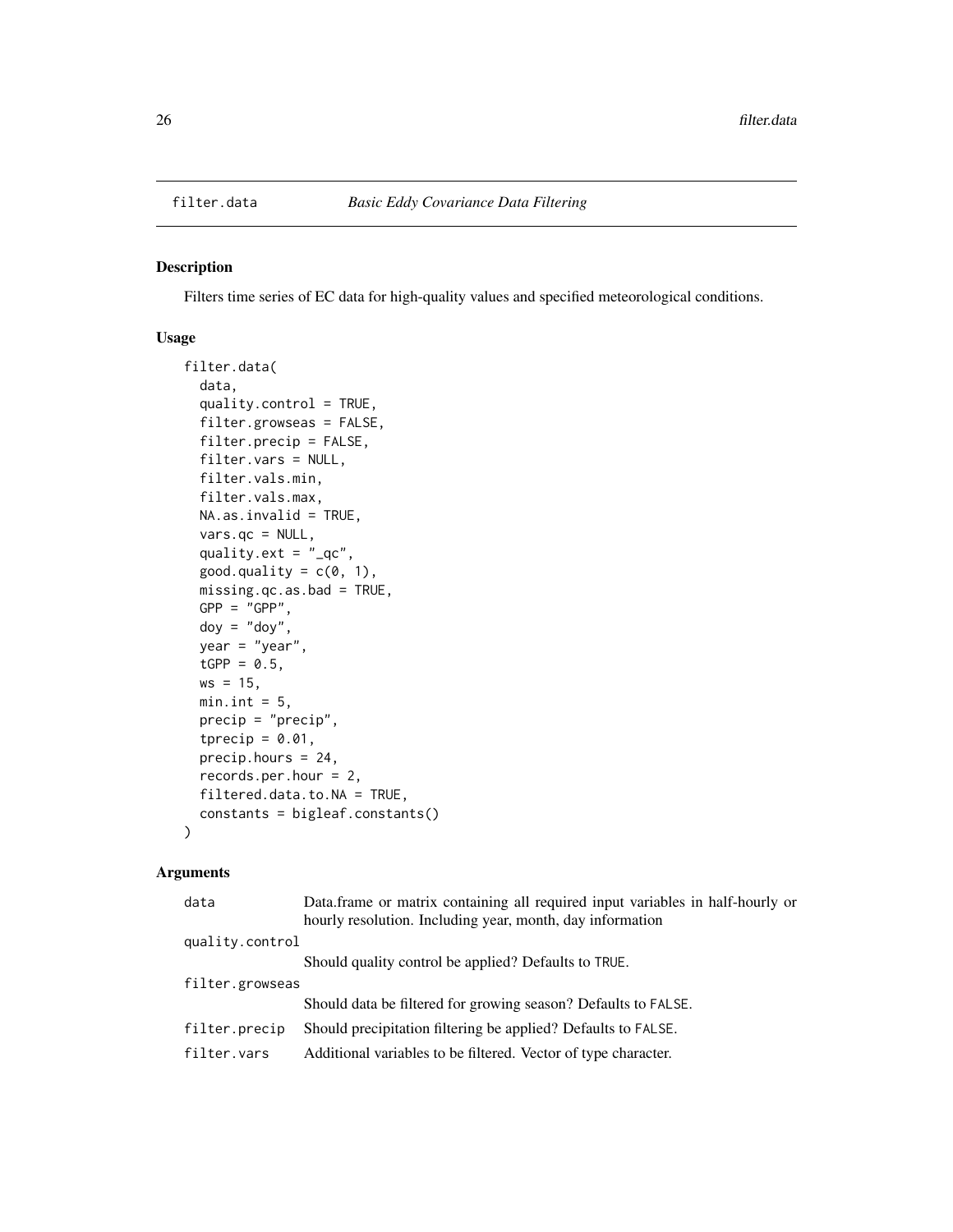## filter.data *Basic Eddy Covariance Data Filtering*

### Description

Filters time series of EC data for high-quality values and specified meteorological conditions.

### Usage

```
filter.data(
  data,
  quality.control = TRUE,
  filter.growseas = FALSE,
  filter.precip = FALSE,
  filter.vars = NULL,
  filter.vals.min,
  filter.vals.max,
  NA.as.invalid = TRUE,
  vars.qc = NULL,
  quality.ext = "_qc",
  good.quality = c(0, 1),
  missing.qc.as.bad = TRUE,
  GPP = "GPP",
  doy = "doy",
  year = "year",
  tGPP = 0.5,
  ws = 15,
  min.int = 5,
  precip = "precip",
  tprecip = 0.01,
  precip.hours = 24,
  records.per.hour = 2,
  filtered.data.to.NA = TRUE,
  constants = bigleaf.constants()
)
```

### Arguments

| | |
|---|---|
| `data` | Data.frame or matrix containing all required input variables in half-hourly or hourly resolution. Including year, month, day information |
| `quality.control` | Should quality control be applied? Defaults to `TRUE`. |
| `filter.growseas` | Should data be filtered for growing season? Defaults to `FALSE`. |
| `filter.precip` | Should precipitation filtering be applied? Defaults to `FALSE`. |
| `filter.vars` | Additional variables to be filtered. Vector of type character. |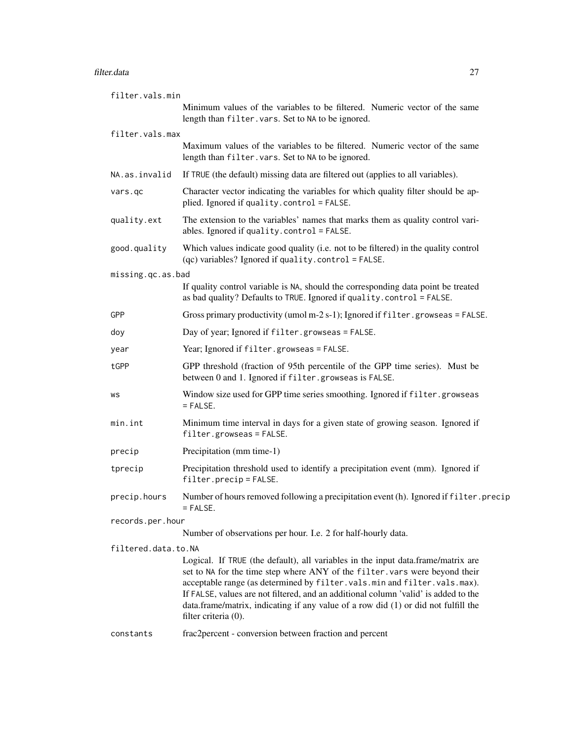| Argument | Description |
|---|---|
| `filter.vals.min` | Minimum values of the variables to be filtered. Numeric vector of the same length than `filter.vars`. Set to `NA` to be ignored. |
| `filter.vals.max` | Maximum values of the variables to be filtered. Numeric vector of the same length than `filter.vars`. Set to `NA` to be ignored. |
| `NA.as.invalid` | If `TRUE` (the default) missing data are filtered out (applies to all variables). |
| `vars.qc` | Character vector indicating the variables for which quality filter should be applied. Ignored if `quality.control = FALSE`. |
| `quality.ext` | The extension to the variables' names that marks them as quality control variables. Ignored if `quality.control = FALSE`. |
| `good.quality` | Which values indicate good quality (i.e. not to be filtered) in the quality control (qc) variables? Ignored if `quality.control = FALSE`. |
| `missing.qc.as.bad` | If quality control variable is `NA`, should the corresponding data point be treated as bad quality? Defaults to `TRUE`. Ignored if `quality.control = FALSE`. |
| `GPP` | Gross primary productivity (umol m-2 s-1); Ignored if `filter.growseas = FALSE`. |
| `doy` | Day of year; Ignored if `filter.growseas = FALSE`. |
| `year` | Year; Ignored if `filter.growseas = FALSE`. |
| `tGPP` | GPP threshold (fraction of 95th percentile of the GPP time series). Must be between 0 and 1. Ignored if `filter.growseas` is `FALSE`. |
| `ws` | Window size used for GPP time series smoothing. Ignored if `filter.growseas = FALSE`. |
| `min.int` | Minimum time interval in days for a given state of growing season. Ignored if `filter.growseas = FALSE`. |
| `precip` | Precipitation (mm time-1) |
| `tprecip` | Precipitation threshold used to identify a precipitation event (mm). Ignored if `filter.precip = FALSE`. |
| `precip.hours` | Number of hours removed following a precipitation event (h). Ignored if `filter.precip = FALSE`. |
| `records.per.hour` | Number of observations per hour. I.e. 2 for half-hourly data. |
| `filtered.data.to.NA` | Logical. If `TRUE` (the default), all variables in the input data.frame/matrix are set to `NA` for the time step where ANY of the `filter.vars` were beyond their acceptable range (as determined by `filter.vals.min` and `filter.vals.max`). If `FALSE`, values are not filtered, and an additional column 'valid' is added to the data.frame/matrix, indicating if any value of a row did (1) or did not fulfill the filter criteria (0). |
| `constants` | frac2percent - conversion between fraction and percent |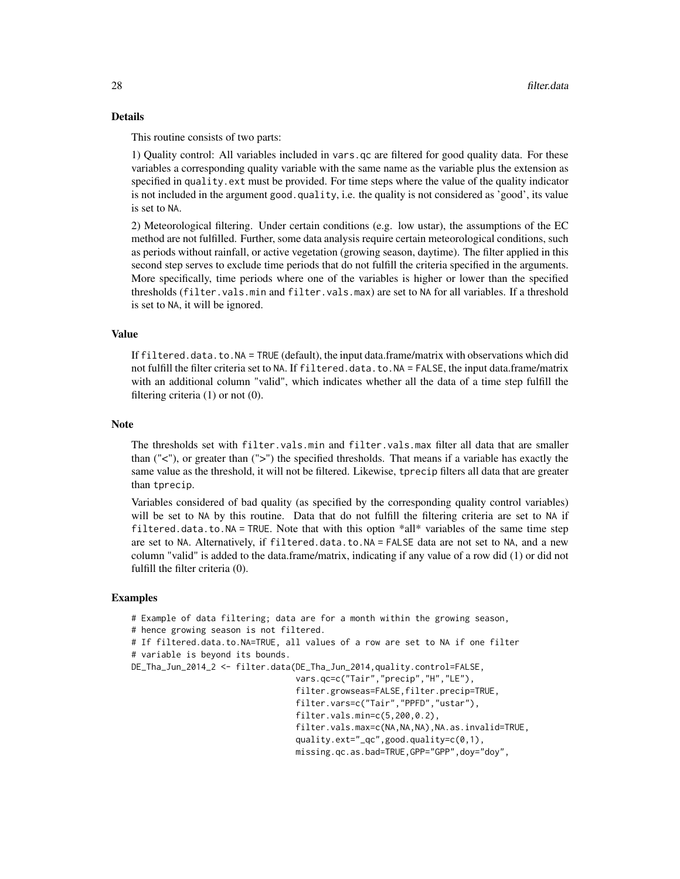## Details

This routine consists of two parts:

1) Quality control: All variables included in `vars.qc` are filtered for good quality data. For these variables a corresponding quality variable with the same name as the variable plus the extension as specified in `quality.ext` must be provided. For time steps where the value of the quality indicator is not included in the argument `good.quality`, i.e. the quality is not considered as 'good', its value is set to `NA`.

2) Meteorological filtering. Under certain conditions (e.g. low ustar), the assumptions of the EC method are not fulfilled. Further, some data analysis require certain meteorological conditions, such as periods without rainfall, or active vegetation (growing season, daytime). The filter applied in this second step serves to exclude time periods that do not fulfill the criteria specified in the arguments. More specifically, time periods where one of the variables is higher or lower than the specified thresholds (`filter.vals.min` and `filter.vals.max`) are set to `NA` for all variables. If a threshold is set to `NA`, it will be ignored.

## Value

If `filtered.data.to.NA = TRUE` (default), the input data.frame/matrix with observations which did not fulfill the filter criteria set to `NA`. If `filtered.data.to.NA = FALSE`, the input data.frame/matrix with an additional column "valid", which indicates whether all the data of a time step fulfill the filtering criteria (1) or not (0).

## Note

The thresholds set with `filter.vals.min` and `filter.vals.max` filter all data that are smaller than ("<"), or greater than (">") the specified thresholds. That means if a variable has exactly the same value as the threshold, it will not be filtered. Likewise, `tprecip` filters all data that are greater than `tprecip`.

Variables considered of bad quality (as specified by the corresponding quality control variables) will be set to `NA` by this routine. Data that do not fulfill the filtering criteria are set to `NA` if `filtered.data.to.NA = TRUE`. Note that with this option *all* variables of the same time step are set to `NA`. Alternatively, if `filtered.data.to.NA = FALSE` data are not set to `NA`, and a new column "valid" is added to the data.frame/matrix, indicating if any value of a row did (1) or did not fulfill the filter criteria (0).

## Examples

```
# Example of data filtering; data are for a month within the growing season,
# hence growing season is not filtered.
# If filtered.data.to.NA=TRUE, all values of a row are set to NA if one filter
# variable is beyond its bounds.
DE_Tha_Jun_2014_2 <- filter.data(DE_Tha_Jun_2014,quality.control=FALSE,
                                 vars.qc=c("Tair","precip","H","LE"),
                                 filter.growseas=FALSE,filter.precip=TRUE,
                                 filter.vars=c("Tair","PPFD","ustar"),
                                 filter.vals.min=c(5,200,0.2),
                                 filter.vals.max=c(NA,NA,NA),NA.as.invalid=TRUE,
                                 quality.ext="_qc",good.quality=c(0,1),
                                 missing.qc.as.bad=TRUE,GPP="GPP",doy="doy",
```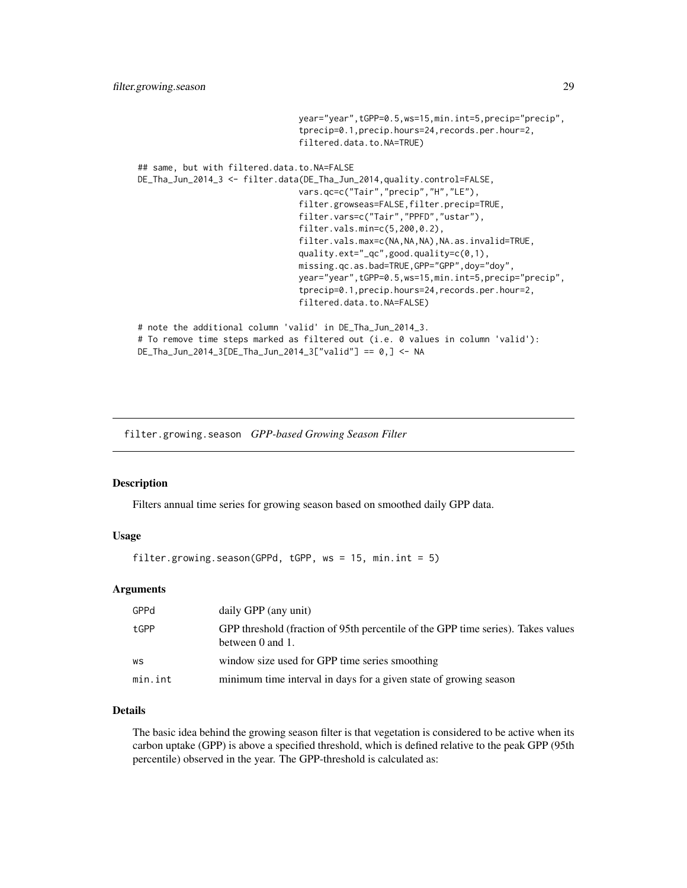```
                             year="year",tGPP=0.5,ws=15,min.int=5,precip="precip",
                             tprecip=0.1,precip.hours=24,records.per.hour=2,
                             filtered.data.to.NA=TRUE)

## same, but with filtered.data.to.NA=FALSE
DE_Tha_Jun_2014_3 <- filter.data(DE_Tha_Jun_2014,quality.control=FALSE,
                             vars.qc=c("Tair","precip","H","LE"),
                             filter.growseas=FALSE,filter.precip=TRUE,
                             filter.vars=c("Tair","PPFD","ustar"),
                             filter.vals.min=c(5,200,0.2),
                             filter.vals.max=c(NA,NA,NA),NA.as.invalid=TRUE,
                             quality.ext="_qc",good.quality=c(0,1),
                             missing.qc.as.bad=TRUE,GPP="GPP",doy="doy",
                             year="year",tGPP=0.5,ws=15,min.int=5,precip="precip",
                             tprecip=0.1,precip.hours=24,records.per.hour=2,
                             filtered.data.to.NA=FALSE)

# note the additional column 'valid' in DE_Tha_Jun_2014_3.
# To remove time steps marked as filtered out (i.e. 0 values in column 'valid'):
DE_Tha_Jun_2014_3[DE_Tha_Jun_2014_3["valid"] == 0,] <- NA
```

## filter.growing.season *GPP-based Growing Season Filter*

### Description

Filters annual time series for growing season based on smoothed daily GPP data.

### Usage

```
filter.growing.season(GPPd, tGPP, ws = 15, min.int = 5)
```

### Arguments

| | |
|---|---|
| `GPPd` | daily GPP (any unit) |
| `tGPP` | GPP threshold (fraction of 95th percentile of the GPP time series). Takes values between 0 and 1. |
| `ws` | window size used for GPP time series smoothing |
| `min.int` | minimum time interval in days for a given state of growing season |

### Details

The basic idea behind the growing season filter is that vegetation is considered to be active when its carbon uptake (GPP) is above a specified threshold, which is defined relative to the peak GPP (95th percentile) observed in the year. The GPP-threshold is calculated as: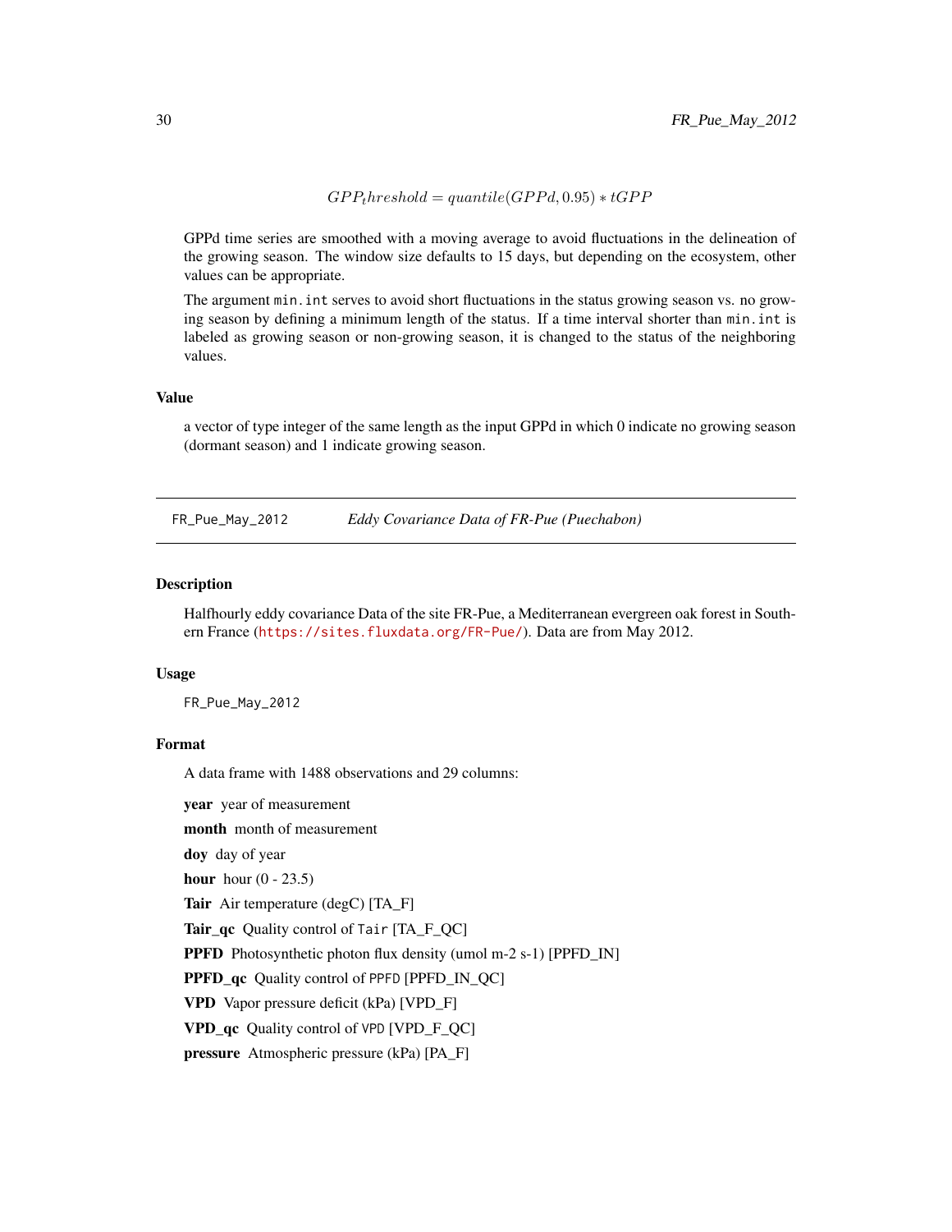$$GPP_threshold = quantile(GPPd, 0.95) * tGPP$$

GPPd time series are smoothed with a moving average to avoid fluctuations in the delineation of the growing season. The window size defaults to 15 days, but depending on the ecosystem, other values can be appropriate.

The argument `min.int` serves to avoid short fluctuations in the status growing season vs. no growing season by defining a minimum length of the status. If a time interval shorter than `min.int` is labeled as growing season or non-growing season, it is changed to the status of the neighboring values.

### Value

a vector of type integer of the same length as the input GPPd in which 0 indicate no growing season (dormant season) and 1 indicate growing season.

---

## FR_Pue_May_2012 — *Eddy Covariance Data of FR-Pue (Puechabon)*

### Description

Halfhourly eddy covariance Data of the site FR-Pue, a Mediterranean evergreen oak forest in Southern France (https://sites.fluxdata.org/FR-Pue/). Data are from May 2012.

### Usage

```
FR_Pue_May_2012
```

### Format

A data frame with 1488 observations and 29 columns:

**year** year of measurement

**month** month of measurement

**doy** day of year

**hour** hour (0 - 23.5)

**Tair** Air temperature (degC) [TA_F]

**Tair_qc** Quality control of `Tair` [TA_F_QC]

**PPFD** Photosynthetic photon flux density (umol m-2 s-1) [PPFD_IN]

**PPFD_qc** Quality control of `PPFD` [PPFD_IN_QC]

**VPD** Vapor pressure deficit (kPa) [VPD_F]

**VPD_qc** Quality control of `VPD` [VPD_F_QC]

**pressure** Atmospheric pressure (kPa) [PA_F]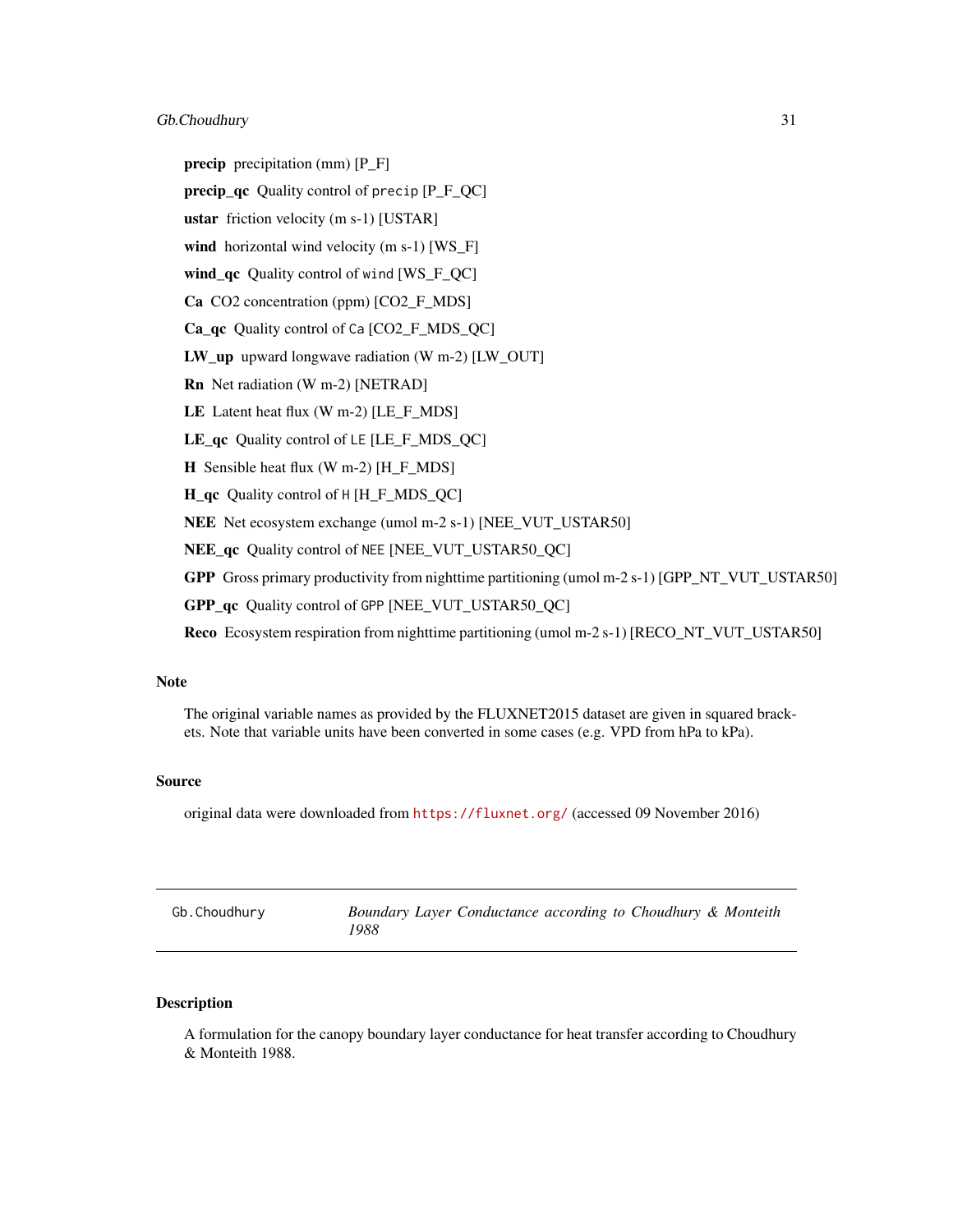**precip** precipitation (mm) [P_F]

**precip_qc** Quality control of `precip` [P_F_QC]

**ustar** friction velocity (m s-1) [USTAR]

**wind** horizontal wind velocity (m s-1) [WS_F]

**wind_qc** Quality control of `wind` [WS_F_QC]

**Ca** CO2 concentration (ppm) [CO2_F_MDS]

**Ca_qc** Quality control of `Ca` [CO2_F_MDS_QC]

**LW_up** upward longwave radiation (W m-2) [LW_OUT]

**Rn** Net radiation (W m-2) [NETRAD]

**LE** Latent heat flux (W m-2) [LE_F_MDS]

**LE_qc** Quality control of `LE` [LE_F_MDS_QC]

**H** Sensible heat flux (W m-2) [H_F_MDS]

**H_qc** Quality control of `H` [H_F_MDS_QC]

**NEE** Net ecosystem exchange (umol m-2 s-1) [NEE_VUT_USTAR50]

**NEE_qc** Quality control of `NEE` [NEE_VUT_USTAR50_QC]

**GPP** Gross primary productivity from nighttime partitioning (umol m-2 s-1) [GPP_NT_VUT_USTAR50]

**GPP_qc** Quality control of `GPP` [NEE_VUT_USTAR50_QC]

**Reco** Ecosystem respiration from nighttime partitioning (umol m-2 s-1) [RECO_NT_VUT_USTAR50]

### Note

The original variable names as provided by the FLUXNET2015 dataset are given in squared brackets. Note that variable units have been converted in some cases (e.g. VPD from hPa to kPa).

### Source

original data were downloaded from https://fluxnet.org/ (accessed 09 November 2016)

---

## Gb.Choudhury — *Boundary Layer Conductance according to Choudhury & Monteith 1988*

---

### Description

A formulation for the canopy boundary layer conductance for heat transfer according to Choudhury & Monteith 1988.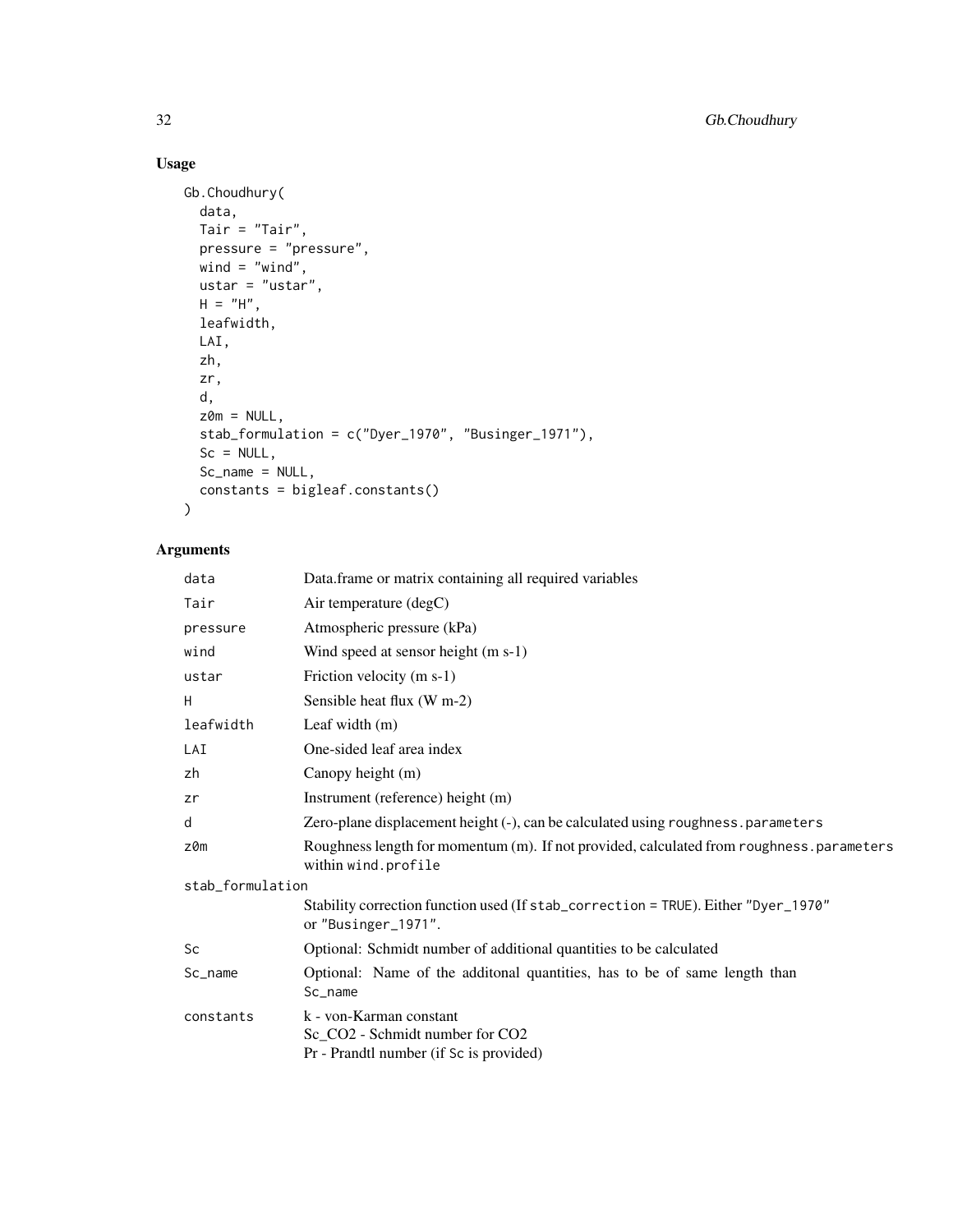## Usage

```
Gb.Choudhury(
  data,
  Tair = "Tair",
  pressure = "pressure",
  wind = "wind",
  ustar = "ustar",
  H = "H",
  leafwidth,
  LAI,
  zh,
  zr,
  d,
  z0m = NULL,
  stab_formulation = c("Dyer_1970", "Businger_1971"),
  Sc = NULL,
  Sc_name = NULL,
  constants = bigleaf.constants()
)
```

## Arguments

| | |
|---|---|
| `data` | Data.frame or matrix containing all required variables |
| `Tair` | Air temperature (degC) |
| `pressure` | Atmospheric pressure (kPa) |
| `wind` | Wind speed at sensor height (m s-1) |
| `ustar` | Friction velocity (m s-1) |
| `H` | Sensible heat flux (W m-2) |
| `leafwidth` | Leaf width (m) |
| `LAI` | One-sided leaf area index |
| `zh` | Canopy height (m) |
| `zr` | Instrument (reference) height (m) |
| `d` | Zero-plane displacement height (-), can be calculated using `roughness.parameters` |
| `z0m` | Roughness length for momentum (m). If not provided, calculated from `roughness.parameters` within `wind.profile` |
| `stab_formulation` | Stability correction function used (If `stab_correction = TRUE`). Either `"Dyer_1970"` or `"Businger_1971"`. |
| `Sc` | Optional: Schmidt number of additional quantities to be calculated |
| `Sc_name` | Optional: Name of the additonal quantities, has to be of same length than `Sc_name` |
| `constants` | k - von-Karman constant<br>Sc_CO2 - Schmidt number for CO2<br>Pr - Prandtl number (if `Sc` is provided) |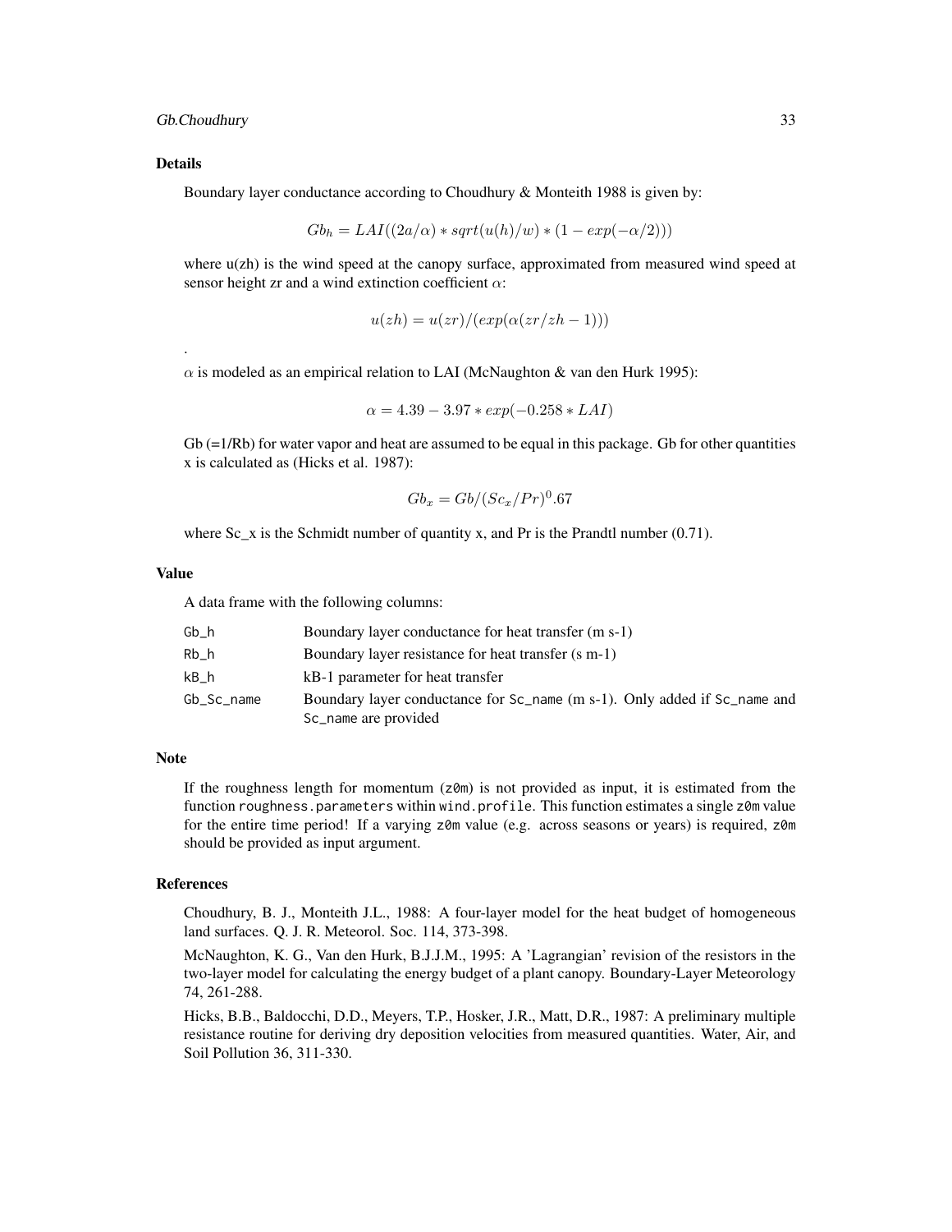### Details

Boundary layer conductance according to Choudhury & Monteith 1988 is given by:

$$Gb_h = LAI((2a/\alpha) * sqrt(u(h)/w) * (1 - exp(-\alpha/2)))$$

where u(zh) is the wind speed at the canopy surface, approximated from measured wind speed at sensor height zr and a wind extinction coefficient $\alpha$:

$$u(zh) = u(zr)/(exp(\alpha(zr/zh - 1)))$$

.

$\alpha$ is modeled as an empirical relation to LAI (McNaughton & van den Hurk 1995):

$$\alpha = 4.39 - 3.97 * exp(-0.258 * LAI)$$

Gb (=1/Rb) for water vapor and heat are assumed to be equal in this package. Gb for other quantities x is calculated as (Hicks et al. 1987):

$$Gb_x = Gb/(Sc_x/Pr)^0.67$$

where Sc_x is the Schmidt number of quantity x, and Pr is the Prandtl number (0.71).

### Value

A data frame with the following columns:

| | |
|---|---|
| `Gb_h` | Boundary layer conductance for heat transfer (m s-1) |
| `Rb_h` | Boundary layer resistance for heat transfer (s m-1) |
| `kB_h` | kB-1 parameter for heat transfer |
| `Gb_Sc_name` | Boundary layer conductance for `Sc_name` (m s-1). Only added if `Sc_name` and `Sc_name` are provided |

### Note

If the roughness length for momentum (`z0m`) is not provided as input, it is estimated from the function `roughness.parameters` within `wind.profile`. This function estimates a single `z0m` value for the entire time period! If a varying `z0m` value (e.g. across seasons or years) is required, `z0m` should be provided as input argument.

### References

Choudhury, B. J., Monteith J.L., 1988: A four-layer model for the heat budget of homogeneous land surfaces. Q. J. R. Meteorol. Soc. 114, 373-398.

McNaughton, K. G., Van den Hurk, B.J.J.M., 1995: A 'Lagrangian' revision of the resistors in the two-layer model for calculating the energy budget of a plant canopy. Boundary-Layer Meteorology 74, 261-288.

Hicks, B.B., Baldocchi, D.D., Meyers, T.P., Hosker, J.R., Matt, D.R., 1987: A preliminary multiple resistance routine for deriving dry deposition velocities from measured quantities. Water, Air, and Soil Pollution 36, 311-330.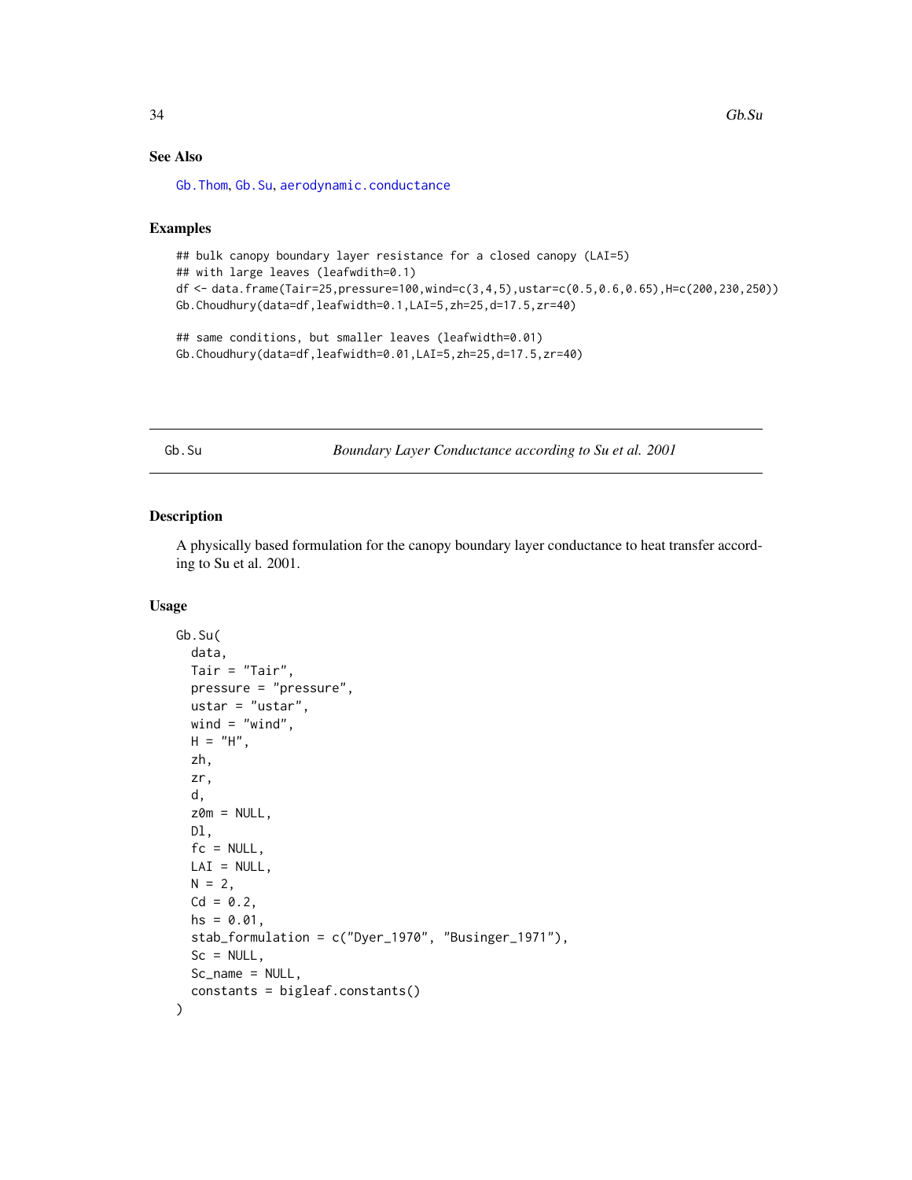### See Also

Gb.Thom, Gb.Su, aerodynamic.conductance

### Examples

```
## bulk canopy boundary layer resistance for a closed canopy (LAI=5)
## with large leaves (leafwdith=0.1)
df <- data.frame(Tair=25,pressure=100,wind=c(3,4,5),ustar=c(0.5,0.6,0.65),H=c(200,230,250))
Gb.Choudhury(data=df,leafwidth=0.1,LAI=5,zh=25,d=17.5,zr=40)

## same conditions, but smaller leaves (leafwidth=0.01)
Gb.Choudhury(data=df,leafwidth=0.01,LAI=5,zh=25,d=17.5,zr=40)
```

---

## Gb.Su — *Boundary Layer Conductance according to Su et al. 2001*

### Description

A physically based formulation for the canopy boundary layer conductance to heat transfer according to Su et al. 2001.

### Usage

```
Gb.Su(
  data,
  Tair = "Tair",
  pressure = "pressure",
  ustar = "ustar",
  wind = "wind",
  H = "H",
  zh,
  zr,
  d,
  z0m = NULL,
  Dl,
  fc = NULL,
  LAI = NULL,
  N = 2,
  Cd = 0.2,
  hs = 0.01,
  stab_formulation = c("Dyer_1970", "Businger_1971"),
  Sc = NULL,
  Sc_name = NULL,
  constants = bigleaf.constants()
)
```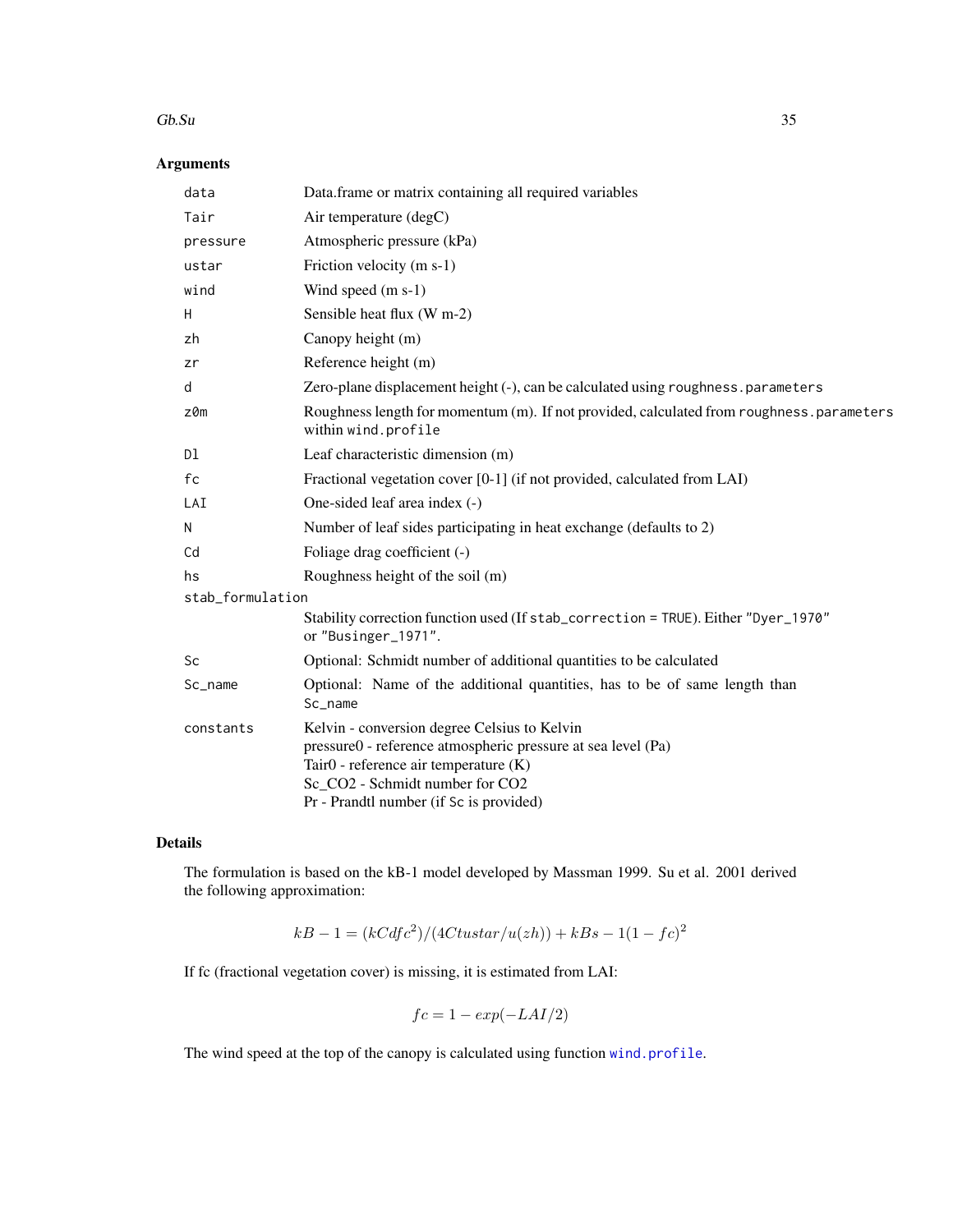## Arguments

| | |
|---|---|
| `data` | Data.frame or matrix containing all required variables |
| `Tair` | Air temperature (degC) |
| `pressure` | Atmospheric pressure (kPa) |
| `ustar` | Friction velocity (m s-1) |
| `wind` | Wind speed (m s-1) |
| `H` | Sensible heat flux (W m-2) |
| `zh` | Canopy height (m) |
| `zr` | Reference height (m) |
| `d` | Zero-plane displacement height (-), can be calculated using `roughness.parameters` |
| `z0m` | Roughness length for momentum (m). If not provided, calculated from `roughness.parameters` within `wind.profile` |
| `Dl` | Leaf characteristic dimension (m) |
| `fc` | Fractional vegetation cover [0-1] (if not provided, calculated from LAI) |
| `LAI` | One-sided leaf area index (-) |
| `N` | Number of leaf sides participating in heat exchange (defaults to 2) |
| `Cd` | Foliage drag coefficient (-) |
| `hs` | Roughness height of the soil (m) |
| `stab_formulation` | Stability correction function used (If `stab_correction = TRUE`). Either `"Dyer_1970"` or `"Businger_1971"`. |
| `Sc` | Optional: Schmidt number of additional quantities to be calculated |
| `Sc_name` | Optional: Name of the additional quantities, has to be of same length than `Sc_name` |
| `constants` | Kelvin - conversion degree Celsius to Kelvin<br>pressure0 - reference atmospheric pressure at sea level (Pa)<br>Tair0 - reference air temperature (K)<br>Sc_CO2 - Schmidt number for CO2<br>Pr - Prandtl number (if `Sc` is provided) |

## Details

The formulation is based on the kB-1 model developed by Massman 1999. Su et al. 2001 derived the following approximation:

$$kB - 1 = (kCdfc^2)/(4Ctustar/u(zh)) + kBs - 1(1 - fc)^2$$

If fc (fractional vegetation cover) is missing, it is estimated from LAI:

$$fc = 1 - exp(-LAI/2)$$

The wind speed at the top of the canopy is calculated using function `wind.profile`.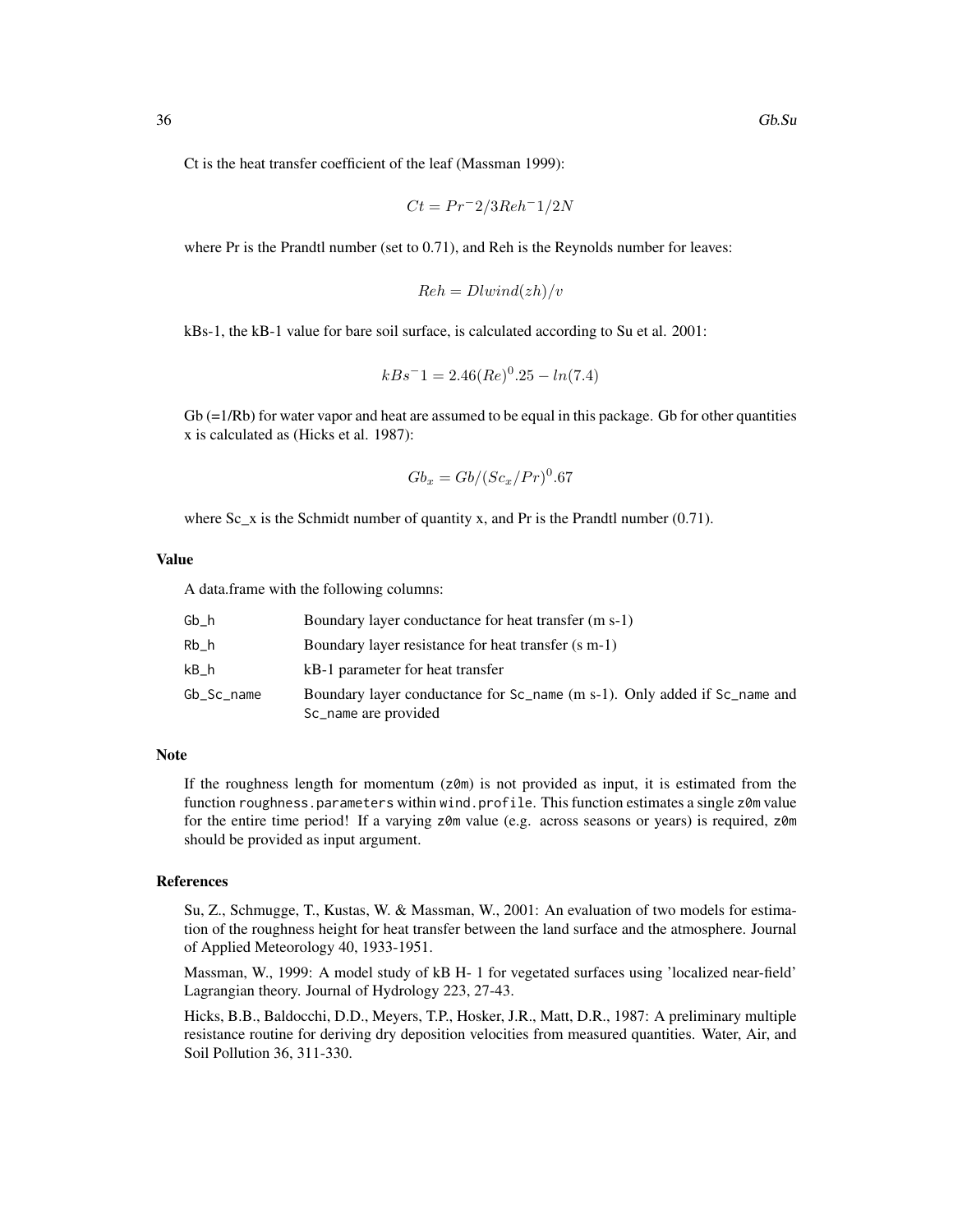Ct is the heat transfer coefficient of the leaf (Massman 1999):

$$Ct = Pr^-2/3Reh^-1/2N$$

where Pr is the Prandtl number (set to 0.71), and Reh is the Reynolds number for leaves:

$$Reh = Dlwind(zh)/v$$

kBs-1, the kB-1 value for bare soil surface, is calculated according to Su et al. 2001:

$$kBs^-1 = 2.46(Re)^0.25 - ln(7.4)$$

Gb (=1/Rb) for water vapor and heat are assumed to be equal in this package. Gb for other quantities x is calculated as (Hicks et al. 1987):

$$Gb_x = Gb/(Sc_x/Pr)^0.67$$

where Sc_x is the Schmidt number of quantity x, and Pr is the Prandtl number (0.71).

### Value

A data.frame with the following columns:

| | |
|---|---|
| Gb_h | Boundary layer conductance for heat transfer (m s-1) |
| Rb_h | Boundary layer resistance for heat transfer (s m-1) |
| kB_h | kB-1 parameter for heat transfer |
| Gb_Sc_name | Boundary layer conductance for Sc_name (m s-1). Only added if Sc_name and Sc_name are provided |

### Note

If the roughness length for momentum (z0m) is not provided as input, it is estimated from the function roughness.parameters within wind.profile. This function estimates a single z0m value for the entire time period! If a varying z0m value (e.g. across seasons or years) is required, z0m should be provided as input argument.

### References

Su, Z., Schmugge, T., Kustas, W. & Massman, W., 2001: An evaluation of two models for estimation of the roughness height for heat transfer between the land surface and the atmosphere. Journal of Applied Meteorology 40, 1933-1951.

Massman, W., 1999: A model study of kB H- 1 for vegetated surfaces using 'localized near-field' Lagrangian theory. Journal of Hydrology 223, 27-43.

Hicks, B.B., Baldocchi, D.D., Meyers, T.P., Hosker, J.R., Matt, D.R., 1987: A preliminary multiple resistance routine for deriving dry deposition velocities from measured quantities. Water, Air, and Soil Pollution 36, 311-330.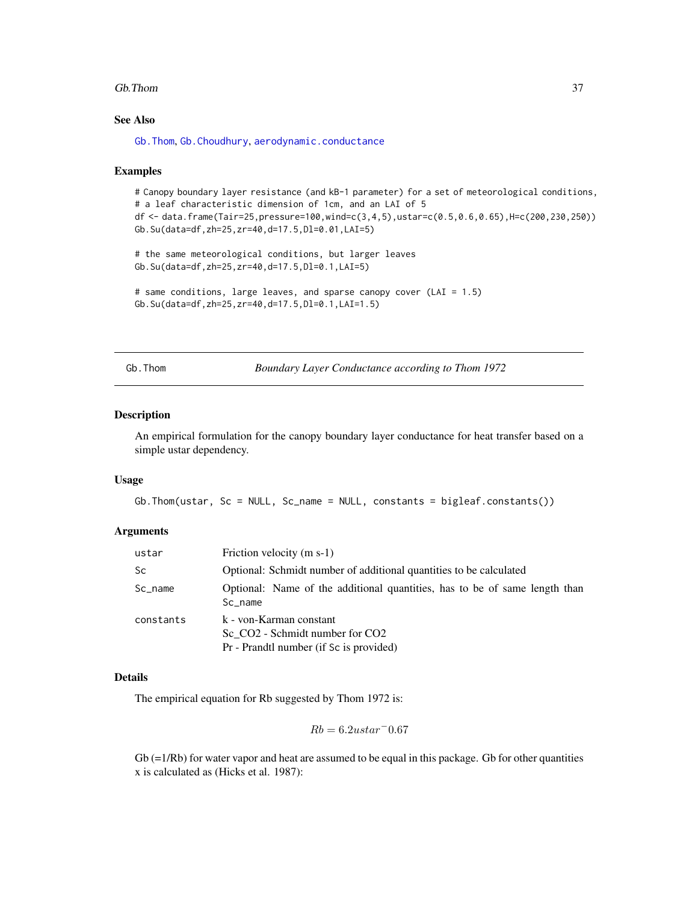### See Also

Gb.Thom, Gb.Choudhury, aerodynamic.conductance

### Examples

```
# Canopy boundary layer resistance (and kB-1 parameter) for a set of meteorological conditions,
# a leaf characteristic dimension of 1cm, and an LAI of 5
df <- data.frame(Tair=25,pressure=100,wind=c(3,4,5),ustar=c(0.5,0.6,0.65),H=c(200,230,250))
Gb.Su(data=df,zh=25,zr=40,d=17.5,Dl=0.01,LAI=5)

# the same meteorological conditions, but larger leaves
Gb.Su(data=df,zh=25,zr=40,d=17.5,Dl=0.1,LAI=5)

# same conditions, large leaves, and sparse canopy cover (LAI = 1.5)
Gb.Su(data=df,zh=25,zr=40,d=17.5,Dl=0.1,LAI=1.5)
```

---

## Gb.Thom — *Boundary Layer Conductance according to Thom 1972*

### Description

An empirical formulation for the canopy boundary layer conductance for heat transfer based on a simple ustar dependency.

### Usage

```
Gb.Thom(ustar, Sc = NULL, Sc_name = NULL, constants = bigleaf.constants())
```

### Arguments

| | |
|---|---|
| ustar | Friction velocity (m s-1) |
| Sc | Optional: Schmidt number of additional quantities to be calculated |
| Sc_name | Optional: Name of the additional quantities, has to be of same length than Sc_name |
| constants | k - von-Karman constant<br>Sc_CO2 - Schmidt number for CO2<br>Pr - Prandtl number (if Sc is provided) |

### Details

The empirical equation for Rb suggested by Thom 1972 is:

$$Rb = 6.2ustar^{-}0.67$$

Gb (=1/Rb) for water vapor and heat are assumed to be equal in this package. Gb for other quantities x is calculated as (Hicks et al. 1987):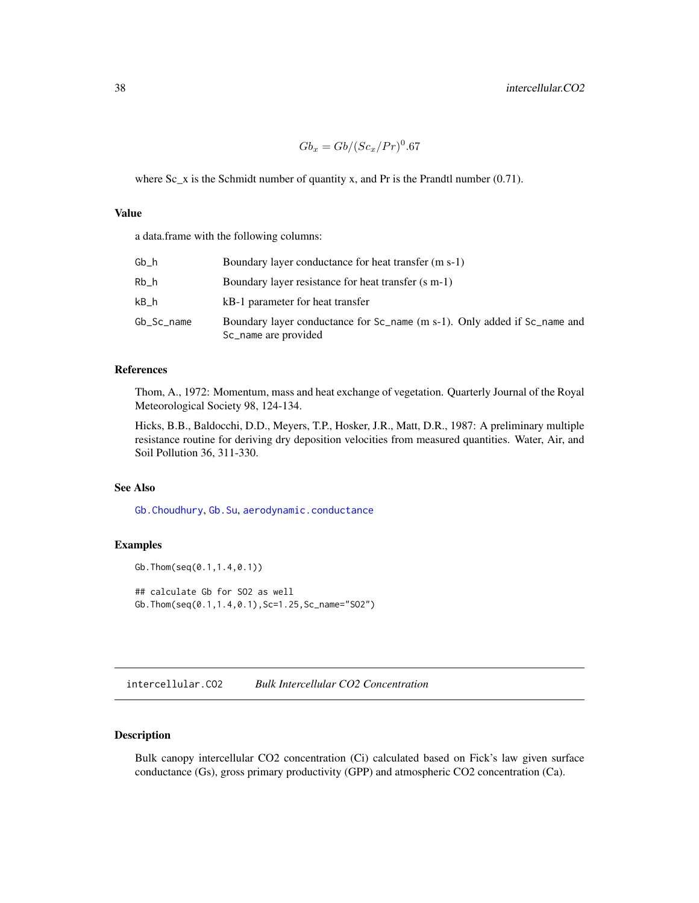$$Gb_x = Gb/(Sc_x/Pr)^0.67$$

where Sc_x is the Schmidt number of quantity x, and Pr is the Prandtl number (0.71).

## Value

a data.frame with the following columns:

| | |
|---|---|
| Gb_h | Boundary layer conductance for heat transfer (m s-1) |
| Rb_h | Boundary layer resistance for heat transfer (s m-1) |
| kB_h | kB-1 parameter for heat transfer |
| Gb_Sc_name | Boundary layer conductance for Sc_name (m s-1). Only added if Sc_name and Sc_name are provided |

## References

Thom, A., 1972: Momentum, mass and heat exchange of vegetation. Quarterly Journal of the Royal Meteorological Society 98, 124-134.

Hicks, B.B., Baldocchi, D.D., Meyers, T.P., Hosker, J.R., Matt, D.R., 1987: A preliminary multiple resistance routine for deriving dry deposition velocities from measured quantities. Water, Air, and Soil Pollution 36, 311-330.

## See Also

Gb.Choudhury, Gb.Su, aerodynamic.conductance

## Examples

```
Gb.Thom(seq(0.1,1.4,0.1))

## calculate Gb for SO2 as well
Gb.Thom(seq(0.1,1.4,0.1),Sc=1.25,Sc_name="SO2")
```

---

# intercellular.CO2 *Bulk Intercellular CO2 Concentration*

## Description

Bulk canopy intercellular CO2 concentration (Ci) calculated based on Fick's law given surface conductance (Gs), gross primary productivity (GPP) and atmospheric CO2 concentration (Ca).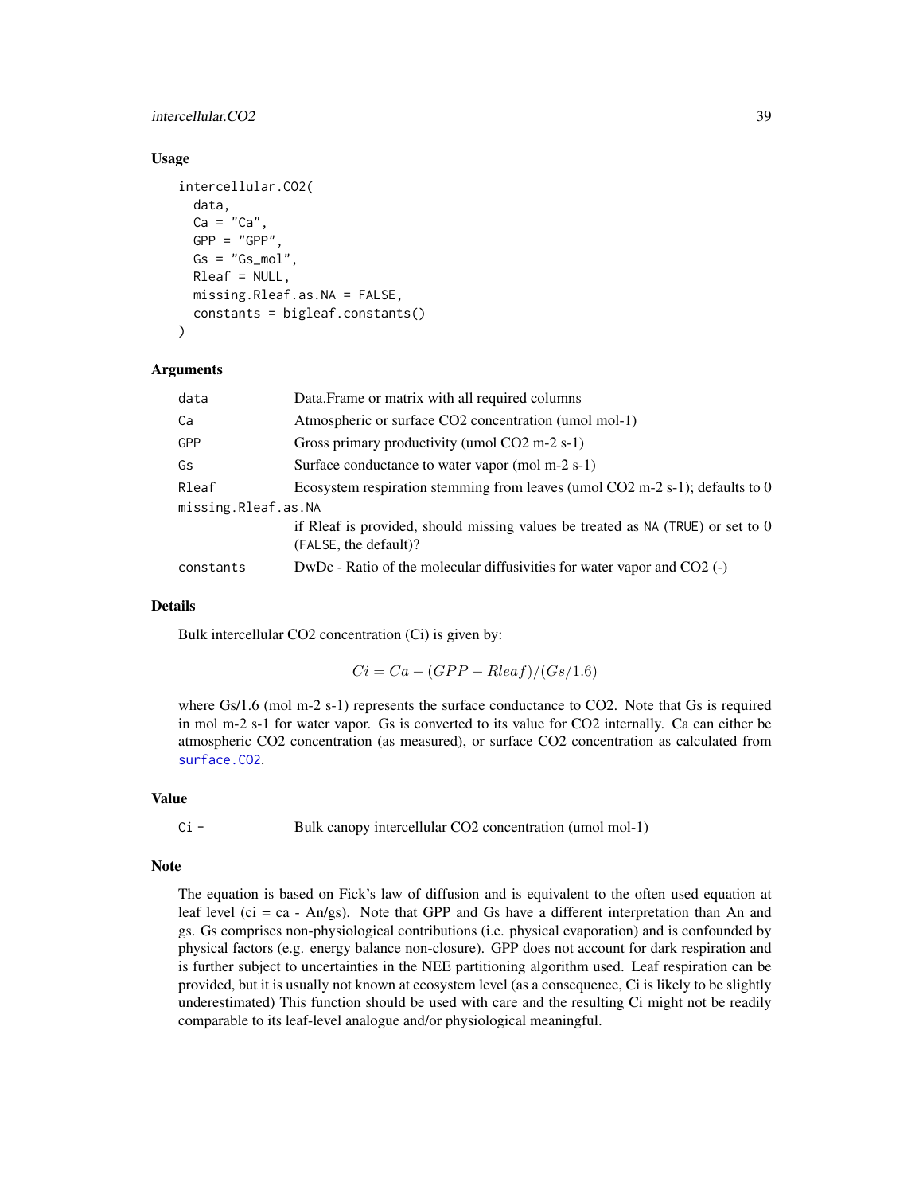## Usage

```
intercellular.CO2(
  data,
  Ca = "Ca",
  GPP = "GPP",
  Gs = "Gs_mol",
  Rleaf = NULL,
  missing.Rleaf.as.NA = FALSE,
  constants = bigleaf.constants()
)
```

## Arguments

| Argument | Description |
|---|---|
| data | Data.Frame or matrix with all required columns |
| Ca | Atmospheric or surface CO2 concentration (umol mol-1) |
| GPP | Gross primary productivity (umol CO2 m-2 s-1) |
| Gs | Surface conductance to water vapor (mol m-2 s-1) |
| Rleaf | Ecosystem respiration stemming from leaves (umol CO2 m-2 s-1); defaults to 0 |
| missing.Rleaf.as.NA | if Rleaf is provided, should missing values be treated as NA (TRUE) or set to 0 (FALSE, the default)? |
| constants | DwDc - Ratio of the molecular diffusivities for water vapor and CO2 (-) |

## Details

Bulk intercellular CO2 concentration (Ci) is given by:

$$Ci = Ca - (GPP - Rleaf)/(Gs/1.6)$$

where Gs/1.6 (mol m-2 s-1) represents the surface conductance to CO2. Note that Gs is required in mol m-2 s-1 for water vapor. Gs is converted to its value for CO2 internally. Ca can either be atmospheric CO2 concentration (as measured), or surface CO2 concentration as calculated from surface.CO2.

## Value

Ci - Bulk canopy intercellular CO2 concentration (umol mol-1)

## Note

The equation is based on Fick's law of diffusion and is equivalent to the often used equation at leaf level (ci = ca - An/gs). Note that GPP and Gs have a different interpretation than An and gs. Gs comprises non-physiological contributions (i.e. physical evaporation) and is confounded by physical factors (e.g. energy balance non-closure). GPP does not account for dark respiration and is further subject to uncertainties in the NEE partitioning algorithm used. Leaf respiration can be provided, but it is usually not known at ecosystem level (as a consequence, Ci is likely to be slightly underestimated) This function should be used with care and the resulting Ci might not be readily comparable to its leaf-level analogue and/or physiological meaningful.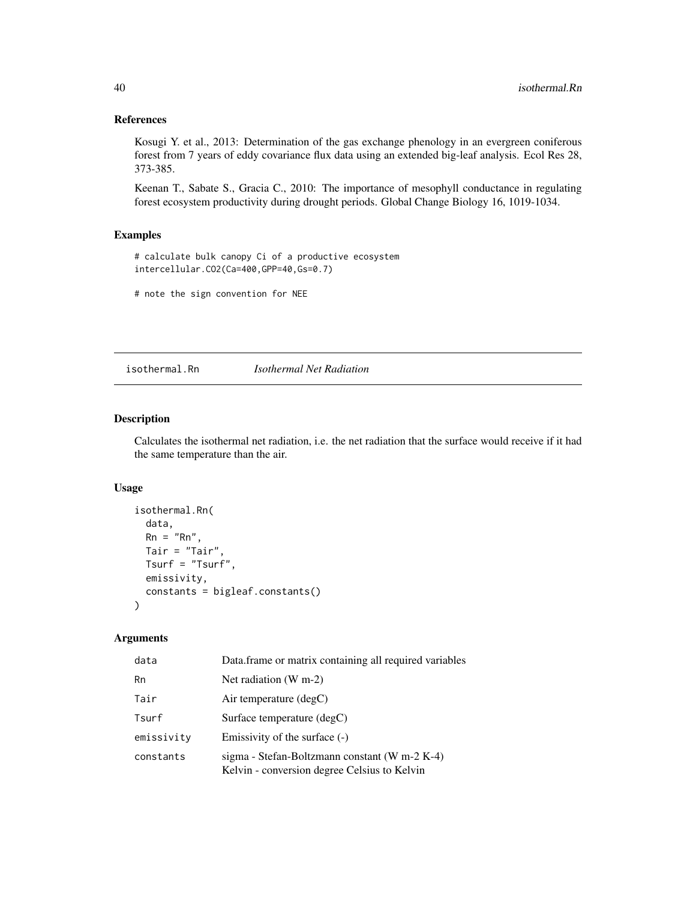## References

Kosugi Y. et al., 2013: Determination of the gas exchange phenology in an evergreen coniferous forest from 7 years of eddy covariance flux data using an extended big-leaf analysis. Ecol Res 28, 373-385.

Keenan T., Sabate S., Gracia C., 2010: The importance of mesophyll conductance in regulating forest ecosystem productivity during drought periods. Global Change Biology 16, 1019-1034.

## Examples

```
# calculate bulk canopy Ci of a productive ecosystem
intercellular.CO2(Ca=400,GPP=40,Gs=0.7)

# note the sign convention for NEE
```

---

# isothermal.Rn *Isothermal Net Radiation*

## Description

Calculates the isothermal net radiation, i.e. the net radiation that the surface would receive if it had the same temperature than the air.

## Usage

```
isothermal.Rn(
  data,
  Rn = "Rn",
  Tair = "Tair",
  Tsurf = "Tsurf",
  emissivity,
  constants = bigleaf.constants()
)
```

## Arguments

| | |
|---|---|
| data | Data.frame or matrix containing all required variables |
| Rn | Net radiation (W m-2) |
| Tair | Air temperature (degC) |
| Tsurf | Surface temperature (degC) |
| emissivity | Emissivity of the surface (-) |
| constants | sigma - Stefan-Boltzmann constant (W m-2 K-4)<br>Kelvin - conversion degree Celsius to Kelvin |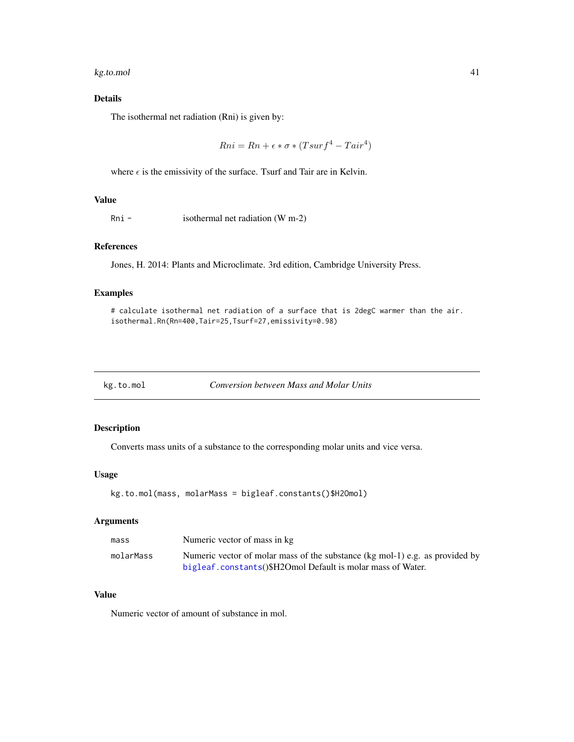## Details

The isothermal net radiation (Rni) is given by:

$$Rni = Rn + \epsilon * \sigma * (Tsurf^4 - Tair^4)$$

where $\epsilon$ is the emissivity of the surface. Tsurf and Tair are in Kelvin.

## Value

| | |
|---|---|
| `Rni -` | isothermal net radiation (W m-2) |

## References

Jones, H. 2014: Plants and Microclimate. 3rd edition, Cambridge University Press.

## Examples

```
# calculate isothermal net radiation of a surface that is 2degC warmer than the air.
isothermal.Rn(Rn=400,Tair=25,Tsurf=27,emissivity=0.98)
```

---

# kg.to.mol *Conversion between Mass and Molar Units*

## Description

Converts mass units of a substance to the corresponding molar units and vice versa.

## Usage

```
kg.to.mol(mass, molarMass = bigleaf.constants()$H2Omol)
```

## Arguments

| | |
|---|---|
| `mass` | Numeric vector of mass in kg |
| `molarMass` | Numeric vector of molar mass of the substance (kg mol-1) e.g. as provided by `bigleaf.constants`()$H2Omol Default is molar mass of Water. |

## Value

Numeric vector of amount of substance in mol.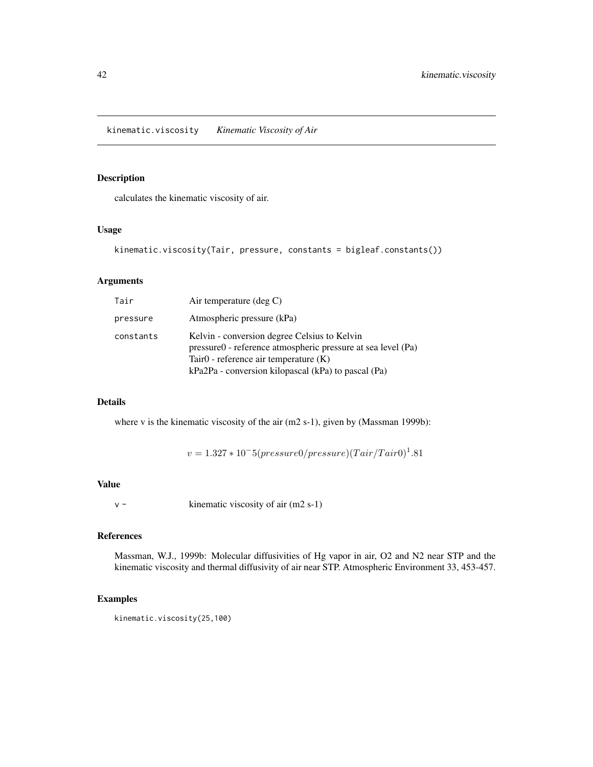## kinematic.viscosity *Kinematic Viscosity of Air*

### Description

calculates the kinematic viscosity of air.

### Usage

```
kinematic.viscosity(Tair, pressure, constants = bigleaf.constants())
```

### Arguments

| | |
|---|---|
| `Tair` | Air temperature (deg C) |
| `pressure` | Atmospheric pressure (kPa) |
| `constants` | Kelvin - conversion degree Celsius to Kelvin<br>pressure0 - reference atmospheric pressure at sea level (Pa)<br>Tair0 - reference air temperature (K)<br>kPa2Pa - conversion kilopascal (kPa) to pascal (Pa) |

### Details

where v is the kinematic viscosity of the air (m2 s-1), given by (Massman 1999b):

$$v = 1.327 * 10^-5(pressure0/pressure)(Tair/Tair0)^1.81$$

### Value

| | |
|---|---|
| `v -` | kinematic viscosity of air (m2 s-1) |

### References

Massman, W.J., 1999b: Molecular diffusivities of Hg vapor in air, O2 and N2 near STP and the kinematic viscosity and thermal diffusivity of air near STP. Atmospheric Environment 33, 453-457.

### Examples

```
kinematic.viscosity(25,100)
```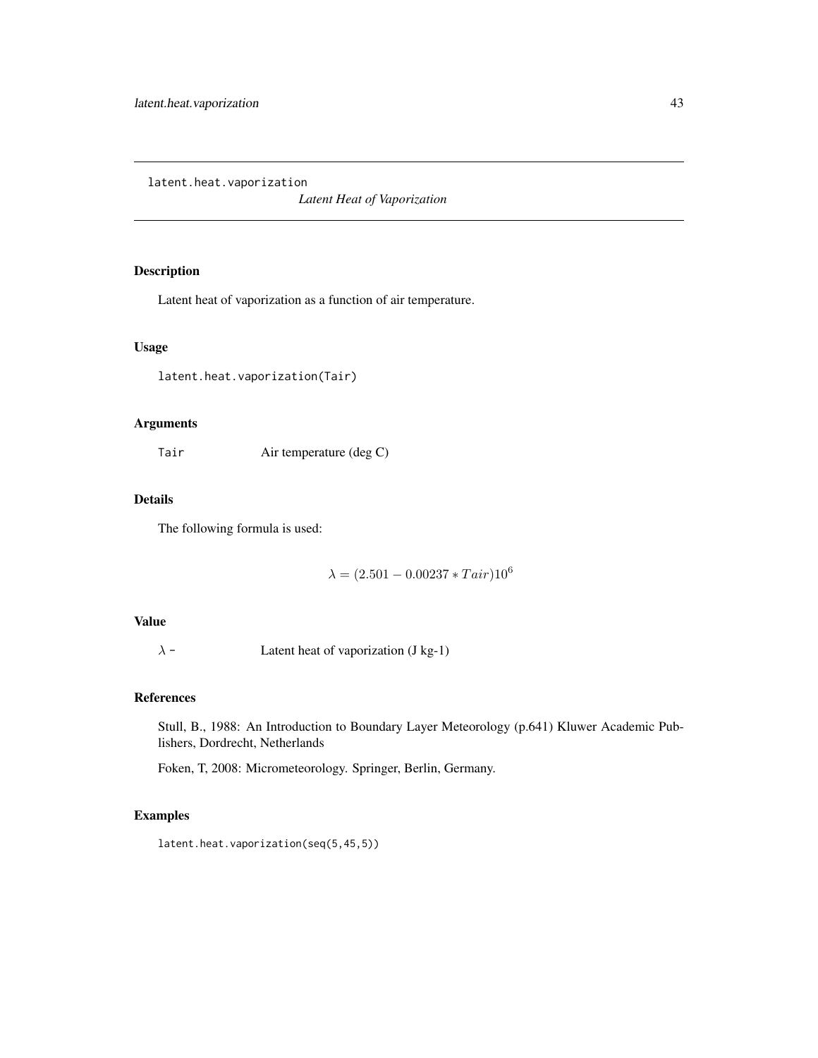latent.heat.vaporization

*Latent Heat of Vaporization*

## Description

Latent heat of vaporization as a function of air temperature.

## Usage

```
latent.heat.vaporization(Tair)
```

## Arguments

| | |
|---|---|
| Tair | Air temperature (deg C) |

## Details

The following formula is used:

$$\lambda = (2.501 - 0.00237 * Tair)10^6$$

## Value

| | |
|---|---|
| $\lambda$ - | Latent heat of vaporization (J kg-1) |

## References

Stull, B., 1988: An Introduction to Boundary Layer Meteorology (p.641) Kluwer Academic Publishers, Dordrecht, Netherlands

Foken, T, 2008: Micrometeorology. Springer, Berlin, Germany.

## Examples

```
latent.heat.vaporization(seq(5,45,5))
```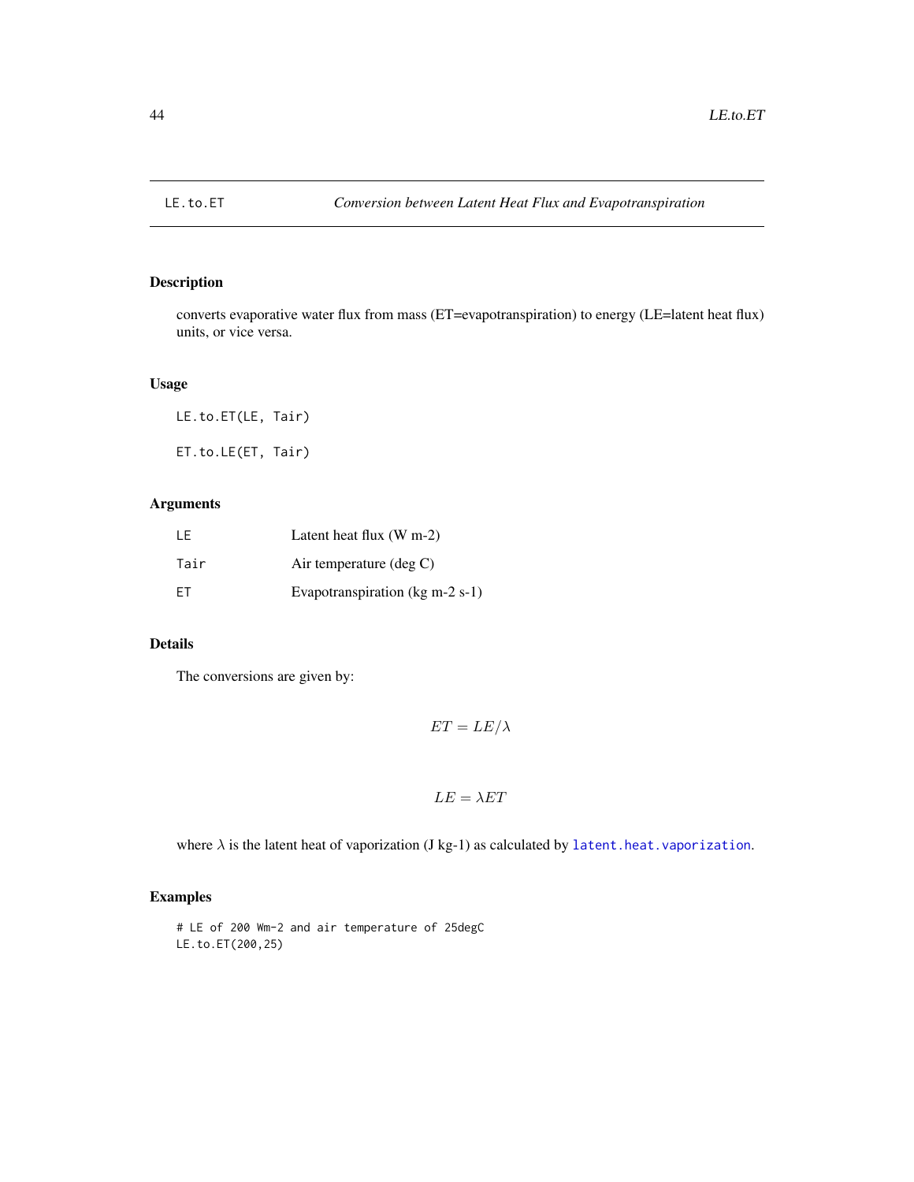## LE.to.ET — *Conversion between Latent Heat Flux and Evapotranspiration*

### Description

converts evaporative water flux from mass (ET=evapotranspiration) to energy (LE=latent heat flux) units, or vice versa.

### Usage

```
LE.to.ET(LE, Tair)

ET.to.LE(ET, Tair)
```

### Arguments

| | |
|---|---|
| LE | Latent heat flux (W m-2) |
| Tair | Air temperature (deg C) |
| ET | Evapotranspiration (kg m-2 s-1) |

### Details

The conversions are given by:

$$ET = LE/\lambda$$

$$LE = \lambda ET$$

where $\lambda$ is the latent heat of vaporization (J kg-1) as calculated by `latent.heat.vaporization`.

### Examples

```
# LE of 200 Wm-2 and air temperature of 25degC
LE.to.ET(200,25)
```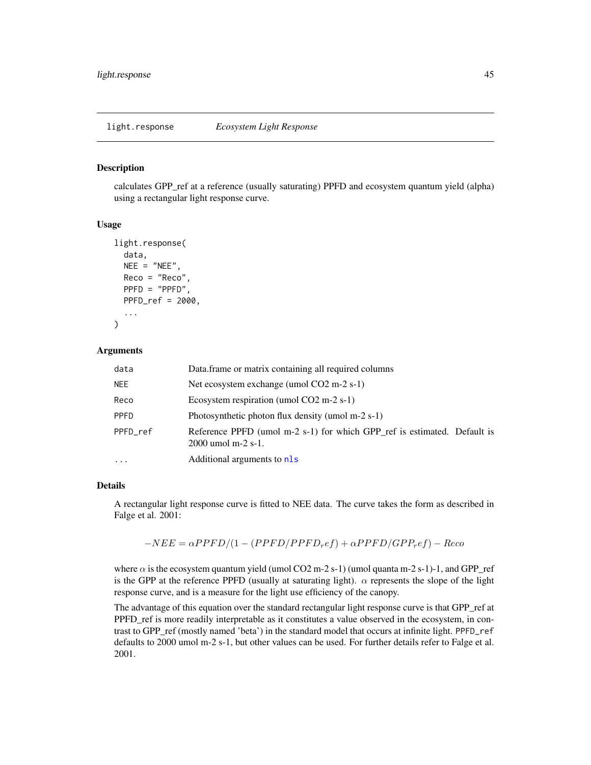## light.response *Ecosystem Light Response*

### Description

calculates GPP_ref at a reference (usually saturating) PPFD and ecosystem quantum yield (alpha) using a rectangular light response curve.

### Usage

```
light.response(
  data,
  NEE = "NEE",
  Reco = "Reco",
  PPFD = "PPFD",
  PPFD_ref = 2000,
  ...
)
```

### Arguments

| | |
|---|---|
| data | Data.frame or matrix containing all required columns |
| NEE | Net ecosystem exchange (umol CO2 m-2 s-1) |
| Reco | Ecosystem respiration (umol CO2 m-2 s-1) |
| PPFD | Photosynthetic photon flux density (umol m-2 s-1) |
| PPFD_ref | Reference PPFD (umol m-2 s-1) for which GPP_ref is estimated. Default is 2000 umol m-2 s-1. |
| ... | Additional arguments to nls |

### Details

A rectangular light response curve is fitted to NEE data. The curve takes the form as described in Falge et al. 2001:

$$-NEE = \alpha PPFD/(1 - (PPFD/PPFD_ref) + \alpha PPFD/GPP_ref) - Reco$$

where $\alpha$ is the ecosystem quantum yield (umol CO2 m-2 s-1) (umol quanta m-2 s-1)-1, and GPP_ref is the GPP at the reference PPFD (usually at saturating light). $\alpha$ represents the slope of the light response curve, and is a measure for the light use efficiency of the canopy.

The advantage of this equation over the standard rectangular light response curve is that GPP_ref at PPFD_ref is more readily interpretable as it constitutes a value observed in the ecosystem, in contrast to GPP_ref (mostly named 'beta') in the standard model that occurs at infinite light. `PPFD_ref` defaults to 2000 umol m-2 s-1, but other values can be used. For further details refer to Falge et al. 2001.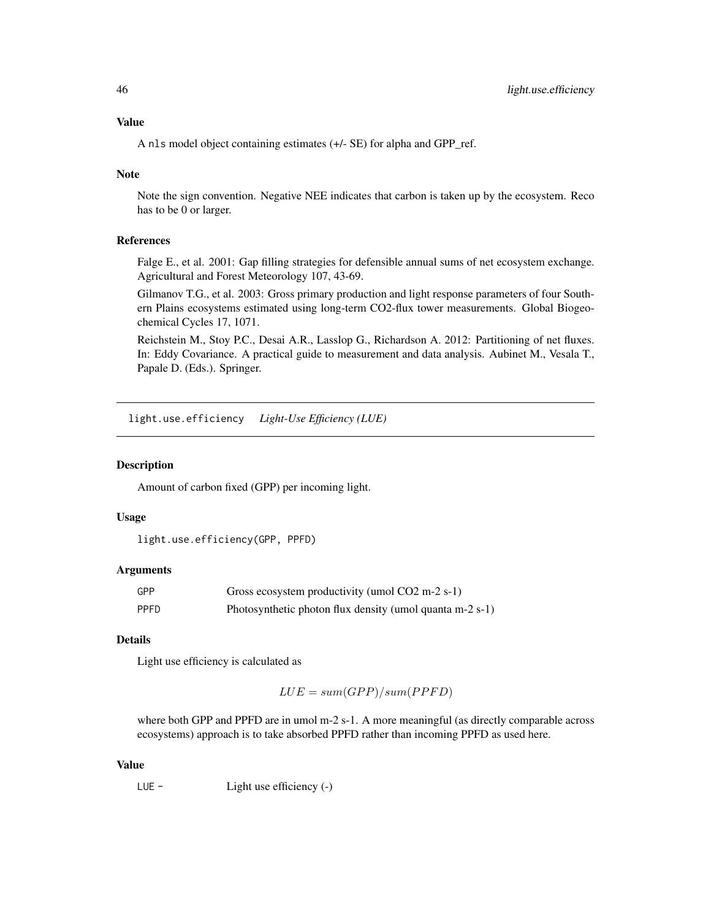### Value

A `nls` model object containing estimates (+/- SE) for alpha and GPP_ref.

### Note

Note the sign convention. Negative NEE indicates that carbon is taken up by the ecosystem. Reco has to be 0 or larger.

### References

Falge E., et al. 2001: Gap filling strategies for defensible annual sums of net ecosystem exchange. Agricultural and Forest Meteorology 107, 43-69.

Gilmanov T.G., et al. 2003: Gross primary production and light response parameters of four Southern Plains ecosystems estimated using long-term CO2-flux tower measurements. Global Biogeochemical Cycles 17, 1071.

Reichstein M., Stoy P.C., Desai A.R., Lasslop G., Richardson A. 2012: Partitioning of net fluxes. In: Eddy Covariance. A practical guide to measurement and data analysis. Aubinet M., Vesala T., Papale D. (Eds.). Springer.

---

## light.use.efficiency    *Light-Use Efficiency (LUE)*

### Description

Amount of carbon fixed (GPP) per incoming light.

### Usage

```
light.use.efficiency(GPP, PPFD)
```

### Arguments

| | |
|---|---|
| `GPP` | Gross ecosystem productivity (umol CO2 m-2 s-1) |
| `PPFD` | Photosynthetic photon flux density (umol quanta m-2 s-1) |

### Details

Light use efficiency is calculated as

$$LUE = sum(GPP)/sum(PPFD)$$

where both GPP and PPFD are in umol m-2 s-1. A more meaningful (as directly comparable across ecosystems) approach is to take absorbed PPFD rather than incoming PPFD as used here.

### Value

| | |
|---|---|
| `LUE -` | Light use efficiency (-) |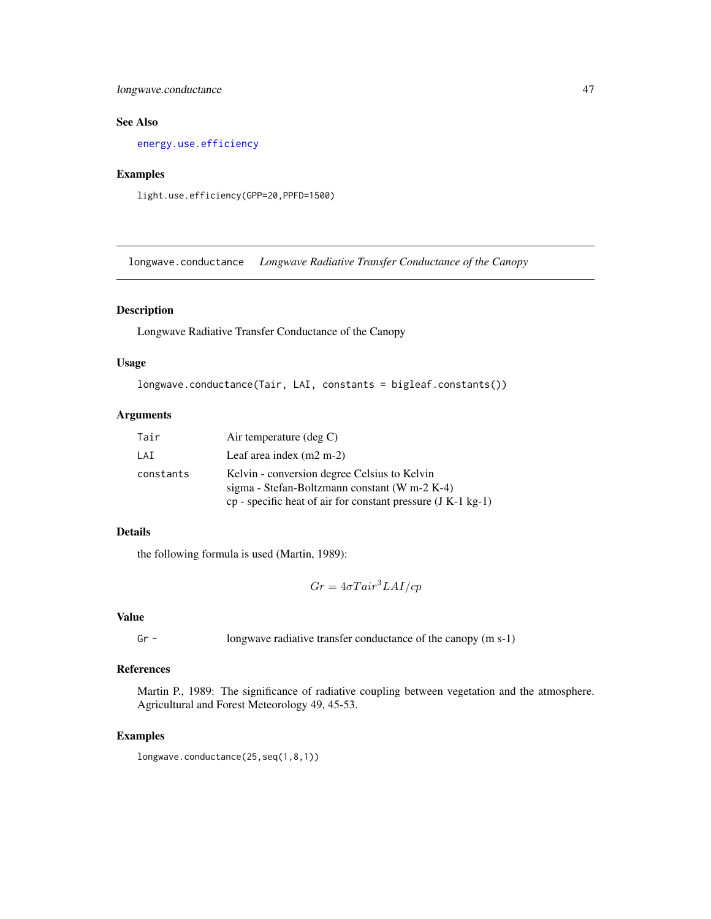## See Also

energy.use.efficiency

## Examples

```
light.use.efficiency(GPP=20,PPFD=1500)
```

---

# longwave.conductance *Longwave Radiative Transfer Conductance of the Canopy*

## Description

Longwave Radiative Transfer Conductance of the Canopy

## Usage

```
longwave.conductance(Tair, LAI, constants = bigleaf.constants())
```

## Arguments

| | |
|---|---|
| Tair | Air temperature (deg C) |
| LAI | Leaf area index (m2 m-2) |
| constants | Kelvin - conversion degree Celsius to Kelvin<br>sigma - Stefan-Boltzmann constant (W m-2 K-4)<br>cp - specific heat of air for constant pressure (J K-1 kg-1) |

## Details

the following formula is used (Martin, 1989):

$$Gr = 4\sigma Tair^3 LAI/cp$$

## Value

| | |
|---|---|
| Gr - | longwave radiative transfer conductance of the canopy (m s-1) |

## References

Martin P., 1989: The significance of radiative coupling between vegetation and the atmosphere. Agricultural and Forest Meteorology 49, 45-53.

## Examples

```
longwave.conductance(25,seq(1,8,1))
```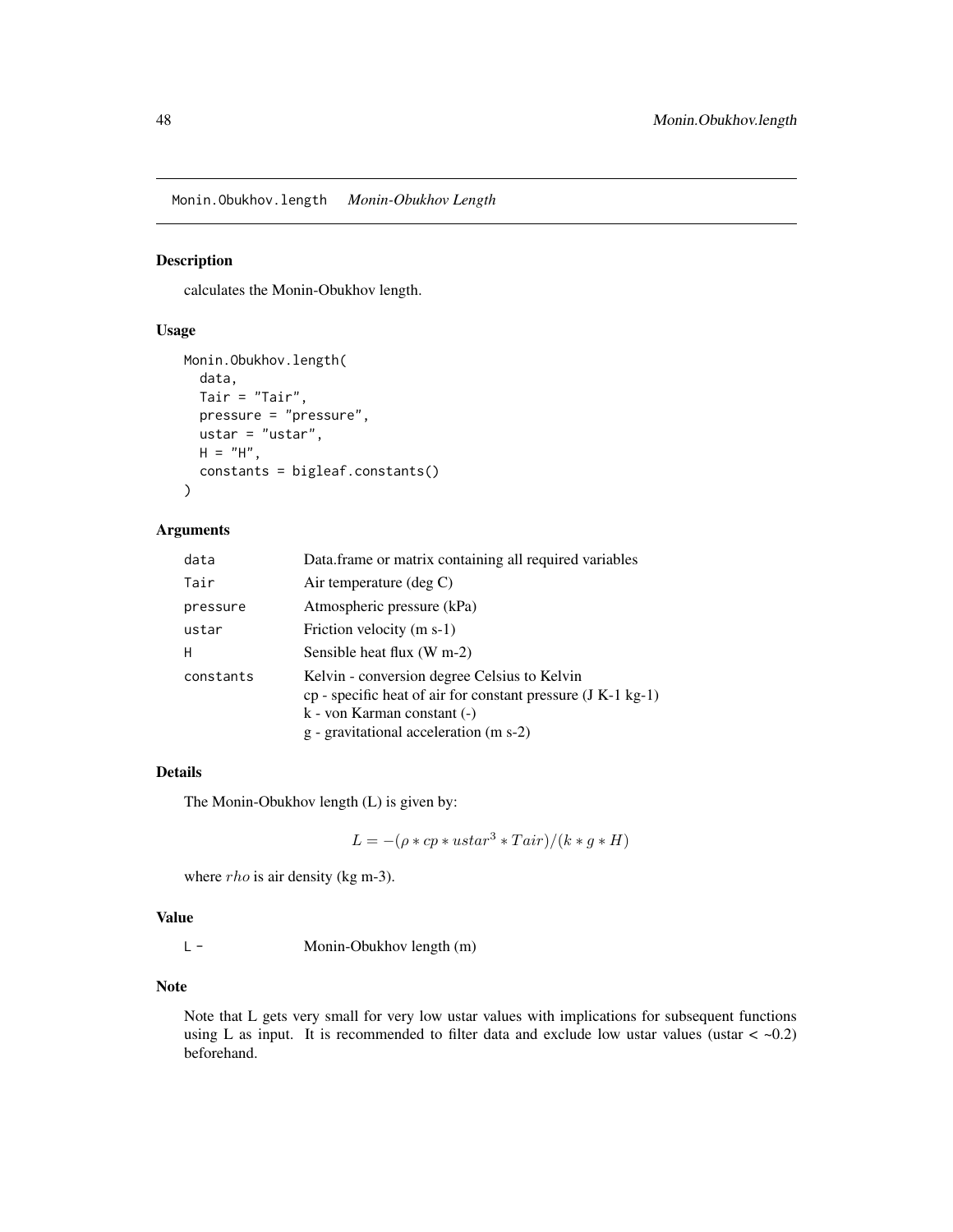Monin.Obukhov.length *Monin-Obukhov Length*

## Description

calculates the Monin-Obukhov length.

## Usage

```
Monin.Obukhov.length(
  data,
  Tair = "Tair",
  pressure = "pressure",
  ustar = "ustar",
  H = "H",
  constants = bigleaf.constants()
)
```

## Arguments

| | |
|---|---|
| data | Data.frame or matrix containing all required variables |
| Tair | Air temperature (deg C) |
| pressure | Atmospheric pressure (kPa) |
| ustar | Friction velocity (m s-1) |
| H | Sensible heat flux (W m-2) |
| constants | Kelvin - conversion degree Celsius to Kelvin<br>cp - specific heat of air for constant pressure (J K-1 kg-1)<br>k - von Karman constant (-)<br>g - gravitational acceleration (m s-2) |

## Details

The Monin-Obukhov length (L) is given by:

$$L = -(\rho * cp * ustar^3 * Tair)/(k * g * H)$$

where $rho$ is air density (kg m-3).

## Value

L - Monin-Obukhov length (m)

## Note

Note that L gets very small for very low ustar values with implications for subsequent functions using L as input. It is recommended to filter data and exclude low ustar values (ustar < ~0.2) beforehand.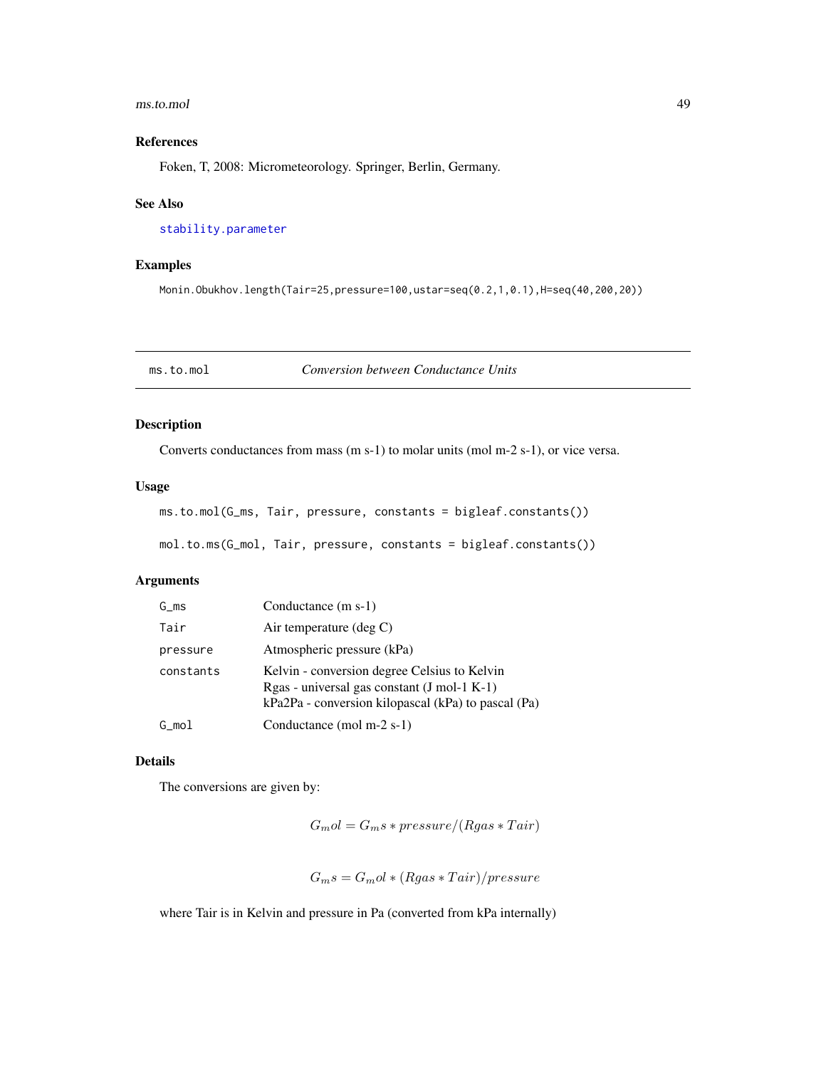### References

Foken, T, 2008: Micrometeorology. Springer, Berlin, Germany.

### See Also

stability.parameter

### Examples

```
Monin.Obukhov.length(Tair=25,pressure=100,ustar=seq(0.2,1,0.1),H=seq(40,200,20))
```

---

## ms.to.mol — *Conversion between Conductance Units*

### Description

Converts conductances from mass (m s-1) to molar units (mol m-2 s-1), or vice versa.

### Usage

```
ms.to.mol(G_ms, Tair, pressure, constants = bigleaf.constants())

mol.to.ms(G_mol, Tair, pressure, constants = bigleaf.constants())
```

### Arguments

| | |
|---|---|
| G_ms | Conductance (m s-1) |
| Tair | Air temperature (deg C) |
| pressure | Atmospheric pressure (kPa) |
| constants | Kelvin - conversion degree Celsius to Kelvin<br>Rgas - universal gas constant (J mol-1 K-1)<br>kPa2Pa - conversion kilopascal (kPa) to pascal (Pa) |
| G_mol | Conductance (mol m-2 s-1) |

### Details

The conversions are given by:

$$G_mol = G_ms * pressure/(Rgas * Tair)$$

$$G_ms = G_mol * (Rgas * Tair)/pressure$$

where Tair is in Kelvin and pressure in Pa (converted from kPa internally)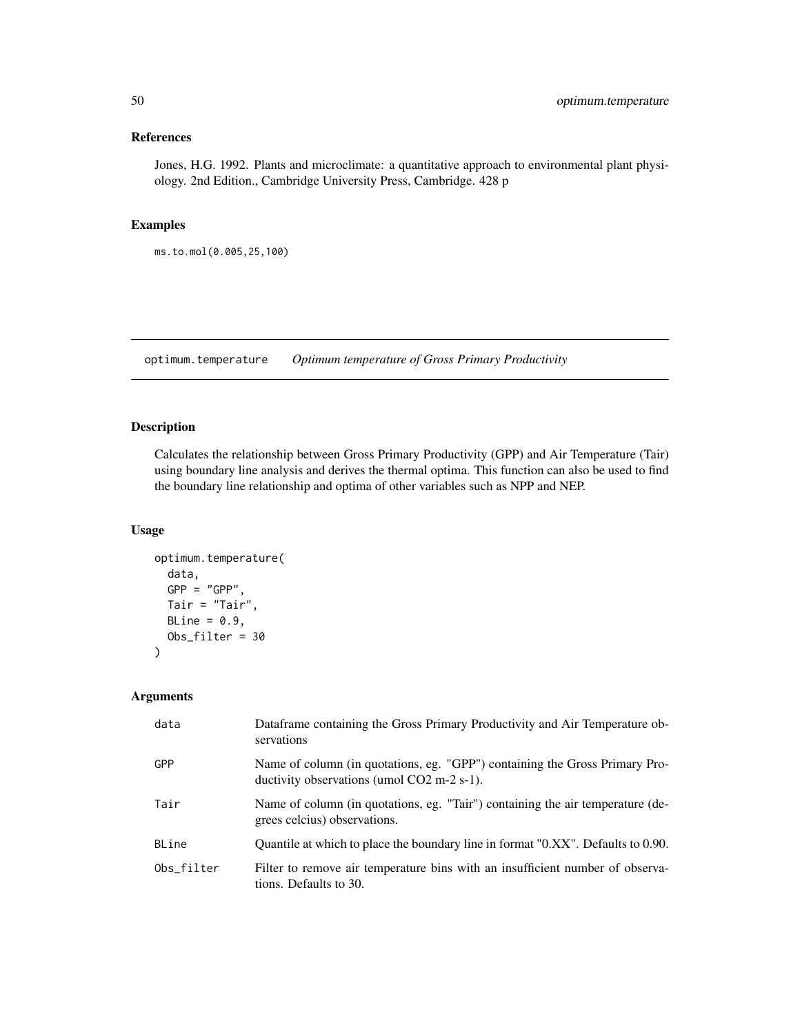## References

Jones, H.G. 1992. Plants and microclimate: a quantitative approach to environmental plant physiology. 2nd Edition., Cambridge University Press, Cambridge. 428 p

## Examples

```
ms.to.mol(0.005,25,100)
```

---

# optimum.temperature *Optimum temperature of Gross Primary Productivity*

## Description

Calculates the relationship between Gross Primary Productivity (GPP) and Air Temperature (Tair) using boundary line analysis and derives the thermal optima. This function can also be used to find the boundary line relationship and optima of other variables such as NPP and NEP.

## Usage

```
optimum.temperature(
  data,
  GPP = "GPP",
  Tair = "Tair",
  BLine = 0.9,
  Obs_filter = 30
)
```

## Arguments

| | |
|---|---|
| data | Dataframe containing the Gross Primary Productivity and Air Temperature observations |
| GPP | Name of column (in quotations, eg. "GPP") containing the Gross Primary Productivity observations (umol CO2 m-2 s-1). |
| Tair | Name of column (in quotations, eg. "Tair") containing the air temperature (degrees celcius) observations. |
| BLine | Quantile at which to place the boundary line in format "0.XX". Defaults to 0.90. |
| Obs_filter | Filter to remove air temperature bins with an insufficient number of observations. Defaults to 30. |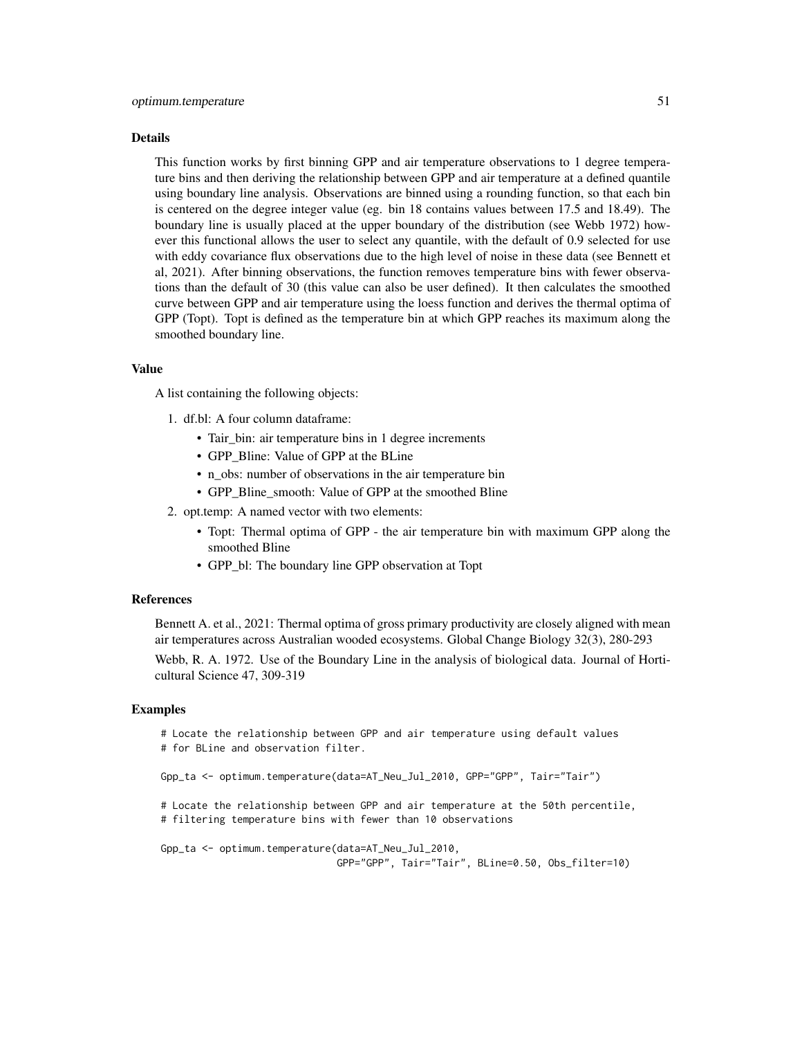## Details

This function works by first binning GPP and air temperature observations to 1 degree temperature bins and then deriving the relationship between GPP and air temperature at a defined quantile using boundary line analysis. Observations are binned using a rounding function, so that each bin is centered on the degree integer value (eg. bin 18 contains values between 17.5 and 18.49). The boundary line is usually placed at the upper boundary of the distribution (see Webb 1972) however this functional allows the user to select any quantile, with the default of 0.9 selected for use with eddy covariance flux observations due to the high level of noise in these data (see Bennett et al, 2021). After binning observations, the function removes temperature bins with fewer observations than the default of 30 (this value can also be user defined). It then calculates the smoothed curve between GPP and air temperature using the loess function and derives the thermal optima of GPP (Topt). Topt is defined as the temperature bin at which GPP reaches its maximum along the smoothed boundary line.

## Value

A list containing the following objects:

1. df.bl: A four column dataframe:
   - Tair_bin: air temperature bins in 1 degree increments
   - GPP_Bline: Value of GPP at the BLine
   - n_obs: number of observations in the air temperature bin
   - GPP_Bline_smooth: Value of GPP at the smoothed Bline
2. opt.temp: A named vector with two elements:
   - Topt: Thermal optima of GPP - the air temperature bin with maximum GPP along the smoothed Bline
   - GPP_bl: The boundary line GPP observation at Topt

## References

Bennett A. et al., 2021: Thermal optima of gross primary productivity are closely aligned with mean air temperatures across Australian wooded ecosystems. Global Change Biology 32(3), 280-293

Webb, R. A. 1972. Use of the Boundary Line in the analysis of biological data. Journal of Horticultural Science 47, 309-319

## Examples

```
# Locate the relationship between GPP and air temperature using default values
# for BLine and observation filter.

Gpp_ta <- optimum.temperature(data=AT_Neu_Jul_2010, GPP="GPP", Tair="Tair")

# Locate the relationship between GPP and air temperature at the 50th percentile,
# filtering temperature bins with fewer than 10 observations

Gpp_ta <- optimum.temperature(data=AT_Neu_Jul_2010,
                              GPP="GPP", Tair="Tair", BLine=0.50, Obs_filter=10)
```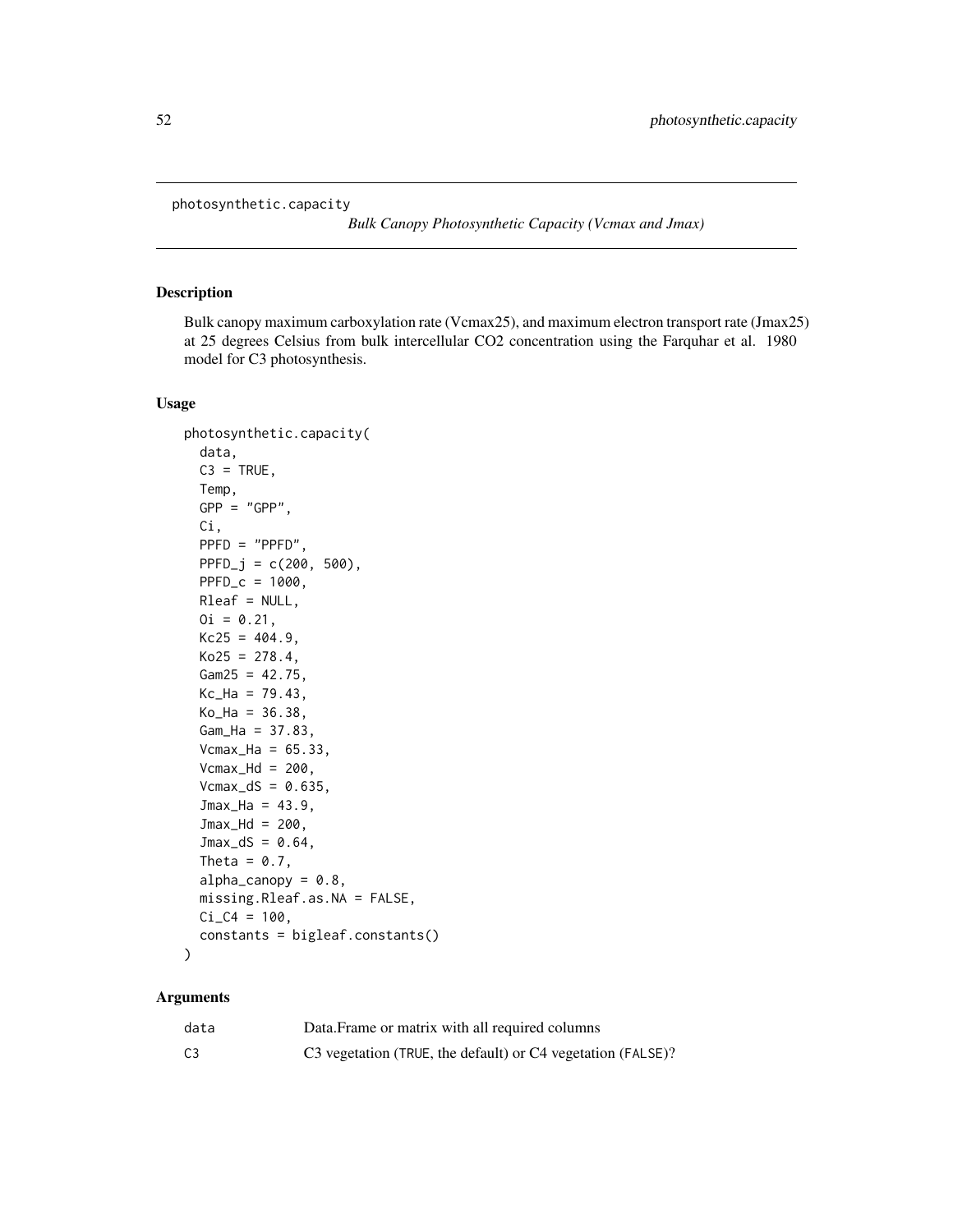photosynthetic.capacity

*Bulk Canopy Photosynthetic Capacity (Vcmax and Jmax)*

## Description

Bulk canopy maximum carboxylation rate (Vcmax25), and maximum electron transport rate (Jmax25) at 25 degrees Celsius from bulk intercellular CO2 concentration using the Farquhar et al. 1980 model for C3 photosynthesis.

## Usage

```
photosynthetic.capacity(
  data,
  C3 = TRUE,
  Temp,
  GPP = "GPP",
  Ci,
  PPFD = "PPFD",
  PPFD_j = c(200, 500),
  PPFD_c = 1000,
  Rleaf = NULL,
  Oi = 0.21,
  Kc25 = 404.9,
  Ko25 = 278.4,
  Gam25 = 42.75,
  Kc_Ha = 79.43,
  Ko_Ha = 36.38,
  Gam_Ha = 37.83,
  Vcmax_Ha = 65.33,
  Vcmax_Hd = 200,
  Vcmax_dS = 0.635,
  Jmax_Ha = 43.9,
  Jmax_Hd = 200,
  Jmax_dS = 0.64,
  Theta = 0.7,
  alpha_canopy = 0.8,
  missing.Rleaf.as.NA = FALSE,
  Ci_C4 = 100,
  constants = bigleaf.constants()
)
```

## Arguments

| | |
|---|---|
| data | Data.Frame or matrix with all required columns |
| C3 | C3 vegetation (TRUE, the default) or C4 vegetation (FALSE)? |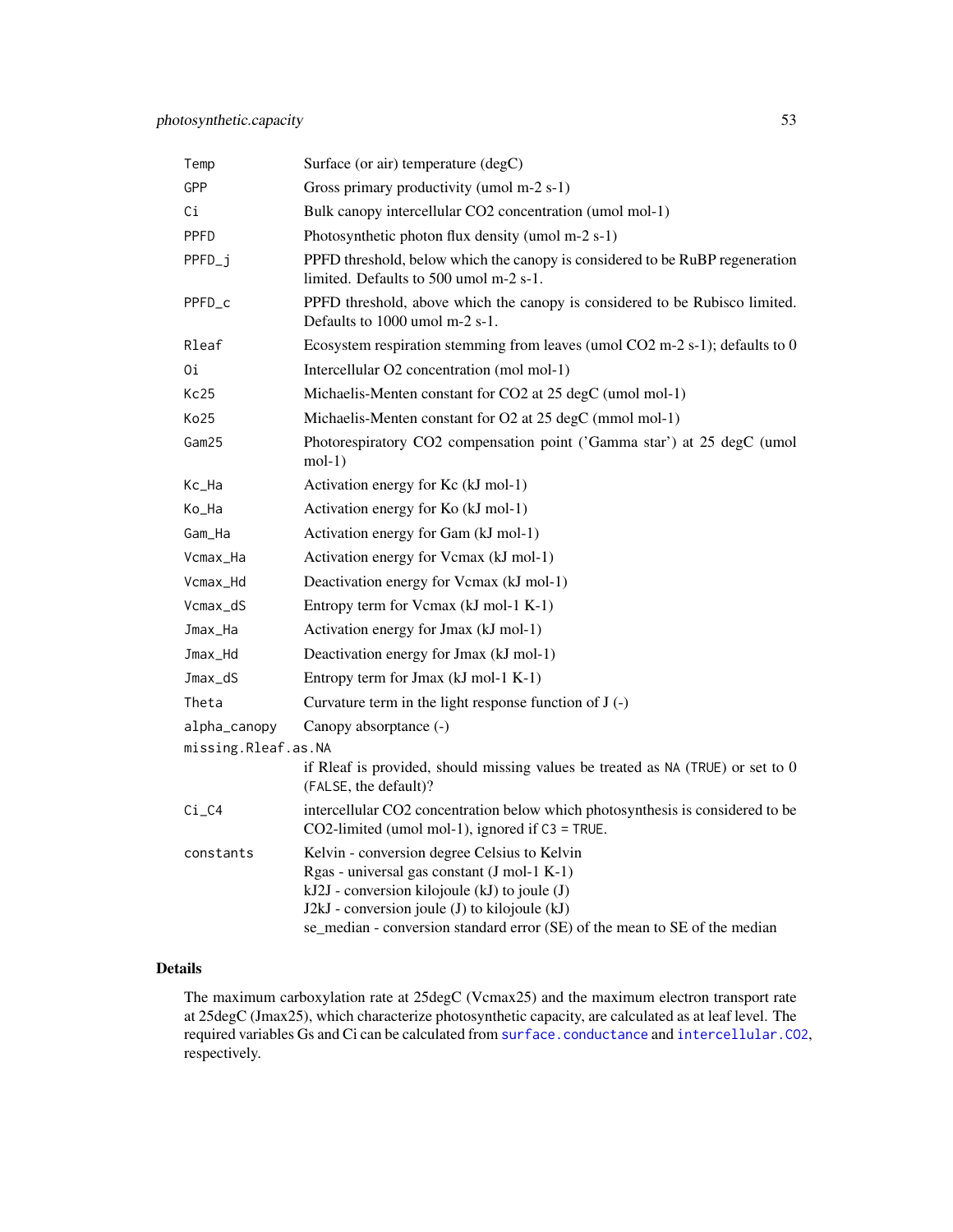| | |
|---|---|
| `Temp` | Surface (or air) temperature (degC) |
| `GPP` | Gross primary productivity (umol m-2 s-1) |
| `Ci` | Bulk canopy intercellular CO2 concentration (umol mol-1) |
| `PPFD` | Photosynthetic photon flux density (umol m-2 s-1) |
| `PPFD_j` | PPFD threshold, below which the canopy is considered to be RuBP regeneration limited. Defaults to 500 umol m-2 s-1. |
| `PPFD_c` | PPFD threshold, above which the canopy is considered to be Rubisco limited. Defaults to 1000 umol m-2 s-1. |
| `Rleaf` | Ecosystem respiration stemming from leaves (umol CO2 m-2 s-1); defaults to 0 |
| `Oi` | Intercellular O2 concentration (mol mol-1) |
| `Kc25` | Michaelis-Menten constant for CO2 at 25 degC (umol mol-1) |
| `Ko25` | Michaelis-Menten constant for O2 at 25 degC (mmol mol-1) |
| `Gam25` | Photorespiratory CO2 compensation point ('Gamma star') at 25 degC (umol mol-1) |
| `Kc_Ha` | Activation energy for Kc (kJ mol-1) |
| `Ko_Ha` | Activation energy for Ko (kJ mol-1) |
| `Gam_Ha` | Activation energy for Gam (kJ mol-1) |
| `Vcmax_Ha` | Activation energy for Vcmax (kJ mol-1) |
| `Vcmax_Hd` | Deactivation energy for Vcmax (kJ mol-1) |
| `Vcmax_dS` | Entropy term for Vcmax (kJ mol-1 K-1) |
| `Jmax_Ha` | Activation energy for Jmax (kJ mol-1) |
| `Jmax_Hd` | Deactivation energy for Jmax (kJ mol-1) |
| `Jmax_dS` | Entropy term for Jmax (kJ mol-1 K-1) |
| `Theta` | Curvature term in the light response function of J (-) |
| `alpha_canopy` | Canopy absorptance (-) |
| `missing.Rleaf.as.NA` | if Rleaf is provided, should missing values be treated as `NA` (`TRUE`) or set to 0 (`FALSE`, the default)? |
| `Ci_C4` | intercellular CO2 concentration below which photosynthesis is considered to be CO2-limited (umol mol-1), ignored if `C3 = TRUE`. |
| `constants` | Kelvin - conversion degree Celsius to Kelvin<br>Rgas - universal gas constant (J mol-1 K-1)<br>kJ2J - conversion kilojoule (kJ) to joule (J)<br>J2kJ - conversion joule (J) to kilojoule (kJ)<br>se_median - conversion standard error (SE) of the mean to SE of the median |

## Details

The maximum carboxylation rate at 25degC (Vcmax25) and the maximum electron transport rate at 25degC (Jmax25), which characterize photosynthetic capacity, are calculated as at leaf level. The required variables Gs and Ci can be calculated from `surface.conductance` and `intercellular.CO2`, respectively.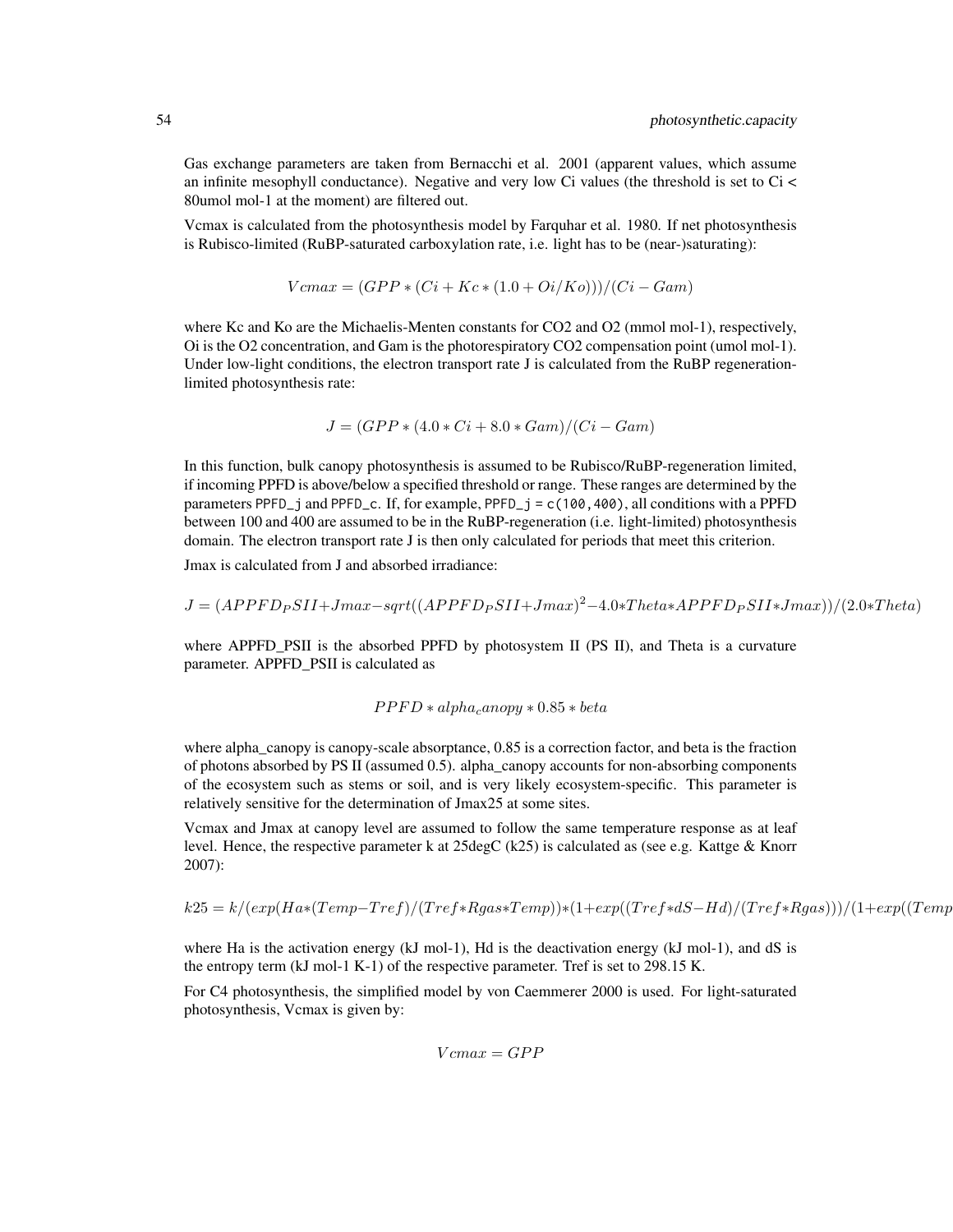Gas exchange parameters are taken from Bernacchi et al. 2001 (apparent values, which assume an infinite mesophyll conductance). Negative and very low Ci values (the threshold is set to Ci < 80umol mol-1 at the moment) are filtered out.

Vcmax is calculated from the photosynthesis model by Farquhar et al. 1980. If net photosynthesis is Rubisco-limited (RuBP-saturated carboxylation rate, i.e. light has to be (near-)saturating):

$$Vcmax = (GPP * (Ci + Kc * (1.0 + Oi/Ko)))/(Ci - Gam)$$

where Kc and Ko are the Michaelis-Menten constants for CO2 and O2 (mmol mol-1), respectively, Oi is the O2 concentration, and Gam is the photorespiratory CO2 compensation point (umol mol-1). Under low-light conditions, the electron transport rate J is calculated from the RuBP regeneration-limited photosynthesis rate:

$$J = (GPP * (4.0 * Ci + 8.0 * Gam)/(Ci - Gam)$$

In this function, bulk canopy photosynthesis is assumed to be Rubisco/RuBP-regeneration limited, if incoming PPFD is above/below a specified threshold or range. These ranges are determined by the parameters `PPFD_j` and `PPFD_c`. If, for example, `PPFD_j = c(100,400)`, all conditions with a PPFD between 100 and 400 are assumed to be in the RuBP-regeneration (i.e. light-limited) photosynthesis domain. The electron transport rate J is then only calculated for periods that meet this criterion.

Jmax is calculated from J and absorbed irradiance:

$$J = (APPFD_PSII + Jmax - sqrt((APPFD_PSII + Jmax)^2 - 4.0 * Theta * APPFD_PSII * Jmax))/(2.0 * Theta)$$

where APPFD_PSII is the absorbed PPFD by photosystem II (PS II), and Theta is a curvature parameter. APPFD_PSII is calculated as

$$PPFD * alpha_canopy * 0.85 * beta$$

where alpha_canopy is canopy-scale absorptance, 0.85 is a correction factor, and beta is the fraction of photons absorbed by PS II (assumed 0.5). alpha_canopy accounts for non-absorbing components of the ecosystem such as stems or soil, and is very likely ecosystem-specific. This parameter is relatively sensitive for the determination of Jmax25 at some sites.

Vcmax and Jmax at canopy level are assumed to follow the same temperature response as at leaf level. Hence, the respective parameter k at 25degC (k25) is calculated as (see e.g. Kattge & Knorr 2007):

$$k25 = k/(exp(Ha * (Temp - Tref)/(Tref * Rgas * Temp)) * (1 + exp((Tref * dS - Hd)/(Tref * Rgas)))/(1 + exp((Temp$$

where Ha is the activation energy (kJ mol-1), Hd is the deactivation energy (kJ mol-1), and dS is the entropy term (kJ mol-1 K-1) of the respective parameter. Tref is set to 298.15 K.

For C4 photosynthesis, the simplified model by von Caemmerer 2000 is used. For light-saturated photosynthesis, Vcmax is given by:

$$Vcmax = GPP$$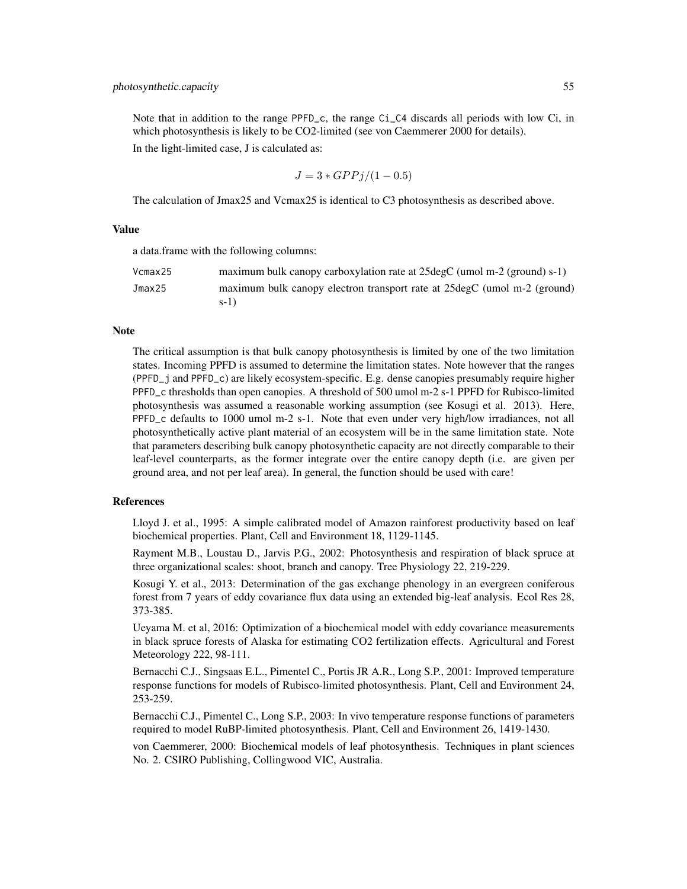Note that in addition to the range PPFD_c, the range Ci_C4 discards all periods with low Ci, in which photosynthesis is likely to be CO2-limited (see von Caemmerer 2000 for details).

In the light-limited case, J is calculated as:

$$J = 3 * GPPj/(1 - 0.5)$$

The calculation of Jmax25 and Vcmax25 is identical to C3 photosynthesis as described above.

### Value

a data.frame with the following columns:

| | |
|---|---|
| Vcmax25 | maximum bulk canopy carboxylation rate at 25degC (umol m-2 (ground) s-1) |
| Jmax25 | maximum bulk canopy electron transport rate at 25degC (umol m-2 (ground) s-1) |

### Note

The critical assumption is that bulk canopy photosynthesis is limited by one of the two limitation states. Incoming PPFD is assumed to determine the limitation states. Note however that the ranges (PPFD_j and PPFD_c) are likely ecosystem-specific. E.g. dense canopies presumably require higher PPFD_c thresholds than open canopies. A threshold of 500 umol m-2 s-1 PPFD for Rubisco-limited photosynthesis was assumed a reasonable working assumption (see Kosugi et al. 2013). Here, PPFD_c defaults to 1000 umol m-2 s-1. Note that even under very high/low irradiances, not all photosynthetically active plant material of an ecosystem will be in the same limitation state. Note that parameters describing bulk canopy photosynthetic capacity are not directly comparable to their leaf-level counterparts, as the former integrate over the entire canopy depth (i.e. are given per ground area, and not per leaf area). In general, the function should be used with care!

### References

Lloyd J. et al., 1995: A simple calibrated model of Amazon rainforest productivity based on leaf biochemical properties. Plant, Cell and Environment 18, 1129-1145.

Rayment M.B., Loustau D., Jarvis P.G., 2002: Photosynthesis and respiration of black spruce at three organizational scales: shoot, branch and canopy. Tree Physiology 22, 219-229.

Kosugi Y. et al., 2013: Determination of the gas exchange phenology in an evergreen coniferous forest from 7 years of eddy covariance flux data using an extended big-leaf analysis. Ecol Res 28, 373-385.

Ueyama M. et al, 2016: Optimization of a biochemical model with eddy covariance measurements in black spruce forests of Alaska for estimating CO2 fertilization effects. Agricultural and Forest Meteorology 222, 98-111.

Bernacchi C.J., Singsaas E.L., Pimentel C., Portis JR A.R., Long S.P., 2001: Improved temperature response functions for models of Rubisco-limited photosynthesis. Plant, Cell and Environment 24, 253-259.

Bernacchi C.J., Pimentel C., Long S.P., 2003: In vivo temperature response functions of parameters required to model RuBP-limited photosynthesis. Plant, Cell and Environment 26, 1419-1430.

von Caemmerer, 2000: Biochemical models of leaf photosynthesis. Techniques in plant sciences No. 2. CSIRO Publishing, Collingwood VIC, Australia.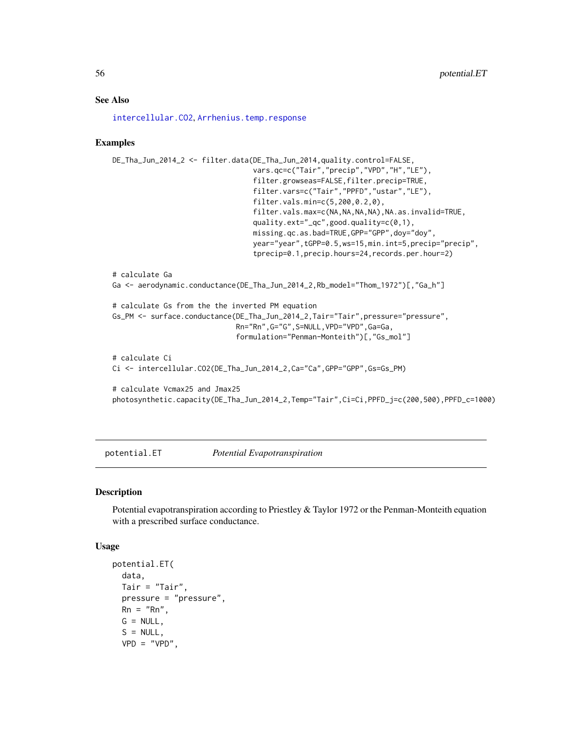## See Also

intercellular.CO2, Arrhenius.temp.response

## Examples

```
DE_Tha_Jun_2014_2 <- filter.data(DE_Tha_Jun_2014,quality.control=FALSE,
                                 vars.qc=c("Tair","precip","VPD","H","LE"),
                                 filter.growseas=FALSE,filter.precip=TRUE,
                                 filter.vars=c("Tair","PPFD","ustar","LE"),
                                 filter.vals.min=c(5,200,0.2,0),
                                 filter.vals.max=c(NA,NA,NA,NA),NA.as.invalid=TRUE,
                                 quality.ext="_qc",good.quality=c(0,1),
                                 missing.qc.as.bad=TRUE,GPP="GPP",doy="doy",
                                 year="year",tGPP=0.5,ws=15,min.int=5,precip="precip",
                                 tprecip=0.1,precip.hours=24,records.per.hour=2)

# calculate Ga
Ga <- aerodynamic.conductance(DE_Tha_Jun_2014_2,Rb_model="Thom_1972")[,"Ga_h"]

# calculate Gs from the the inverted PM equation
Gs_PM <- surface.conductance(DE_Tha_Jun_2014_2,Tair="Tair",pressure="pressure",
                             Rn="Rn",G="G",S=NULL,VPD="VPD",Ga=Ga,
                             formulation="Penman-Monteith")[,"Gs_mol"]

# calculate Ci
Ci <- intercellular.CO2(DE_Tha_Jun_2014_2,Ca="Ca",GPP="GPP",Gs=Gs_PM)

# calculate Vcmax25 and Jmax25
photosynthetic.capacity(DE_Tha_Jun_2014_2,Temp="Tair",Ci=Ci,PPFD_j=c(200,500),PPFD_c=1000)
```

---

# potential.ET    *Potential Evapotranspiration*

## Description

Potential evapotranspiration according to Priestley & Taylor 1972 or the Penman-Monteith equation with a prescribed surface conductance.

## Usage

```
potential.ET(
  data,
  Tair = "Tair",
  pressure = "pressure",
  Rn = "Rn",
  G = NULL,
  S = NULL,
  VPD = "VPD",
```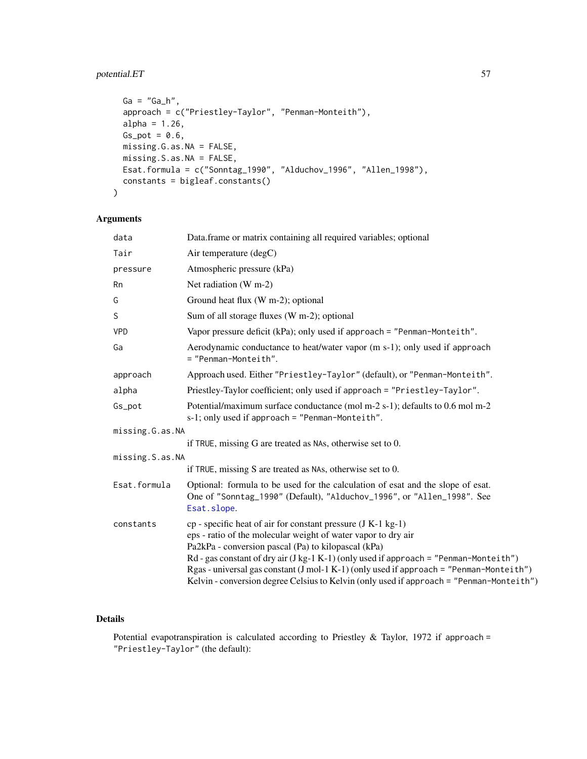```
  Ga = "Ga_h",
  approach = c("Priestley-Taylor", "Penman-Monteith"),
  alpha = 1.26,
  Gs_pot = 0.6,
  missing.G.as.NA = FALSE,
  missing.S.as.NA = FALSE,
  Esat.formula = c("Sonntag_1990", "Alduchov_1996", "Allen_1998"),
  constants = bigleaf.constants()
)
```

## Arguments

| | |
|---|---|
| `data` | Data.frame or matrix containing all required variables; optional |
| `Tair` | Air temperature (degC) |
| `pressure` | Atmospheric pressure (kPa) |
| `Rn` | Net radiation (W m-2) |
| `G` | Ground heat flux (W m-2); optional |
| `S` | Sum of all storage fluxes (W m-2); optional |
| `VPD` | Vapor pressure deficit (kPa); only used if `approach = "Penman-Monteith"`. |
| `Ga` | Aerodynamic conductance to heat/water vapor (m s-1); only used if `approach = "Penman-Monteith"`. |
| `approach` | Approach used. Either `"Priestley-Taylor"` (default), or `"Penman-Monteith"`. |
| `alpha` | Priestley-Taylor coefficient; only used if `approach = "Priestley-Taylor"`. |
| `Gs_pot` | Potential/maximum surface conductance (mol m-2 s-1); defaults to 0.6 mol m-2 s-1; only used if `approach = "Penman-Monteith"`. |
| `missing.G.as.NA` | if `TRUE`, missing G are treated as `NA`s, otherwise set to 0. |
| `missing.S.as.NA` | if `TRUE`, missing S are treated as `NA`s, otherwise set to 0. |
| `Esat.formula` | Optional: formula to be used for the calculation of esat and the slope of esat. One of `"Sonntag_1990"` (Default), `"Alduchov_1996"`, or `"Allen_1998"`. See `Esat.slope`. |
| `constants` | cp - specific heat of air for constant pressure (J K-1 kg-1)<br>eps - ratio of the molecular weight of water vapor to dry air<br>Pa2kPa - conversion pascal (Pa) to kilopascal (kPa)<br>Rd - gas constant of dry air (J kg-1 K-1) (only used if `approach = "Penman-Monteith"`)<br>Rgas - universal gas constant (J mol-1 K-1) (only used if `approach = "Penman-Monteith"`)<br>Kelvin - conversion degree Celsius to Kelvin (only used if `approach = "Penman-Monteith"`) |

## Details

Potential evapotranspiration is calculated according to Priestley & Taylor, 1972 if `approach = "Priestley-Taylor"` (the default):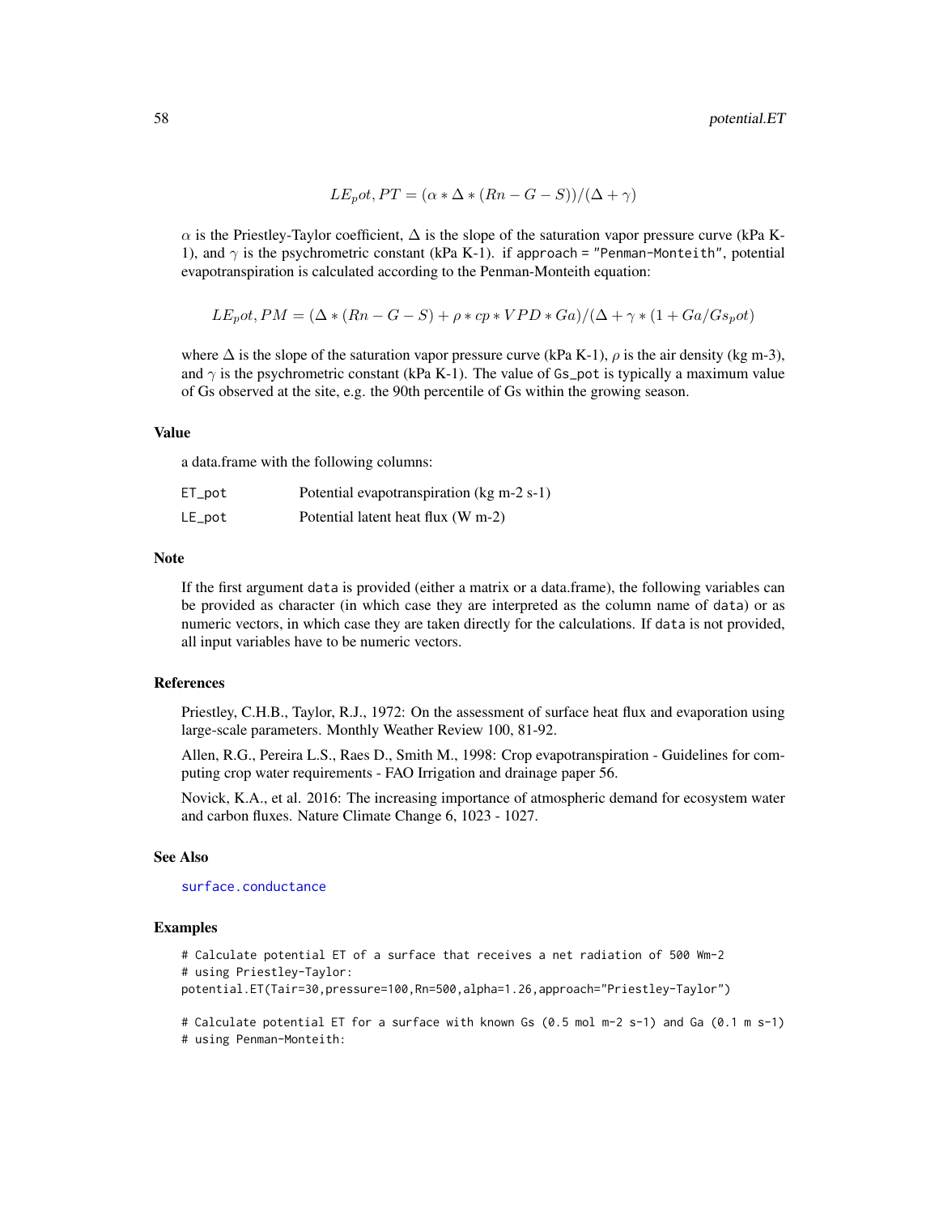$$LE_pot, PT = (\alpha * \Delta * (Rn - G - S))/(\Delta + \gamma)$$

$\alpha$ is the Priestley-Taylor coefficient, $\Delta$ is the slope of the saturation vapor pressure curve (kPa K-1), and $\gamma$ is the psychrometric constant (kPa K-1). if `approach = "Penman-Monteith"`, potential evapotranspiration is calculated according to the Penman-Monteith equation:

$$LE_pot, PM = (\Delta * (Rn - G - S) + \rho * cp * VPD * Ga)/(\Delta + \gamma * (1 + Ga/Gs_pot)$$

where $\Delta$ is the slope of the saturation vapor pressure curve (kPa K-1), $\rho$ is the air density (kg m-3), and $\gamma$ is the psychrometric constant (kPa K-1). The value of `Gs_pot` is typically a maximum value of Gs observed at the site, e.g. the 90th percentile of Gs within the growing season.

### Value

a data.frame with the following columns:

| | |
|---|---|
| `ET_pot` | Potential evapotranspiration (kg m-2 s-1) |
| `LE_pot` | Potential latent heat flux (W m-2) |

### Note

If the first argument `data` is provided (either a matrix or a data.frame), the following variables can be provided as character (in which case they are interpreted as the column name of `data`) or as numeric vectors, in which case they are taken directly for the calculations. If `data` is not provided, all input variables have to be numeric vectors.

### References

Priestley, C.H.B., Taylor, R.J., 1972: On the assessment of surface heat flux and evaporation using large-scale parameters. Monthly Weather Review 100, 81-92.

Allen, R.G., Pereira L.S., Raes D., Smith M., 1998: Crop evapotranspiration - Guidelines for computing crop water requirements - FAO Irrigation and drainage paper 56.

Novick, K.A., et al. 2016: The increasing importance of atmospheric demand for ecosystem water and carbon fluxes. Nature Climate Change 6, 1023 - 1027.

### See Also

`surface.conductance`

### Examples

```
# Calculate potential ET of a surface that receives a net radiation of 500 Wm-2
# using Priestley-Taylor:
potential.ET(Tair=30,pressure=100,Rn=500,alpha=1.26,approach="Priestley-Taylor")

# Calculate potential ET for a surface with known Gs (0.5 mol m-2 s-1) and Ga (0.1 m s-1)
# using Penman-Monteith:
```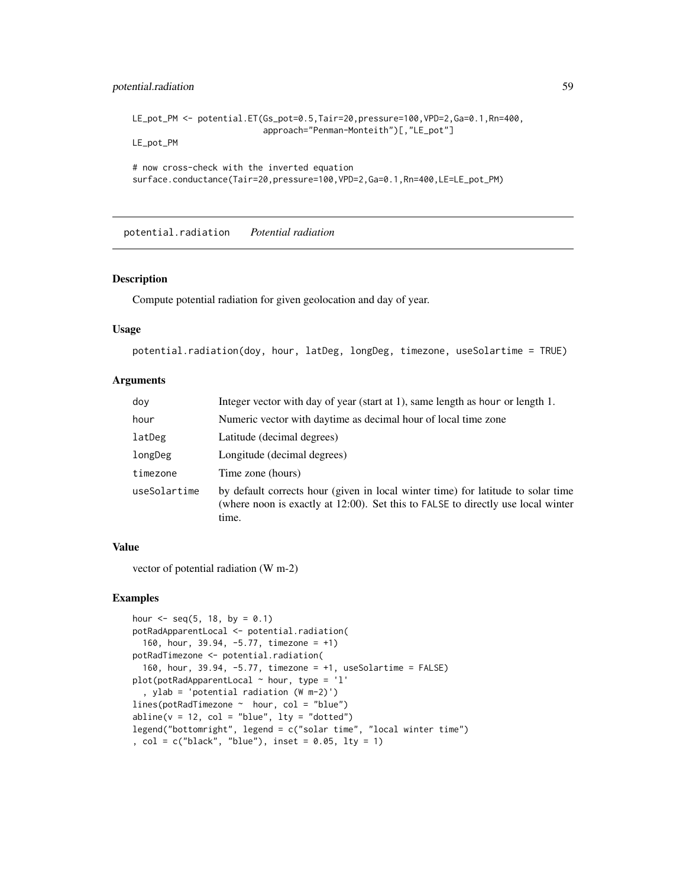```
LE_pot_PM <- potential.ET(Gs_pot=0.5,Tair=20,pressure=100,VPD=2,Ga=0.1,Rn=400,
                          approach="Penman-Monteith")[,"LE_pot"]
LE_pot_PM

# now cross-check with the inverted equation
surface.conductance(Tair=20,pressure=100,VPD=2,Ga=0.1,Rn=400,LE=LE_pot_PM)
```

## potential.radiation *Potential radiation*

### Description

Compute potential radiation for given geolocation and day of year.

### Usage

```
potential.radiation(doy, hour, latDeg, longDeg, timezone, useSolartime = TRUE)
```

### Arguments

| | |
|---|---|
| doy | Integer vector with day of year (start at 1), same length as hour or length 1. |
| hour | Numeric vector with daytime as decimal hour of local time zone |
| latDeg | Latitude (decimal degrees) |
| longDeg | Longitude (decimal degrees) |
| timezone | Time zone (hours) |
| useSolartime | by default corrects hour (given in local winter time) for latitude to solar time (where noon is exactly at 12:00). Set this to FALSE to directly use local winter time. |

### Value

vector of potential radiation (W m-2)

### Examples

```
hour <- seq(5, 18, by = 0.1)
potRadApparentLocal <- potential.radiation(
  160, hour, 39.94, -5.77, timezone = +1)
potRadTimezone <- potential.radiation(
  160, hour, 39.94, -5.77, timezone = +1, useSolartime = FALSE)
plot(potRadApparentLocal ~ hour, type = 'l'
  , ylab = 'potential radiation (W m-2)')
lines(potRadTimezone ~  hour, col = "blue")
abline(v = 12, col = "blue", lty = "dotted")
legend("bottomright", legend = c("solar time", "local winter time")
, col = c("black", "blue"), inset = 0.05, lty = 1)
```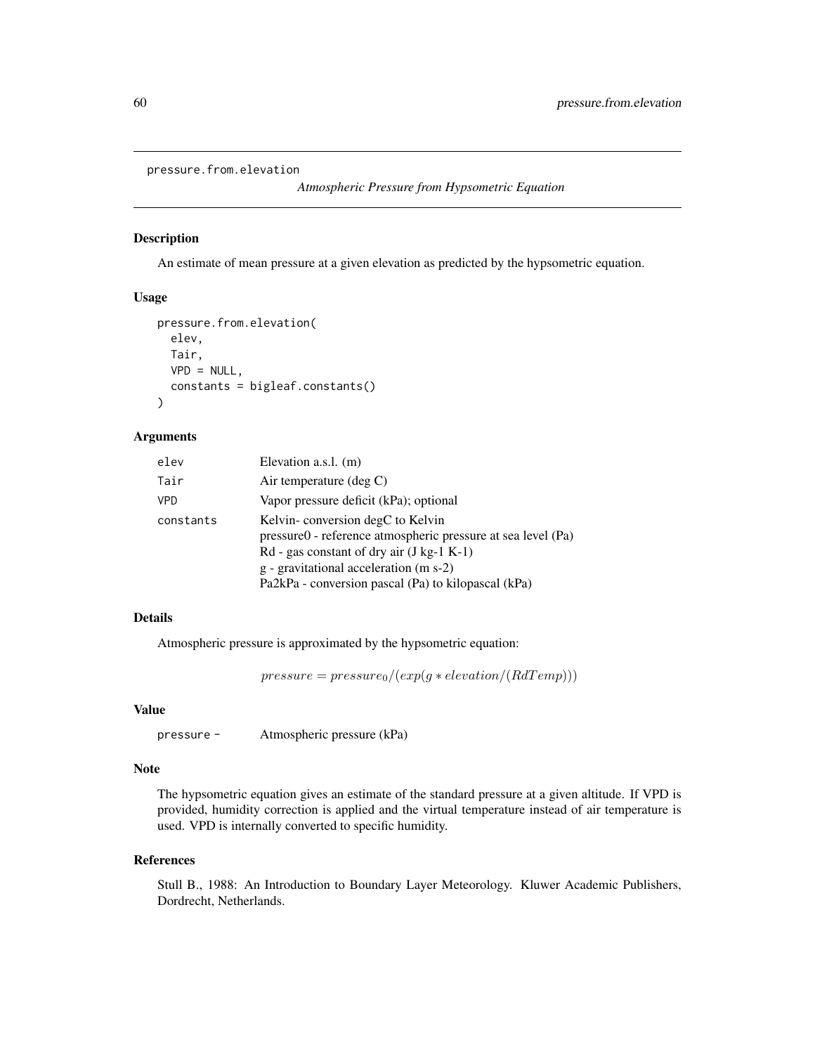pressure.from.elevation

*Atmospheric Pressure from Hypsometric Equation*

## Description

An estimate of mean pressure at a given elevation as predicted by the hypsometric equation.

## Usage

```
pressure.from.elevation(
  elev,
  Tair,
  VPD = NULL,
  constants = bigleaf.constants()
)
```

## Arguments

| | |
|---|---|
| elev | Elevation a.s.l. (m) |
| Tair | Air temperature (deg C) |
| VPD | Vapor pressure deficit (kPa); optional |
| constants | Kelvin- conversion degC to Kelvin<br>pressure0 - reference atmospheric pressure at sea level (Pa)<br>Rd - gas constant of dry air (J kg-1 K-1)<br>g - gravitational acceleration (m s-2)<br>Pa2kPa - conversion pascal (Pa) to kilopascal (kPa) |

## Details

Atmospheric pressure is approximated by the hypsometric equation:

$$pressure = pressure_0/(exp(g * elevation/(RdTemp)))$$

## Value

| | |
|---|---|
| pressure - | Atmospheric pressure (kPa) |

## Note

The hypsometric equation gives an estimate of the standard pressure at a given altitude. If VPD is provided, humidity correction is applied and the virtual temperature instead of air temperature is used. VPD is internally converted to specific humidity.

## References

Stull B., 1988: An Introduction to Boundary Layer Meteorology. Kluwer Academic Publishers, Dordrecht, Netherlands.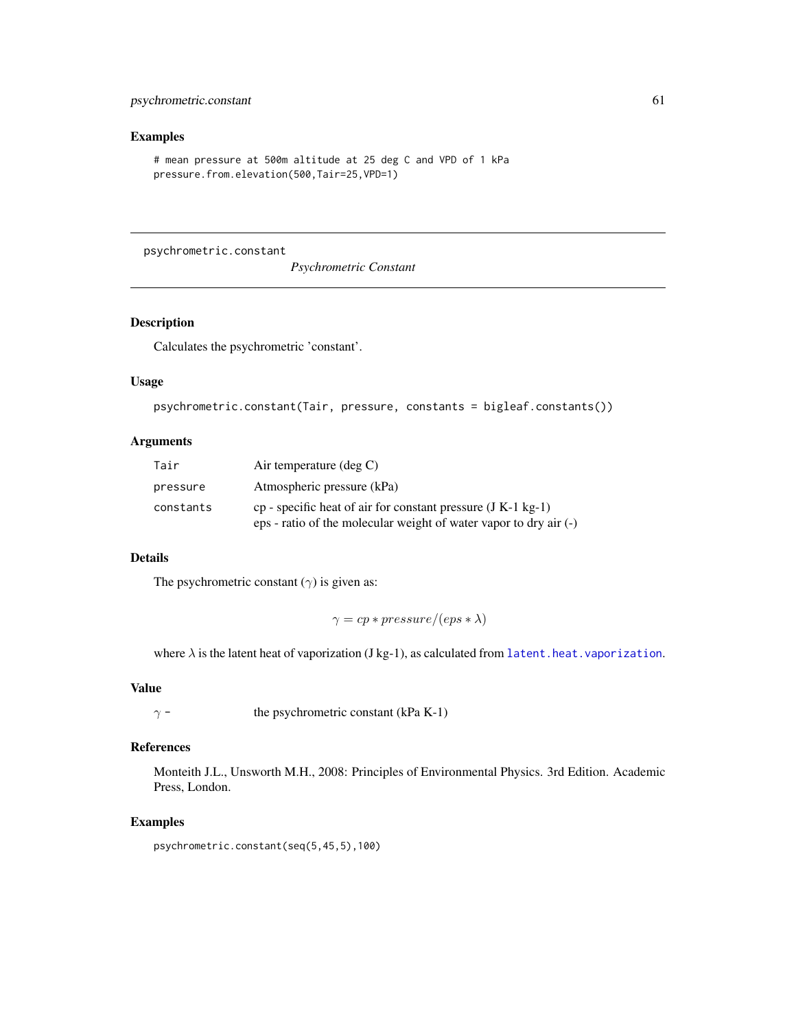## Examples

```
# mean pressure at 500m altitude at 25 deg C and VPD of 1 kPa
pressure.from.elevation(500,Tair=25,VPD=1)
```

---

# psychrometric.constant &emsp; *Psychrometric Constant*

---

## Description

Calculates the psychrometric 'constant'.

## Usage

```
psychrometric.constant(Tair, pressure, constants = bigleaf.constants())
```

## Arguments

| | |
|---|---|
| `Tair` | Air temperature (deg C) |
| `pressure` | Atmospheric pressure (kPa) |
| `constants` | cp - specific heat of air for constant pressure (J K-1 kg-1)<br>eps - ratio of the molecular weight of water vapor to dry air (-) |

## Details

The psychrometric constant ($\gamma$) is given as:

$$\gamma = cp * pressure/(eps * \lambda)$$

where $\lambda$ is the latent heat of vaporization (J kg-1), as calculated from `latent.heat.vaporization`.

## Value

| | |
|---|---|
| $\gamma$ - | the psychrometric constant (kPa K-1) |

## References

Monteith J.L., Unsworth M.H., 2008: Principles of Environmental Physics. 3rd Edition. Academic Press, London.

## Examples

```
psychrometric.constant(seq(5,45,5),100)
```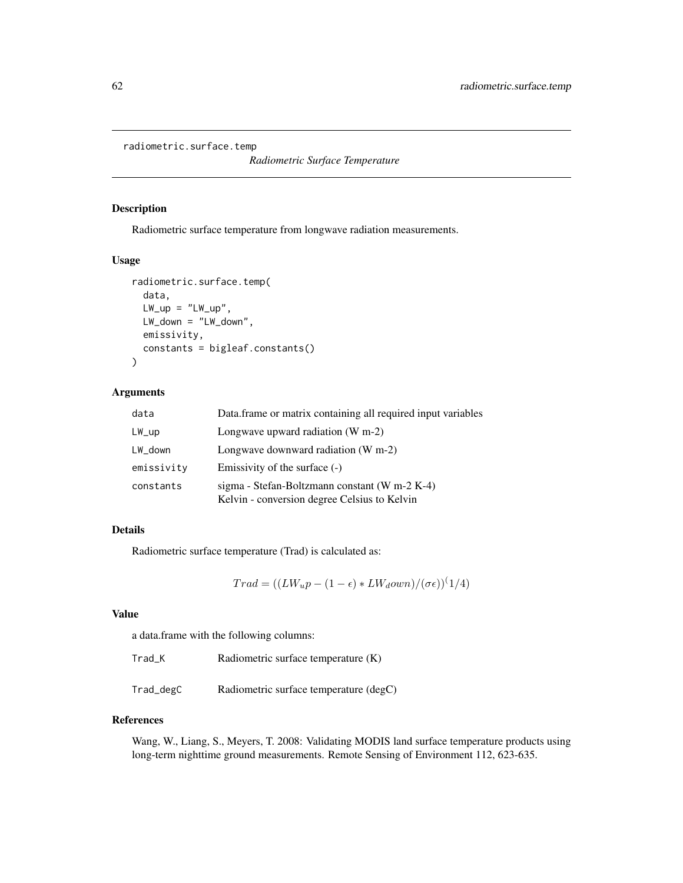radiometric.surface.temp

*Radiometric Surface Temperature*

## Description

Radiometric surface temperature from longwave radiation measurements.

## Usage

```
radiometric.surface.temp(
  data,
  LW_up = "LW_up",
  LW_down = "LW_down",
  emissivity,
  constants = bigleaf.constants()
)
```

## Arguments

| | |
|---|---|
| data | Data.frame or matrix containing all required input variables |
| LW_up | Longwave upward radiation (W m-2) |
| LW_down | Longwave downward radiation (W m-2) |
| emissivity | Emissivity of the surface (-) |
| constants | sigma - Stefan-Boltzmann constant (W m-2 K-4)<br>Kelvin - conversion degree Celsius to Kelvin |

## Details

Radiometric surface temperature (Trad) is calculated as:

$$Trad = ((LW_up - (1 - \epsilon) * LW_down)/(\sigma\epsilon))^(1/4)$$

## Value

a data.frame with the following columns:

| | |
|---|---|
| Trad_K | Radiometric surface temperature (K) |
| Trad_degC | Radiometric surface temperature (degC) |

## References

Wang, W., Liang, S., Meyers, T. 2008: Validating MODIS land surface temperature products using long-term nighttime ground measurements. Remote Sensing of Environment 112, 623-635.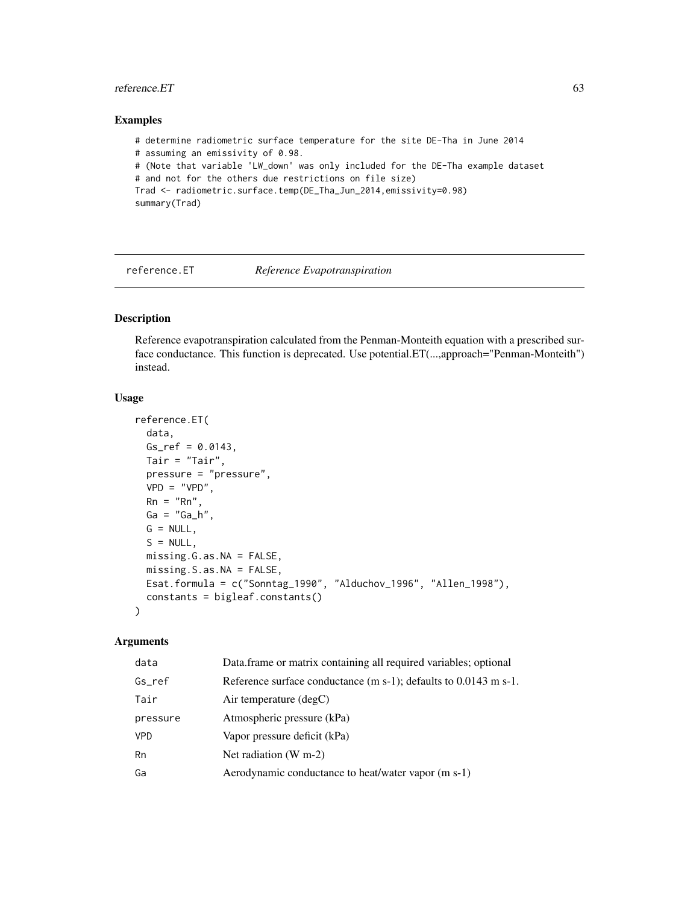## Examples

```
# determine radiometric surface temperature for the site DE-Tha in June 2014
# assuming an emissivity of 0.98.
# (Note that variable 'LW_down' was only included for the DE-Tha example dataset
# and not for the others due restrictions on file size)
Trad <- radiometric.surface.temp(DE_Tha_Jun_2014,emissivity=0.98)
summary(Trad)
```

---

# reference.ET *Reference Evapotranspiration*

---

## Description

Reference evapotranspiration calculated from the Penman-Monteith equation with a prescribed surface conductance. This function is deprecated. Use potential.ET(...,approach="Penman-Monteith") instead.

## Usage

```
reference.ET(
  data,
  Gs_ref = 0.0143,
  Tair = "Tair",
  pressure = "pressure",
  VPD = "VPD",
  Rn = "Rn",
  Ga = "Ga_h",
  G = NULL,
  S = NULL,
  missing.G.as.NA = FALSE,
  missing.S.as.NA = FALSE,
  Esat.formula = c("Sonntag_1990", "Alduchov_1996", "Allen_1998"),
  constants = bigleaf.constants()
)
```

## Arguments

| | |
|---|---|
| data | Data.frame or matrix containing all required variables; optional |
| Gs_ref | Reference surface conductance (m s-1); defaults to 0.0143 m s-1. |
| Tair | Air temperature (degC) |
| pressure | Atmospheric pressure (kPa) |
| VPD | Vapor pressure deficit (kPa) |
| Rn | Net radiation (W m-2) |
| Ga | Aerodynamic conductance to heat/water vapor (m s-1) |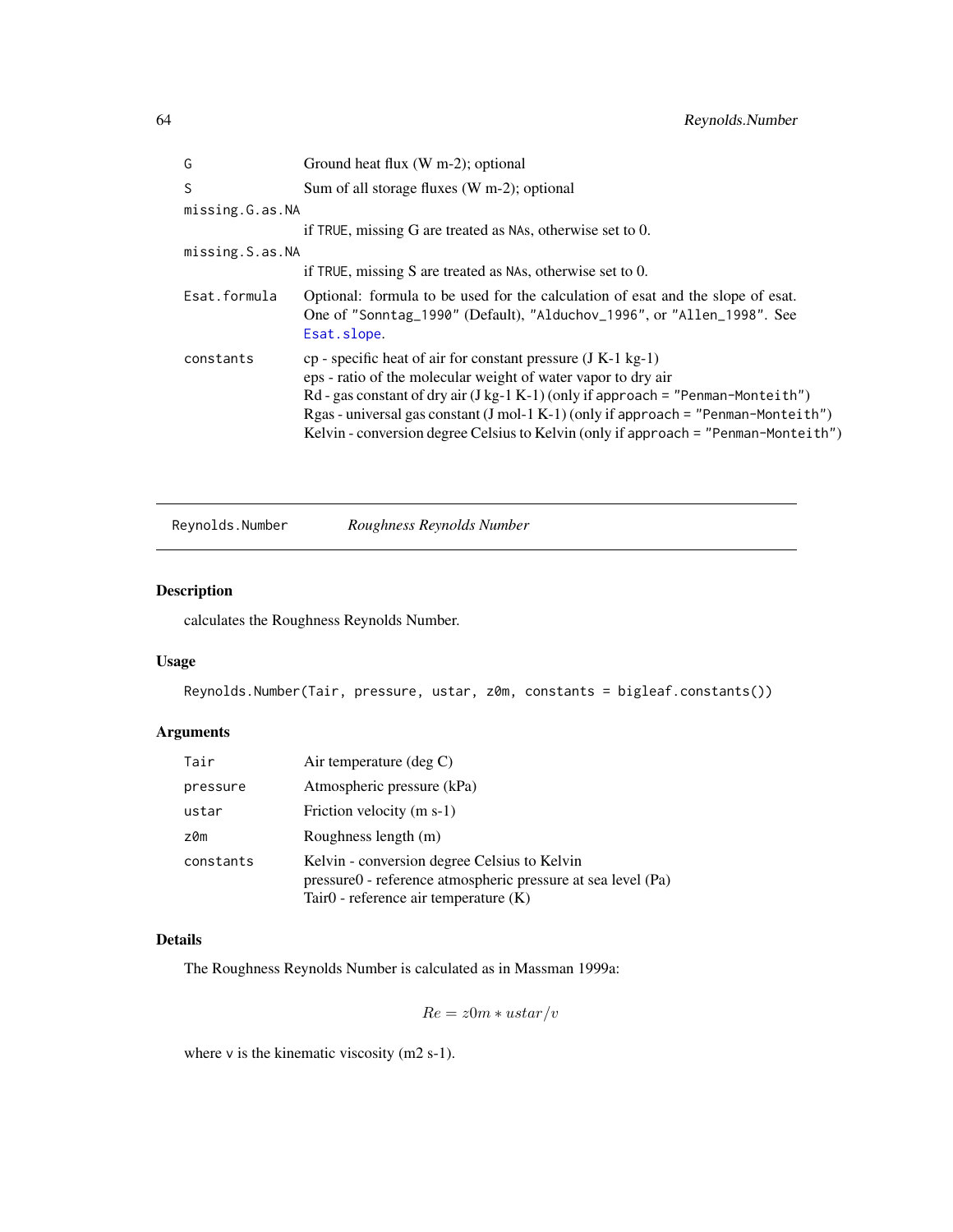| | |
|---|---|
| G | Ground heat flux (W m-2); optional |
| S | Sum of all storage fluxes (W m-2); optional |
| missing.G.as.NA | if TRUE, missing G are treated as NAs, otherwise set to 0. |
| missing.S.as.NA | if TRUE, missing S are treated as NAs, otherwise set to 0. |
| Esat.formula | Optional: formula to be used for the calculation of esat and the slope of esat. One of "Sonntag_1990" (Default), "Alduchov_1996", or "Allen_1998". See Esat.slope. |
| constants | cp - specific heat of air for constant pressure (J K-1 kg-1)<br>eps - ratio of the molecular weight of water vapor to dry air<br>Rd - gas constant of dry air (J kg-1 K-1) (only if approach = "Penman-Monteith")<br>Rgas - universal gas constant (J mol-1 K-1) (only if approach = "Penman-Monteith")<br>Kelvin - conversion degree Celsius to Kelvin (only if approach = "Penman-Monteith") |

---

## Reynolds.Number *Roughness Reynolds Number*

### Description

calculates the Roughness Reynolds Number.

### Usage

```
Reynolds.Number(Tair, pressure, ustar, z0m, constants = bigleaf.constants())
```

### Arguments

| | |
|---|---|
| Tair | Air temperature (deg C) |
| pressure | Atmospheric pressure (kPa) |
| ustar | Friction velocity (m s-1) |
| z0m | Roughness length (m) |
| constants | Kelvin - conversion degree Celsius to Kelvin<br>pressure0 - reference atmospheric pressure at sea level (Pa)<br>Tair0 - reference air temperature (K) |

### Details

The Roughness Reynolds Number is calculated as in Massman 1999a:

$$Re = z0m * ustar/v$$

where v is the kinematic viscosity (m2 s-1).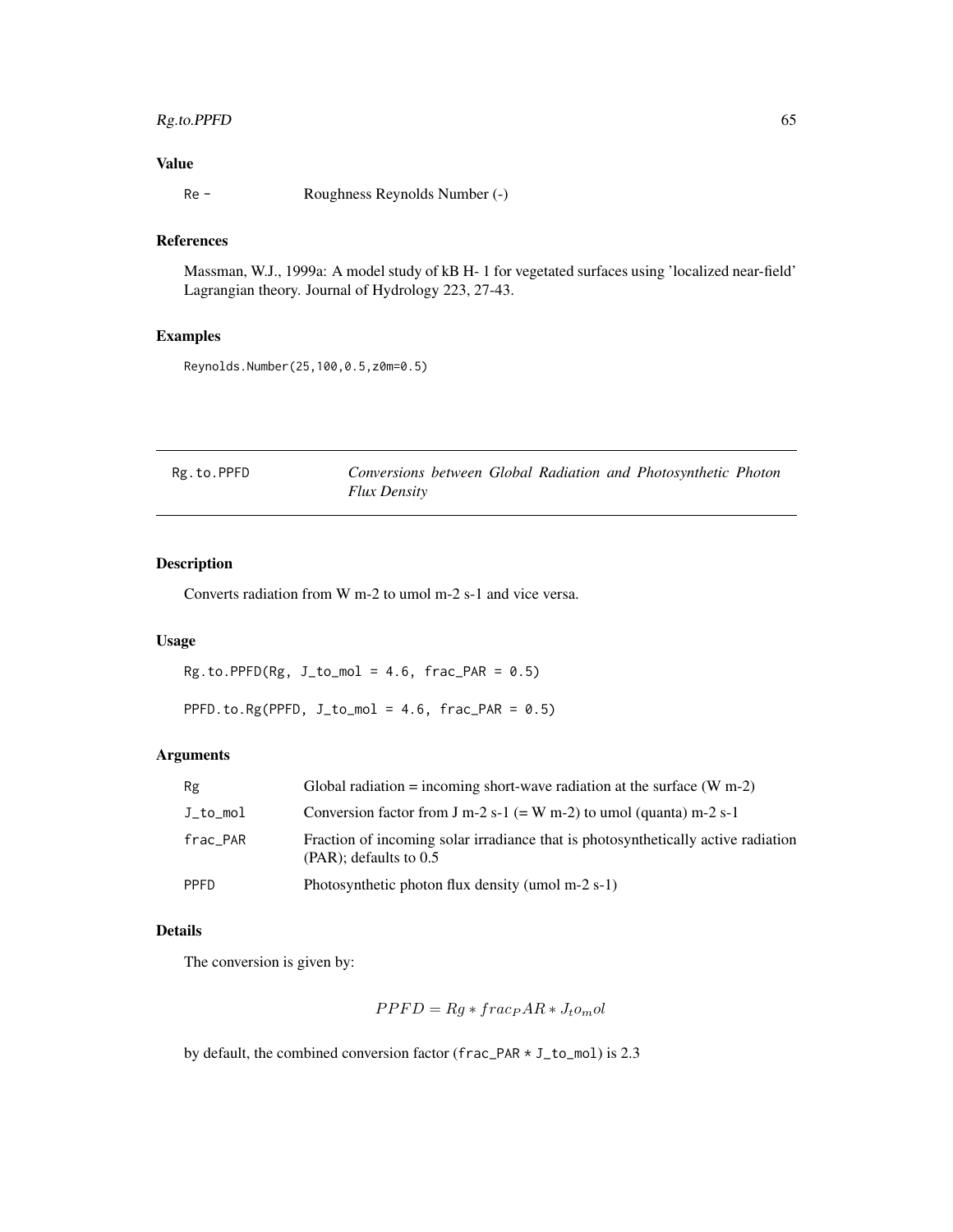## Value

| | |
|---|---|
| Re - | Roughness Reynolds Number (-) |

## References

Massman, W.J., 1999a: A model study of kB H- 1 for vegetated surfaces using 'localized near-field' Lagrangian theory. Journal of Hydrology 223, 27-43.

## Examples

```
Reynolds.Number(25,100,0.5,z0m=0.5)
```

---

Rg.to.PPFD    *Conversions between Global Radiation and Photosynthetic Photon Flux Density*

---

## Description

Converts radiation from W m-2 to umol m-2 s-1 and vice versa.

## Usage

```
Rg.to.PPFD(Rg, J_to_mol = 4.6, frac_PAR = 0.5)

PPFD.to.Rg(PPFD, J_to_mol = 4.6, frac_PAR = 0.5)
```

## Arguments

| | |
|---|---|
| Rg | Global radiation = incoming short-wave radiation at the surface (W m-2) |
| J_to_mol | Conversion factor from J m-2 s-1 (= W m-2) to umol (quanta) m-2 s-1 |
| frac_PAR | Fraction of incoming solar irradiance that is photosynthetically active radiation (PAR); defaults to 0.5 |
| PPFD | Photosynthetic photon flux density (umol m-2 s-1) |

## Details

The conversion is given by:

$$PPFD = Rg * frac_PAR * J_to_mol$$

by default, the combined conversion factor (frac_PAR * J_to_mol) is 2.3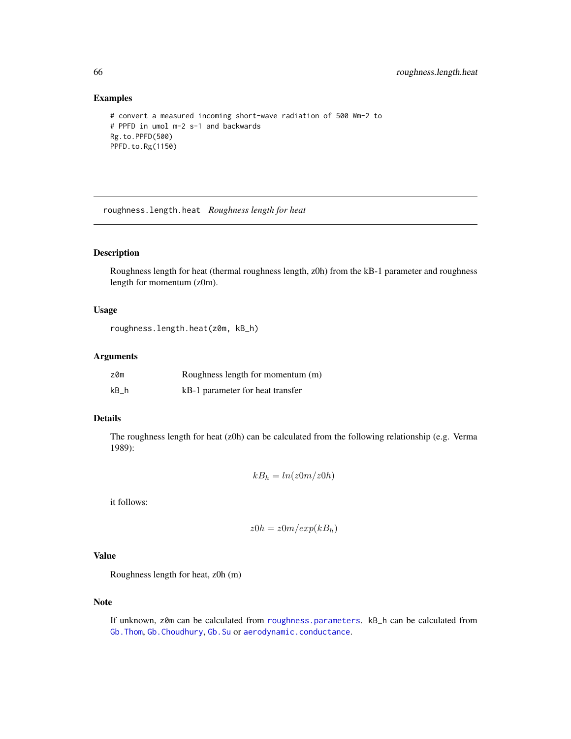## Examples

```
# convert a measured incoming short-wave radiation of 500 Wm-2 to
# PPFD in umol m-2 s-1 and backwards
Rg.to.PPFD(500)
PPFD.to.Rg(1150)
```

---

# roughness.length.heat *Roughness length for heat*

---

## Description

Roughness length for heat (thermal roughness length, z0h) from the kB-1 parameter and roughness length for momentum (z0m).

## Usage

```
roughness.length.heat(z0m, kB_h)
```

## Arguments

| | |
|---|---|
| z0m | Roughness length for momentum (m) |
| kB_h | kB-1 parameter for heat transfer |

## Details

The roughness length for heat (z0h) can be calculated from the following relationship (e.g. Verma 1989):

$$kB_h = ln(z0m/z0h)$$

it follows:

$$z0h = z0m/exp(kB_h)$$

## Value

Roughness length for heat, z0h (m)

## Note

If unknown, `z0m` can be calculated from `roughness.parameters`. `kB_h` can be calculated from `Gb.Thom`, `Gb.Choudhury`, `Gb.Su` or `aerodynamic.conductance`.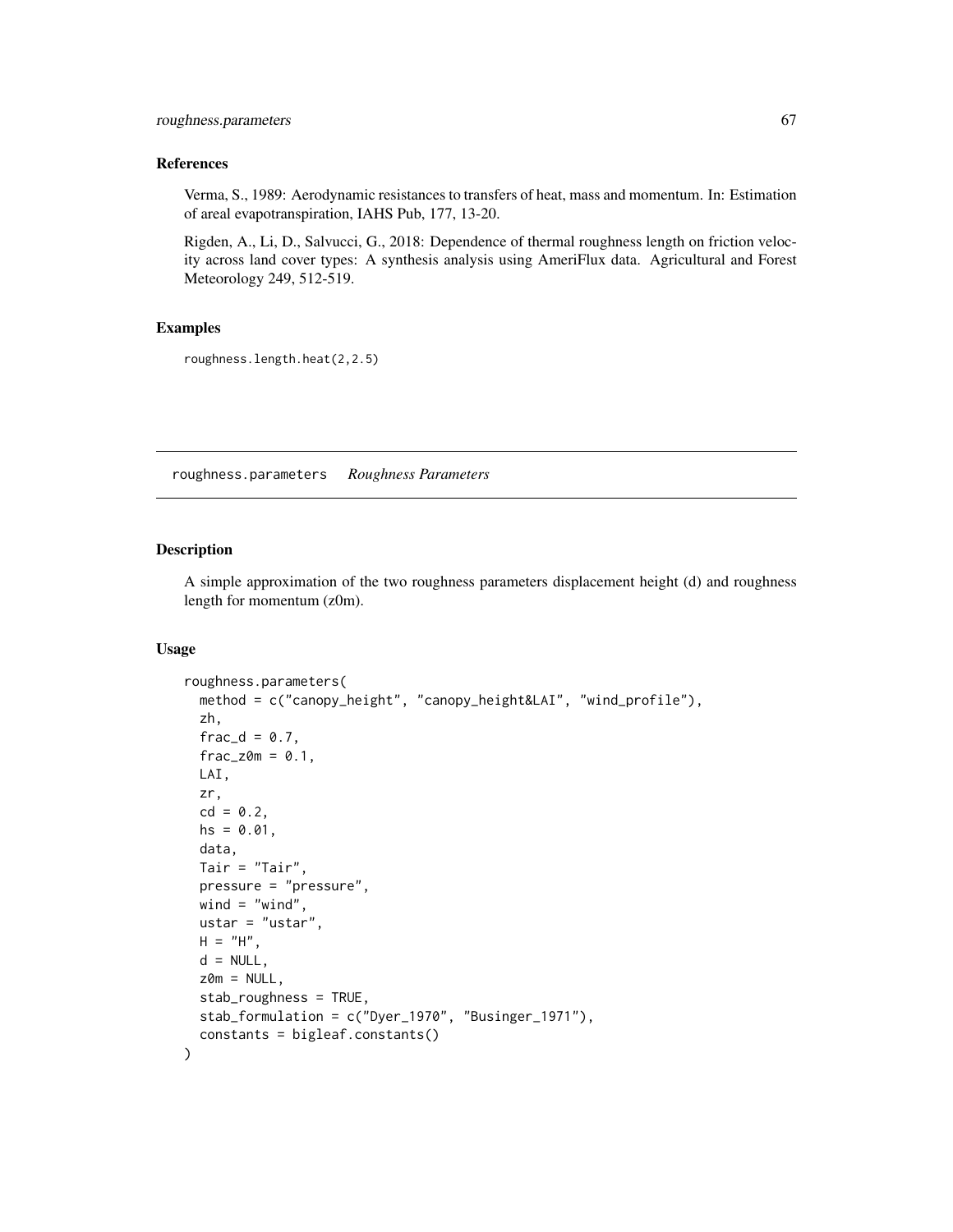### References

Verma, S., 1989: Aerodynamic resistances to transfers of heat, mass and momentum. In: Estimation of areal evapotranspiration, IAHS Pub, 177, 13-20.

Rigden, A., Li, D., Salvucci, G., 2018: Dependence of thermal roughness length on friction velocity across land cover types: A synthesis analysis using AmeriFlux data. Agricultural and Forest Meteorology 249, 512-519.

### Examples

```
roughness.length.heat(2,2.5)
```

---

## roughness.parameters *Roughness Parameters*

### Description

A simple approximation of the two roughness parameters displacement height (d) and roughness length for momentum (z0m).

### Usage

```
roughness.parameters(
  method = c("canopy_height", "canopy_height&LAI", "wind_profile"),
  zh,
  frac_d = 0.7,
  frac_z0m = 0.1,
  LAI,
  zr,
  cd = 0.2,
  hs = 0.01,
  data,
  Tair = "Tair",
  pressure = "pressure",
  wind = "wind",
  ustar = "ustar",
  H = "H",
  d = NULL,
  z0m = NULL,
  stab_roughness = TRUE,
  stab_formulation = c("Dyer_1970", "Businger_1971"),
  constants = bigleaf.constants()
)
```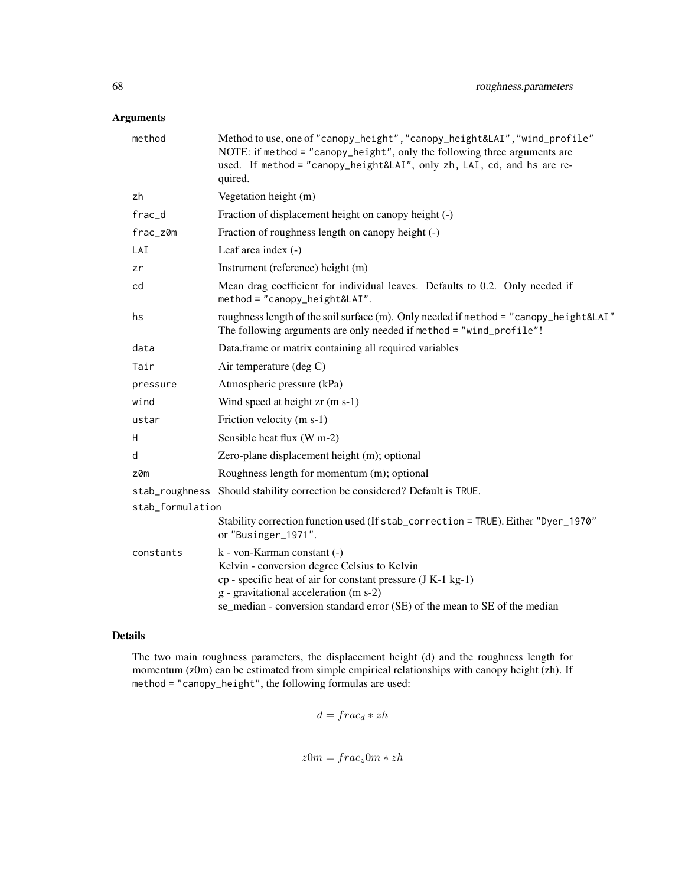## Arguments

| | |
|---|---|
| method | Method to use, one of "canopy_height","canopy_height&LAI","wind_profile" NOTE: if method = "canopy_height", only the following three arguments are used. If method = "canopy_height&LAI", only zh, LAI, cd, and hs are required. |
| zh | Vegetation height (m) |
| frac_d | Fraction of displacement height on canopy height (-) |
| frac_z0m | Fraction of roughness length on canopy height (-) |
| LAI | Leaf area index (-) |
| zr | Instrument (reference) height (m) |
| cd | Mean drag coefficient for individual leaves. Defaults to 0.2. Only needed if method = "canopy_height&LAI". |
| hs | roughness length of the soil surface (m). Only needed if method = "canopy_height&LAI" The following arguments are only needed if method = "wind_profile"! |
| data | Data.frame or matrix containing all required variables |
| Tair | Air temperature (deg C) |
| pressure | Atmospheric pressure (kPa) |
| wind | Wind speed at height zr (m s-1) |
| ustar | Friction velocity (m s-1) |
| H | Sensible heat flux (W m-2) |
| d | Zero-plane displacement height (m); optional |
| z0m | Roughness length for momentum (m); optional |
| stab_roughness | Should stability correction be considered? Default is TRUE. |
| stab_formulation | Stability correction function used (If stab_correction = TRUE). Either "Dyer_1970" or "Businger_1971". |
| constants | k - von-Karman constant (-)<br>Kelvin - conversion degree Celsius to Kelvin<br>cp - specific heat of air for constant pressure (J K-1 kg-1)<br>g - gravitational acceleration (m s-2)<br>se_median - conversion standard error (SE) of the mean to SE of the median |

## Details

The two main roughness parameters, the displacement height (d) and the roughness length for momentum (z0m) can be estimated from simple empirical relationships with canopy height (zh). If method = "canopy_height", the following formulas are used:

$$d = frac_d * zh$$

$$z0m = frac_z0m * zh$$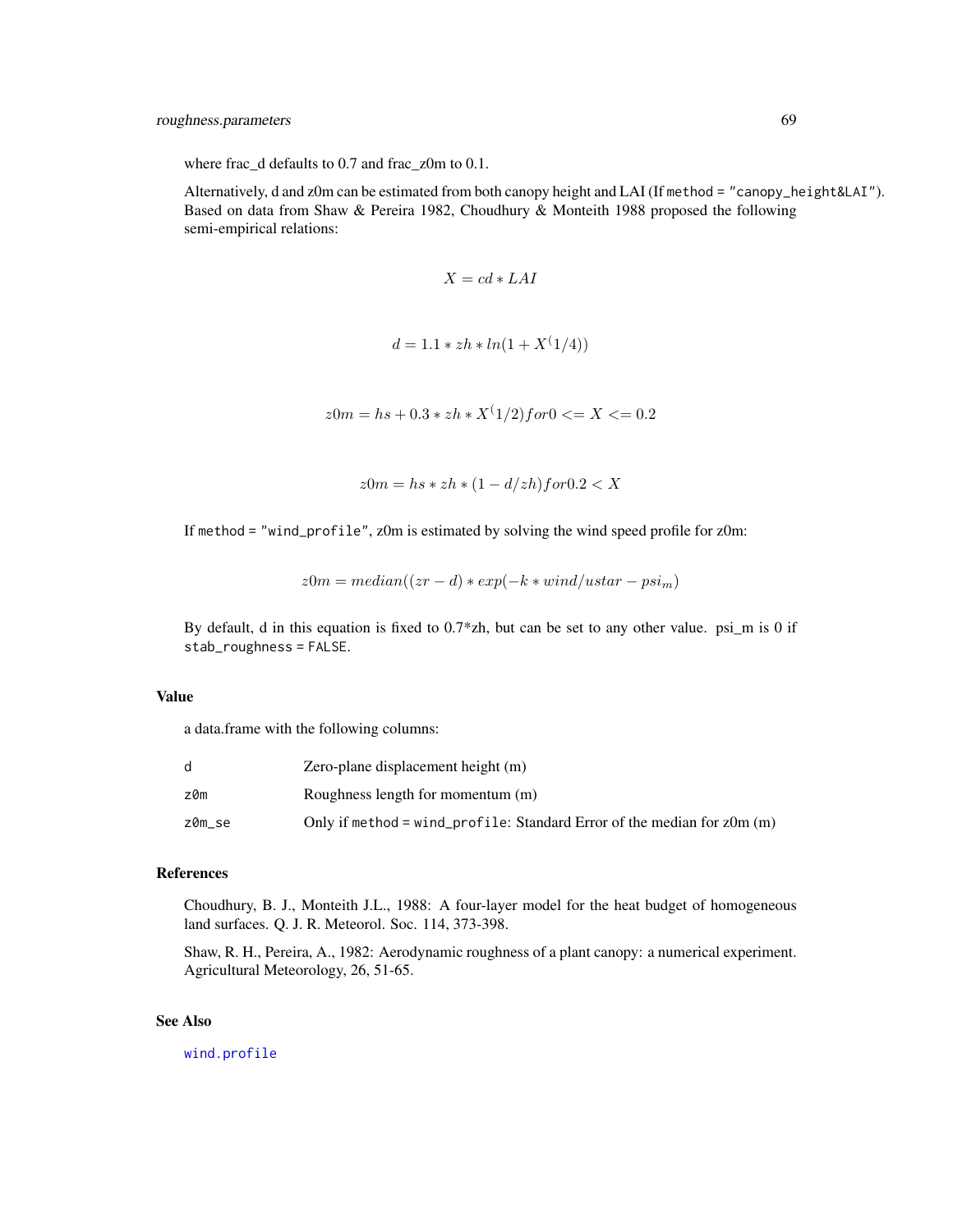where frac_d defaults to 0.7 and frac_z0m to 0.1.

Alternatively, d and z0m can be estimated from both canopy height and LAI (If `method = "canopy_height&LAI"`). Based on data from Shaw & Pereira 1982, Choudhury & Monteith 1988 proposed the following semi-empirical relations:

$$X = cd * LAI$$

$$d = 1.1 * zh * ln(1 + X^(1/4))$$

$$z0m = hs + 0.3 * zh * X^(1/2) for 0 <= X <= 0.2$$

$$z0m = hs * zh * (1 - d/zh) for 0.2 < X$$

If `method = "wind_profile"`, z0m is estimated by solving the wind speed profile for z0m:

$$z0m = median((zr - d) * exp(-k * wind/ustar - psi_m)$$

By default, d in this equation is fixed to 0.7*zh, but can be set to any other value. psi_m is 0 if `stab_roughness = FALSE`.

## Value

a data.frame with the following columns:

| | |
|---|---|
| d | Zero-plane displacement height (m) |
| z0m | Roughness length for momentum (m) |
| z0m_se | Only if `method = wind_profile`: Standard Error of the median for z0m (m) |

## References

Choudhury, B. J., Monteith J.L., 1988: A four-layer model for the heat budget of homogeneous land surfaces. Q. J. R. Meteorol. Soc. 114, 373-398.

Shaw, R. H., Pereira, A., 1982: Aerodynamic roughness of a plant canopy: a numerical experiment. Agricultural Meteorology, 26, 51-65.

## See Also

`wind.profile`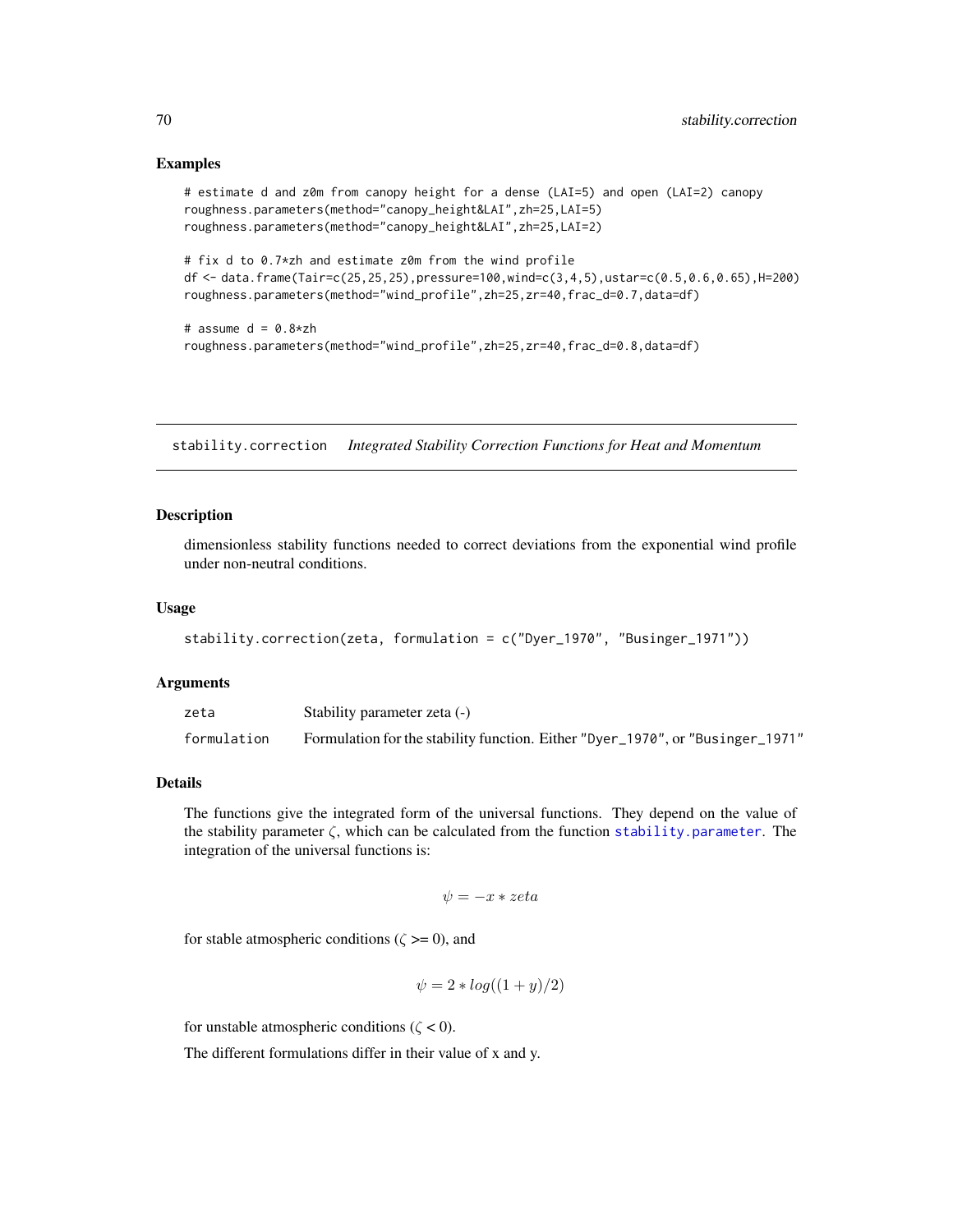## Examples

```
# estimate d and z0m from canopy height for a dense (LAI=5) and open (LAI=2) canopy
roughness.parameters(method="canopy_height&LAI",zh=25,LAI=5)
roughness.parameters(method="canopy_height&LAI",zh=25,LAI=2)

# fix d to 0.7*zh and estimate z0m from the wind profile
df <- data.frame(Tair=c(25,25,25),pressure=100,wind=c(3,4,5),ustar=c(0.5,0.6,0.65),H=200)
roughness.parameters(method="wind_profile",zh=25,zr=40,frac_d=0.7,data=df)

# assume d = 0.8*zh
roughness.parameters(method="wind_profile",zh=25,zr=40,frac_d=0.8,data=df)
```

---

# stability.correction — *Integrated Stability Correction Functions for Heat and Momentum*

## Description

dimensionless stability functions needed to correct deviations from the exponential wind profile under non-neutral conditions.

## Usage

```
stability.correction(zeta, formulation = c("Dyer_1970", "Businger_1971"))
```

## Arguments

| | |
|---|---|
| zeta | Stability parameter zeta (-) |
| formulation | Formulation for the stability function. Either "Dyer_1970", or "Businger_1971" |

## Details

The functions give the integrated form of the universal functions. They depend on the value of the stability parameter $\zeta$, which can be calculated from the function stability.parameter. The integration of the universal functions is:

$$\psi = -x * zeta$$

for stable atmospheric conditions ($\zeta >= 0$), and

$$\psi = 2 * log((1 + y)/2)$$

for unstable atmospheric conditions ($\zeta < 0$).

The different formulations differ in their value of x and y.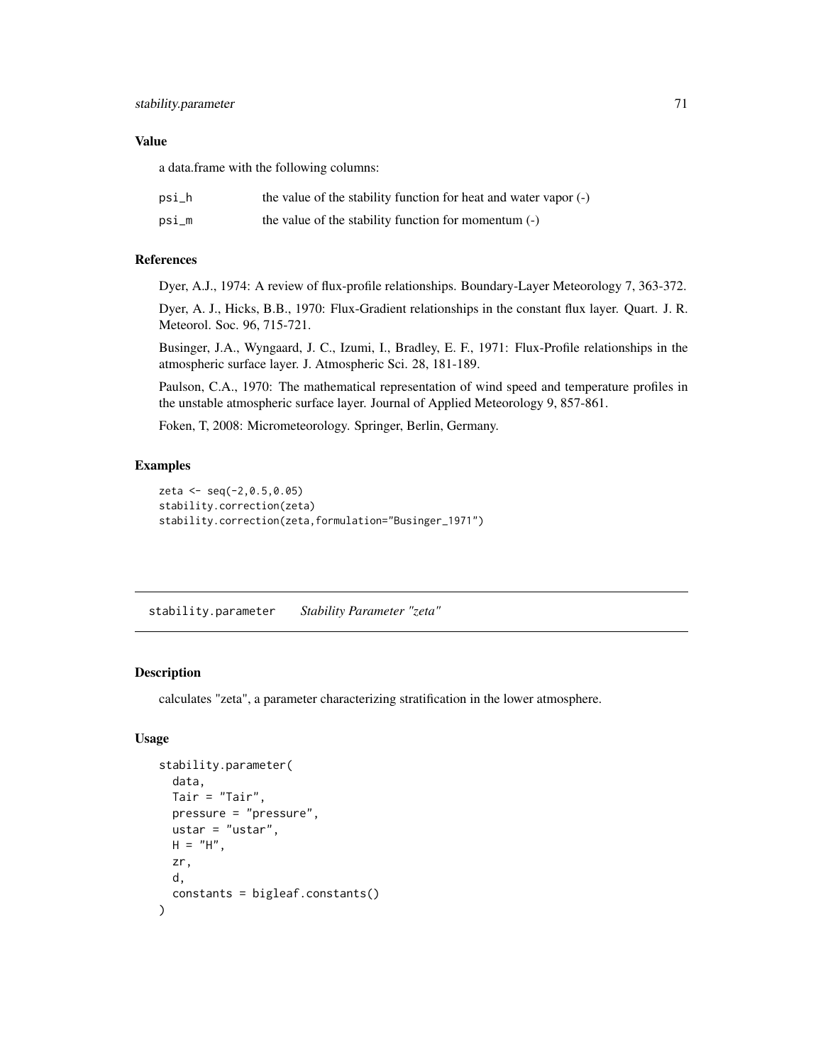### Value

a data.frame with the following columns:

| | |
|---|---|
| psi_h | the value of the stability function for heat and water vapor (-) |
| psi_m | the value of the stability function for momentum (-) |

### References

Dyer, A.J., 1974: A review of flux-profile relationships. Boundary-Layer Meteorology 7, 363-372.

Dyer, A. J., Hicks, B.B., 1970: Flux-Gradient relationships in the constant flux layer. Quart. J. R. Meteorol. Soc. 96, 715-721.

Businger, J.A., Wyngaard, J. C., Izumi, I., Bradley, E. F., 1971: Flux-Profile relationships in the atmospheric surface layer. J. Atmospheric Sci. 28, 181-189.

Paulson, C.A., 1970: The mathematical representation of wind speed and temperature profiles in the unstable atmospheric surface layer. Journal of Applied Meteorology 9, 857-861.

Foken, T, 2008: Micrometeorology. Springer, Berlin, Germany.

### Examples

```
zeta <- seq(-2,0.5,0.05)
stability.correction(zeta)
stability.correction(zeta,formulation="Businger_1971")
```

---

## stability.parameter    *Stability Parameter "zeta"*

---

### Description

calculates "zeta", a parameter characterizing stratification in the lower atmosphere.

### Usage

```
stability.parameter(
  data,
  Tair = "Tair",
  pressure = "pressure",
  ustar = "ustar",
  H = "H",
  zr,
  d,
  constants = bigleaf.constants()
)
```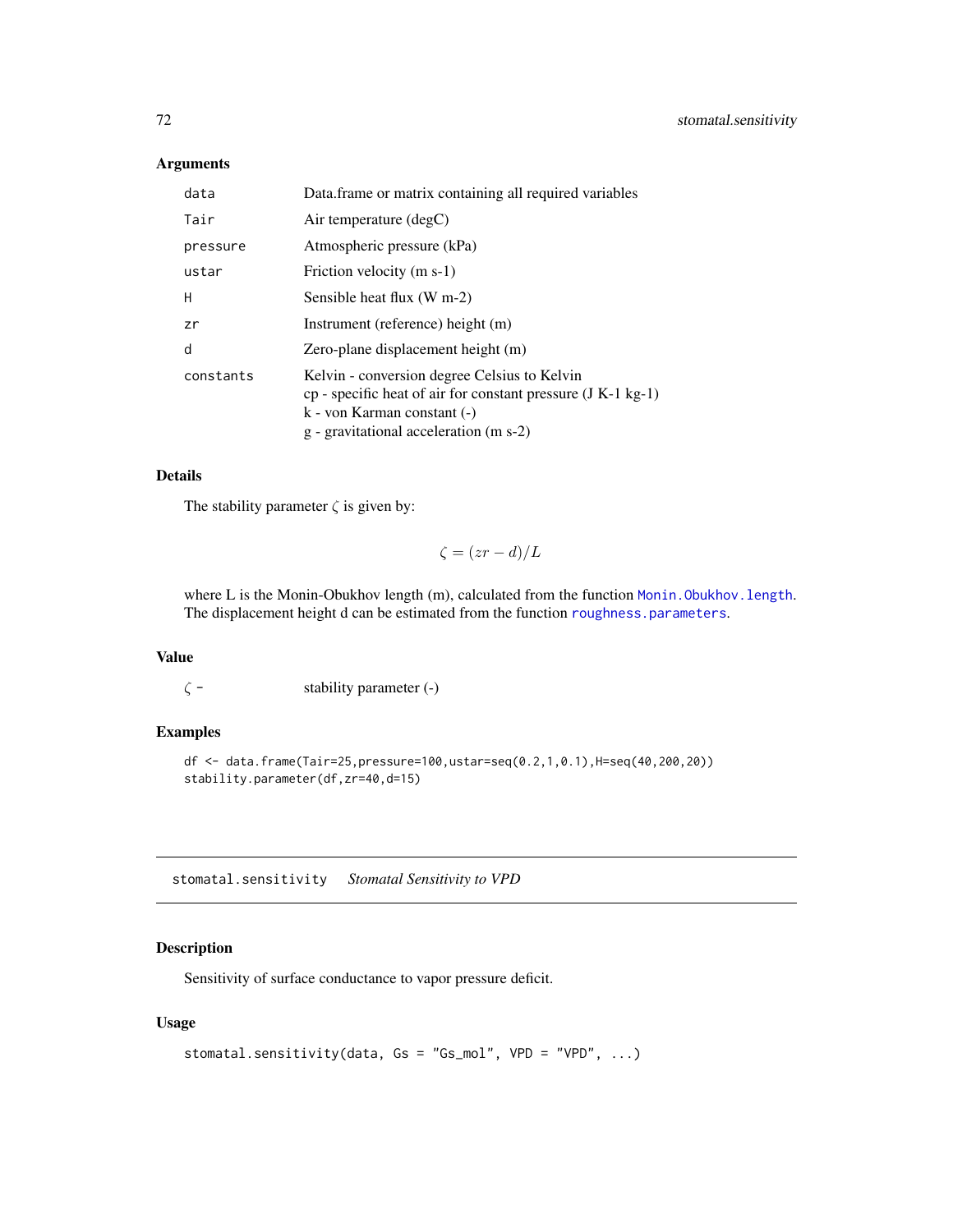### Arguments

| | |
|---|---|
| data | Data.frame or matrix containing all required variables |
| Tair | Air temperature (degC) |
| pressure | Atmospheric pressure (kPa) |
| ustar | Friction velocity (m s-1) |
| H | Sensible heat flux (W m-2) |
| zr | Instrument (reference) height (m) |
| d | Zero-plane displacement height (m) |
| constants | Kelvin - conversion degree Celsius to Kelvin<br>cp - specific heat of air for constant pressure (J K-1 kg-1)<br>k - von Karman constant (-)<br>g - gravitational acceleration (m s-2) |

### Details

The stability parameter $\zeta$ is given by:

$$\zeta = (zr - d)/L$$

where L is the Monin-Obukhov length (m), calculated from the function `Monin.Obukhov.length`. The displacement height d can be estimated from the function `roughness.parameters`.

### Value

$\zeta$ - stability parameter (-)

### Examples

```
df <- data.frame(Tair=25,pressure=100,ustar=seq(0.2,1,0.1),H=seq(40,200,20))
stability.parameter(df,zr=40,d=15)
```

---

## stomatal.sensitivity *Stomatal Sensitivity to VPD*

---

### Description

Sensitivity of surface conductance to vapor pressure deficit.

### Usage

```
stomatal.sensitivity(data, Gs = "Gs_mol", VPD = "VPD", ...)
```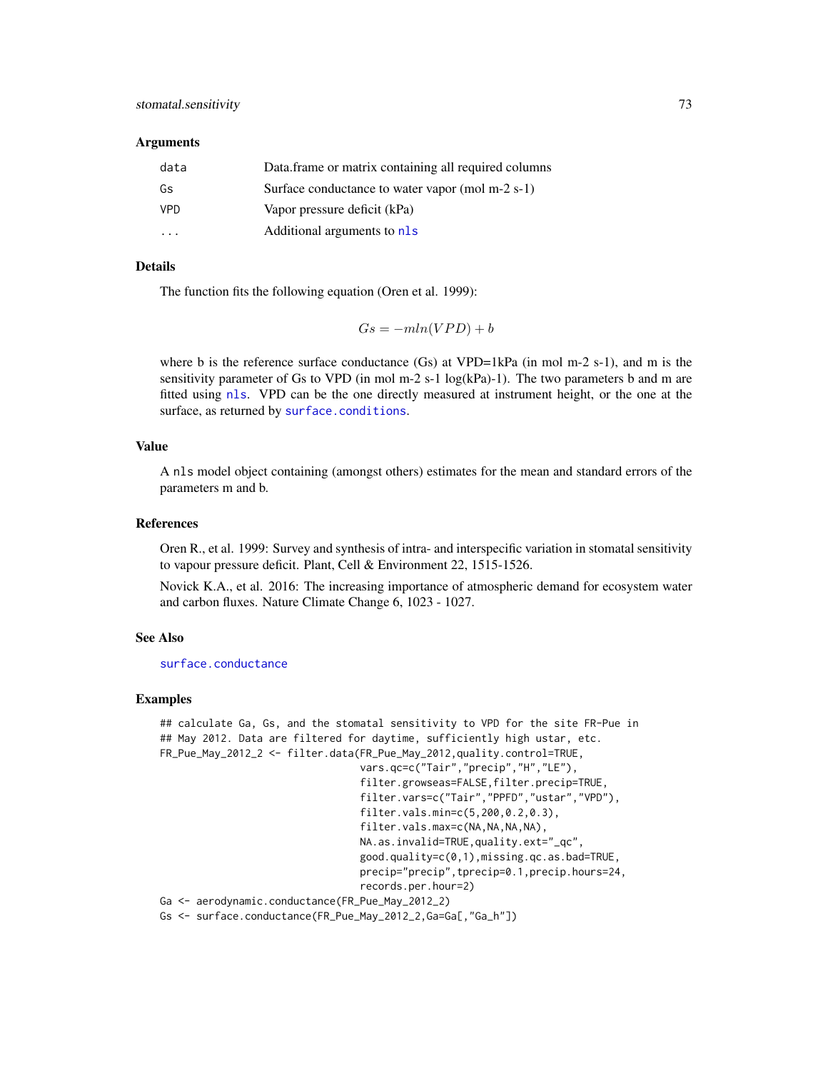### Arguments

| | |
|---|---|
| data | Data.frame or matrix containing all required columns |
| Gs | Surface conductance to water vapor (mol m-2 s-1) |
| VPD | Vapor pressure deficit (kPa) |
| ... | Additional arguments to nls |

### Details

The function fits the following equation (Oren et al. 1999):

$$Gs = -mln(VPD) + b$$

where b is the reference surface conductance (Gs) at VPD=1kPa (in mol m-2 s-1), and m is the sensitivity parameter of Gs to VPD (in mol m-2 s-1 log(kPa)-1). The two parameters b and m are fitted using nls. VPD can be the one directly measured at instrument height, or the one at the surface, as returned by surface.conditions.

### Value

A nls model object containing (amongst others) estimates for the mean and standard errors of the parameters m and b.

### References

Oren R., et al. 1999: Survey and synthesis of intra- and interspecific variation in stomatal sensitivity to vapour pressure deficit. Plant, Cell & Environment 22, 1515-1526.

Novick K.A., et al. 2016: The increasing importance of atmospheric demand for ecosystem water and carbon fluxes. Nature Climate Change 6, 1023 - 1027.

### See Also

surface.conductance

### Examples

```
## calculate Ga, Gs, and the stomatal sensitivity to VPD for the site FR-Pue in
## May 2012. Data are filtered for daytime, sufficiently high ustar, etc.
FR_Pue_May_2012_2 <- filter.data(FR_Pue_May_2012,quality.control=TRUE,
                                 vars.qc=c("Tair","precip","H","LE"),
                                 filter.growseas=FALSE,filter.precip=TRUE,
                                 filter.vars=c("Tair","PPFD","ustar","VPD"),
                                 filter.vals.min=c(5,200,0.2,0.3),
                                 filter.vals.max=c(NA,NA,NA,NA),
                                 NA.as.invalid=TRUE,quality.ext="_qc",
                                 good.quality=c(0,1),missing.qc.as.bad=TRUE,
                                 precip="precip",tprecip=0.1,precip.hours=24,
                                 records.per.hour=2)
Ga <- aerodynamic.conductance(FR_Pue_May_2012_2)
Gs <- surface.conductance(FR_Pue_May_2012_2,Ga=Ga[,"Ga_h"])
```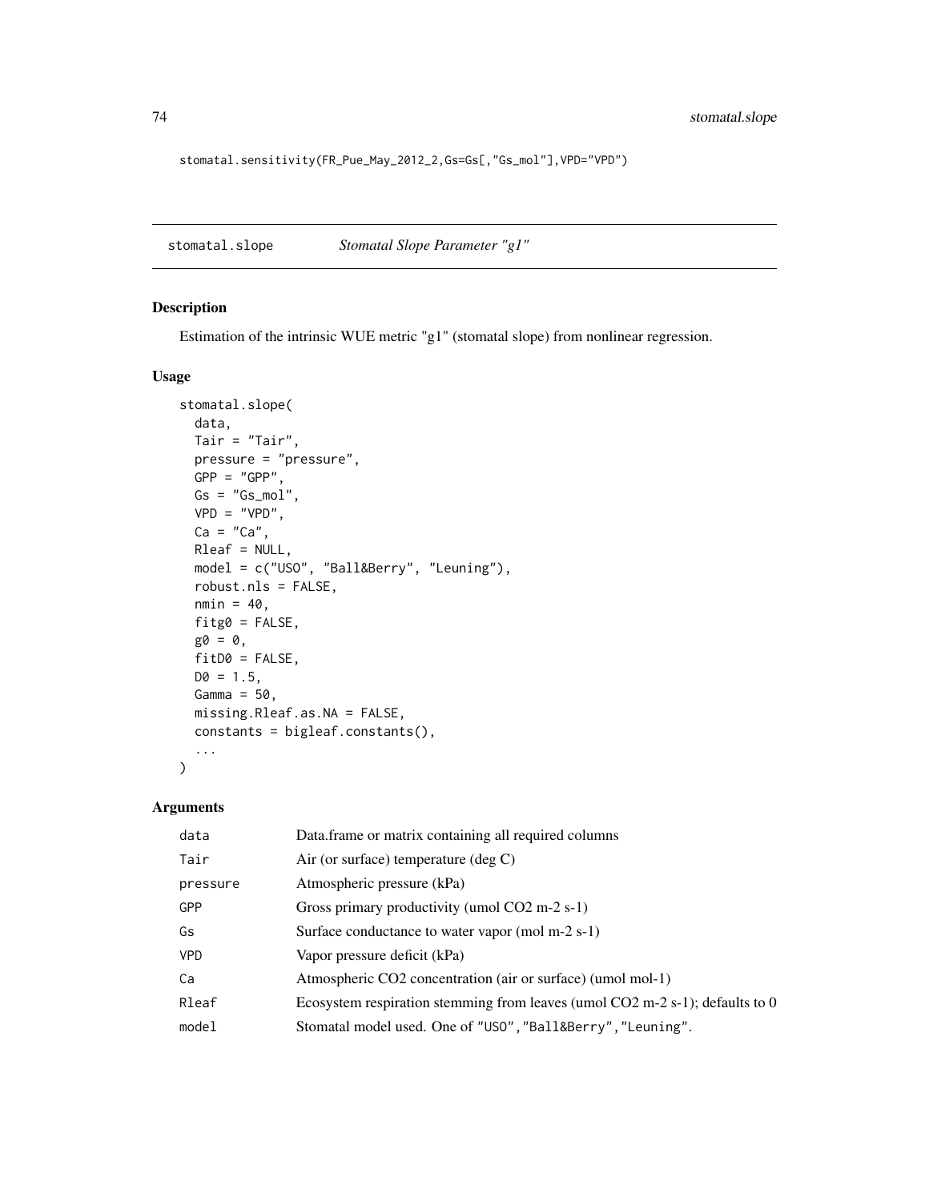```
stomatal.sensitivity(FR_Pue_May_2012_2,Gs=Gs[,"Gs_mol"],VPD="VPD")
```

## stomatal.slope *Stomatal Slope Parameter "g1"*

### Description

Estimation of the intrinsic WUE metric "g1" (stomatal slope) from nonlinear regression.

### Usage

```
stomatal.slope(
  data,
  Tair = "Tair",
  pressure = "pressure",
  GPP = "GPP",
  Gs = "Gs_mol",
  VPD = "VPD",
  Ca = "Ca",
  Rleaf = NULL,
  model = c("USO", "Ball&Berry", "Leuning"),
  robust.nls = FALSE,
  nmin = 40,
  fitg0 = FALSE,
  g0 = 0,
  fitD0 = FALSE,
  D0 = 1.5,
  Gamma = 50,
  missing.Rleaf.as.NA = FALSE,
  constants = bigleaf.constants(),
  ...
)
```

### Arguments

| | |
|---|---|
| data | Data.frame or matrix containing all required columns |
| Tair | Air (or surface) temperature (deg C) |
| pressure | Atmospheric pressure (kPa) |
| GPP | Gross primary productivity (umol CO2 m-2 s-1) |
| Gs | Surface conductance to water vapor (mol m-2 s-1) |
| VPD | Vapor pressure deficit (kPa) |
| Ca | Atmospheric CO2 concentration (air or surface) (umol mol-1) |
| Rleaf | Ecosystem respiration stemming from leaves (umol CO2 m-2 s-1); defaults to 0 |
| model | Stomatal model used. One of "USO","Ball&Berry","Leuning". |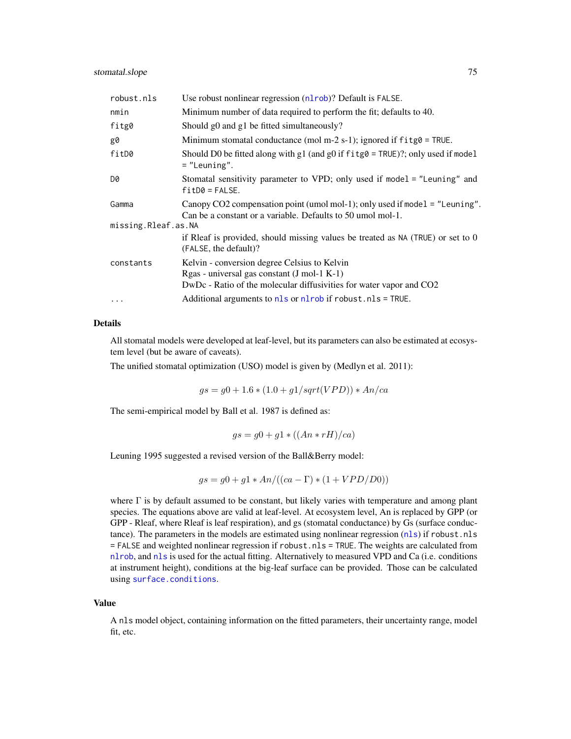| | |
|---|---|
| robust.nls | Use robust nonlinear regression (nlrob)? Default is FALSE. |
| nmin | Minimum number of data required to perform the fit; defaults to 40. |
| fitg0 | Should g0 and g1 be fitted simultaneously? |
| g0 | Minimum stomatal conductance (mol m-2 s-1); ignored if fitg0 = TRUE. |
| fitD0 | Should D0 be fitted along with g1 (and g0 if fitg0 = TRUE)?; only used if model = "Leuning". |
| D0 | Stomatal sensitivity parameter to VPD; only used if model = "Leuning" and fitD0 = FALSE. |
| Gamma | Canopy CO2 compensation point (umol mol-1); only used if model = "Leuning". Can be a constant or a variable. Defaults to 50 umol mol-1. |
| missing.Rleaf.as.NA | if Rleaf is provided, should missing values be treated as NA (TRUE) or set to 0 (FALSE, the default)? |
| constants | Kelvin - conversion degree Celsius to Kelvin<br>Rgas - universal gas constant (J mol-1 K-1)<br>DwDc - Ratio of the molecular diffusivities for water vapor and CO2 |
| ... | Additional arguments to nls or nlrob if robust.nls = TRUE. |

## Details

All stomatal models were developed at leaf-level, but its parameters can also be estimated at ecosystem level (but be aware of caveats).

The unified stomatal optimization (USO) model is given by (Medlyn et al. 2011):

$$gs = g0 + 1.6 * (1.0 + g1/sqrt(VPD)) * An/ca$$

The semi-empirical model by Ball et al. 1987 is defined as:

$$gs = g0 + g1 * ((An * rH)/ca)$$

Leuning 1995 suggested a revised version of the Ball&Berry model:

$$gs = g0 + g1 * An/((ca - \Gamma) * (1 + VPD/D0))$$

where $\Gamma$ is by default assumed to be constant, but likely varies with temperature and among plant species. The equations above are valid at leaf-level. At ecosystem level, An is replaced by GPP (or GPP - Rleaf, where Rleaf is leaf respiration), and gs (stomatal conductance) by Gs (surface conductance). The parameters in the models are estimated using nonlinear regression (nls) if robust.nls = FALSE and weighted nonlinear regression if robust.nls = TRUE. The weights are calculated from nlrob, and nls is used for the actual fitting. Alternatively to measured VPD and Ca (i.e. conditions at instrument height), conditions at the big-leaf surface can be provided. Those can be calculated using surface.conditions.

## Value

A nls model object, containing information on the fitted parameters, their uncertainty range, model fit, etc.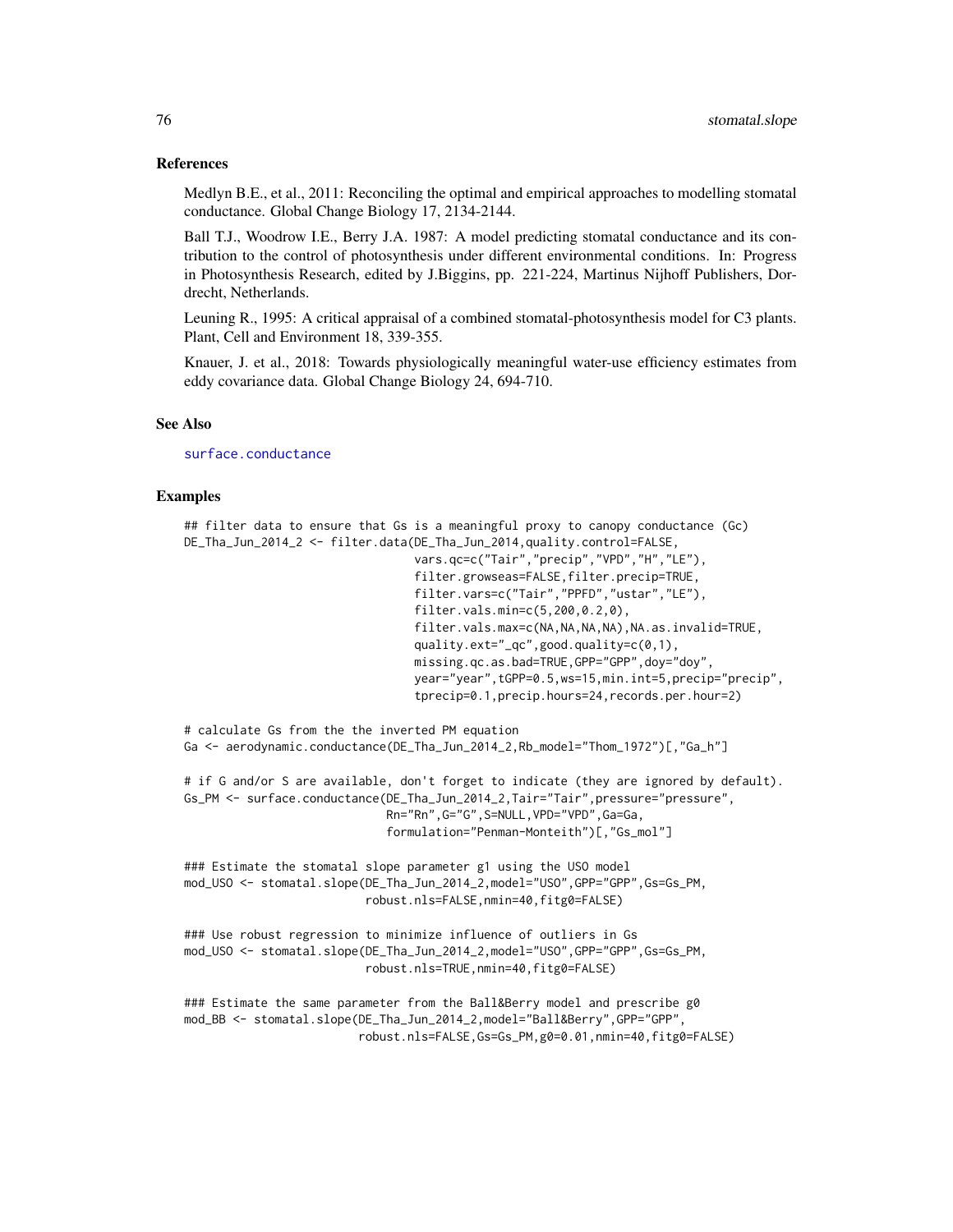## References

Medlyn B.E., et al., 2011: Reconciling the optimal and empirical approaches to modelling stomatal conductance. Global Change Biology 17, 2134-2144.

Ball T.J., Woodrow I.E., Berry J.A. 1987: A model predicting stomatal conductance and its contribution to the control of photosynthesis under different environmental conditions. In: Progress in Photosynthesis Research, edited by J.Biggins, pp. 221-224, Martinus Nijhoff Publishers, Dordrecht, Netherlands.

Leuning R., 1995: A critical appraisal of a combined stomatal-photosynthesis model for C3 plants. Plant, Cell and Environment 18, 339-355.

Knauer, J. et al., 2018: Towards physiologically meaningful water-use efficiency estimates from eddy covariance data. Global Change Biology 24, 694-710.

## See Also

surface.conductance

## Examples

```
## filter data to ensure that Gs is a meaningful proxy to canopy conductance (Gc)
DE_Tha_Jun_2014_2 <- filter.data(DE_Tha_Jun_2014,quality.control=FALSE,
                                 vars.qc=c("Tair","precip","VPD","H","LE"),
                                 filter.growseas=FALSE,filter.precip=TRUE,
                                 filter.vars=c("Tair","PPFD","ustar","LE"),
                                 filter.vals.min=c(5,200,0.2,0),
                                 filter.vals.max=c(NA,NA,NA,NA),NA.as.invalid=TRUE,
                                 quality.ext="_qc",good.quality=c(0,1),
                                 missing.qc.as.bad=TRUE,GPP="GPP",doy="doy",
                                 year="year",tGPP=0.5,ws=15,min.int=5,precip="precip",
                                 tprecip=0.1,precip.hours=24,records.per.hour=2)

# calculate Gs from the the inverted PM equation
Ga <- aerodynamic.conductance(DE_Tha_Jun_2014_2,Rb_model="Thom_1972")[,"Ga_h"]

# if G and/or S are available, don't forget to indicate (they are ignored by default).
Gs_PM <- surface.conductance(DE_Tha_Jun_2014_2,Tair="Tair",pressure="pressure",
                             Rn="Rn",G="G",S=NULL,VPD="VPD",Ga=Ga,
                             formulation="Penman-Monteith")[,"Gs_mol"]

### Estimate the stomatal slope parameter g1 using the USO model
mod_USO <- stomatal.slope(DE_Tha_Jun_2014_2,model="USO",GPP="GPP",Gs=Gs_PM,
                          robust.nls=FALSE,nmin=40,fitg0=FALSE)

### Use robust regression to minimize influence of outliers in Gs
mod_USO <- stomatal.slope(DE_Tha_Jun_2014_2,model="USO",GPP="GPP",Gs=Gs_PM,
                          robust.nls=TRUE,nmin=40,fitg0=FALSE)

### Estimate the same parameter from the Ball&Berry model and prescribe g0
mod_BB <- stomatal.slope(DE_Tha_Jun_2014_2,model="Ball&Berry",GPP="GPP",
                         robust.nls=FALSE,Gs=Gs_PM,g0=0.01,nmin=40,fitg0=FALSE)
```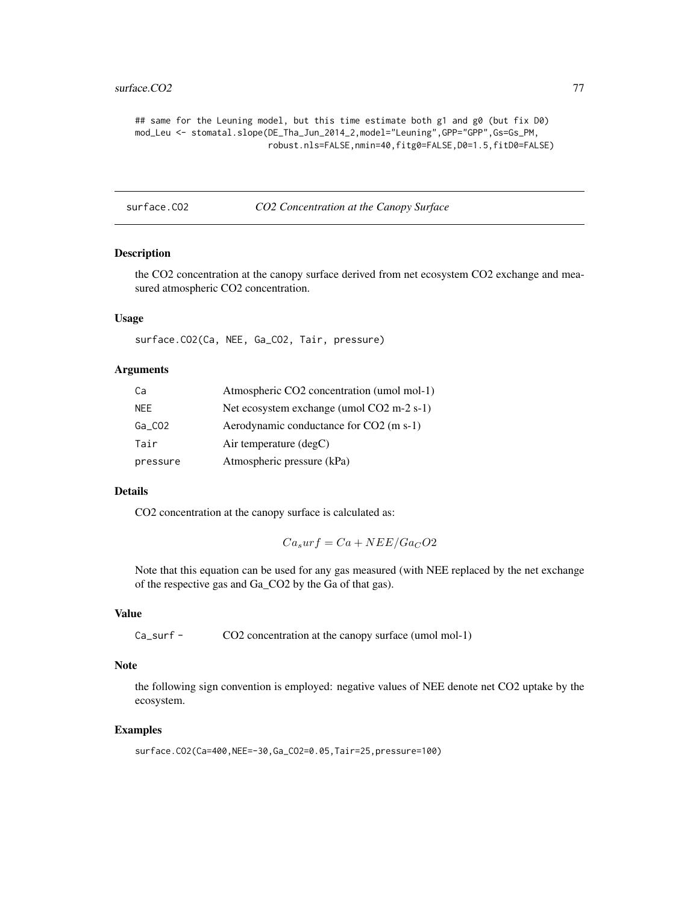```
## same for the Leuning model, but this time estimate both g1 and g0 (but fix D0)
mod_Leu <- stomatal.slope(DE_Tha_Jun_2014_2,model="Leuning",GPP="GPP",Gs=Gs_PM,
                          robust.nls=FALSE,nmin=40,fitg0=FALSE,D0=1.5,fitD0=FALSE)
```

---

## surface.CO2 — *CO2 Concentration at the Canopy Surface*

---

### Description

the CO2 concentration at the canopy surface derived from net ecosystem CO2 exchange and measured atmospheric CO2 concentration.

### Usage

```
surface.CO2(Ca, NEE, Ga_CO2, Tair, pressure)
```

### Arguments

| | |
|---|---|
| `Ca` | Atmospheric CO2 concentration (umol mol-1) |
| `NEE` | Net ecosystem exchange (umol CO2 m-2 s-1) |
| `Ga_CO2` | Aerodynamic conductance for CO2 (m s-1) |
| `Tair` | Air temperature (degC) |
| `pressure` | Atmospheric pressure (kPa) |

### Details

CO2 concentration at the canopy surface is calculated as:

$$Ca_surf = Ca + NEE/Ga_CO2$$

Note that this equation can be used for any gas measured (with NEE replaced by the net exchange of the respective gas and Ga_CO2 by the Ga of that gas).

### Value

| | |
|---|---|
| `Ca_surf -` | CO2 concentration at the canopy surface (umol mol-1) |

### Note

the following sign convention is employed: negative values of NEE denote net CO2 uptake by the ecosystem.

### Examples

```
surface.CO2(Ca=400,NEE=-30,Ga_CO2=0.05,Tair=25,pressure=100)
```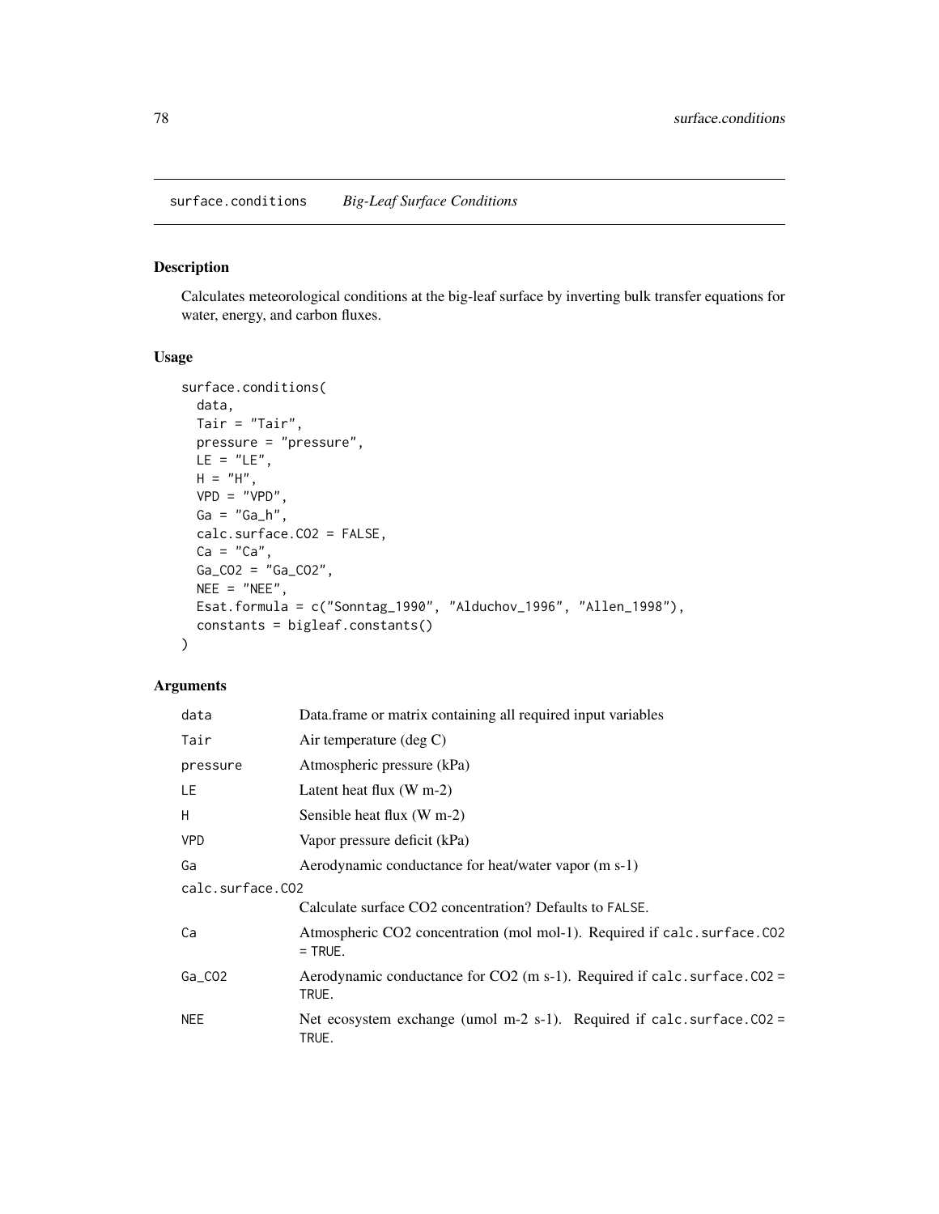## surface.conditions *Big-Leaf Surface Conditions*

### Description

Calculates meteorological conditions at the big-leaf surface by inverting bulk transfer equations for water, energy, and carbon fluxes.

### Usage

```
surface.conditions(
  data,
  Tair = "Tair",
  pressure = "pressure",
  LE = "LE",
  H = "H",
  VPD = "VPD",
  Ga = "Ga_h",
  calc.surface.CO2 = FALSE,
  Ca = "Ca",
  Ga_CO2 = "Ga_CO2",
  NEE = "NEE",
  Esat.formula = c("Sonntag_1990", "Alduchov_1996", "Allen_1998"),
  constants = bigleaf.constants()
)
```

### Arguments

| | |
|---|---|
| `data` | Data.frame or matrix containing all required input variables |
| `Tair` | Air temperature (deg C) |
| `pressure` | Atmospheric pressure (kPa) |
| `LE` | Latent heat flux (W m-2) |
| `H` | Sensible heat flux (W m-2) |
| `VPD` | Vapor pressure deficit (kPa) |
| `Ga` | Aerodynamic conductance for heat/water vapor (m s-1) |
| `calc.surface.CO2` | Calculate surface CO2 concentration? Defaults to `FALSE`. |
| `Ca` | Atmospheric CO2 concentration (mol mol-1). Required if `calc.surface.CO2 = TRUE`. |
| `Ga_CO2` | Aerodynamic conductance for CO2 (m s-1). Required if `calc.surface.CO2 = TRUE`. |
| `NEE` | Net ecosystem exchange (umol m-2 s-1). Required if `calc.surface.CO2 = TRUE`. |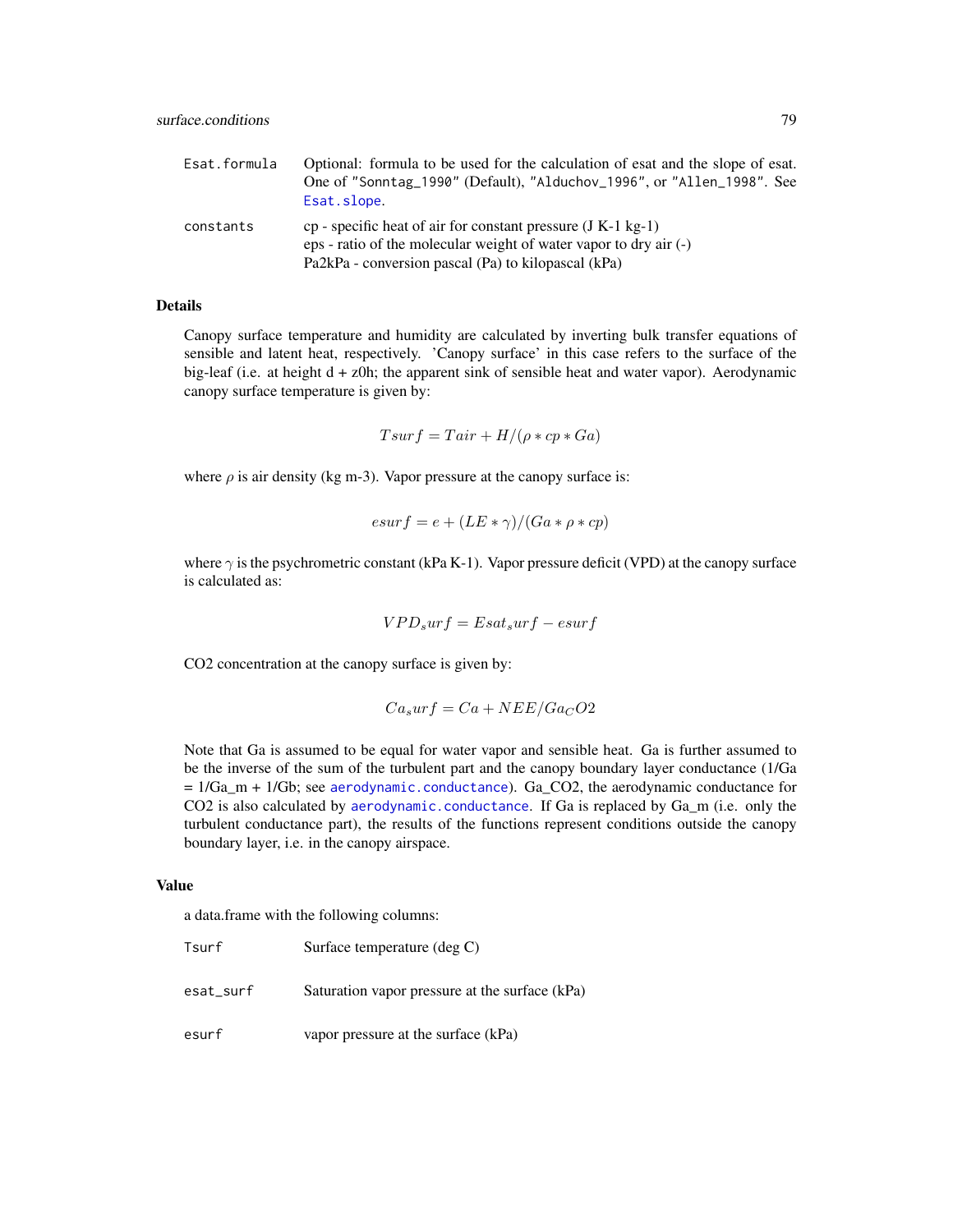| | |
|---|---|
| `Esat.formula` | Optional: formula to be used for the calculation of esat and the slope of esat. One of "Sonntag_1990" (Default), "Alduchov_1996", or "Allen_1998". See `Esat.slope`. |
| `constants` | cp - specific heat of air for constant pressure (J K-1 kg-1)<br>eps - ratio of the molecular weight of water vapor to dry air (-)<br>Pa2kPa - conversion pascal (Pa) to kilopascal (kPa) |

## Details

Canopy surface temperature and humidity are calculated by inverting bulk transfer equations of sensible and latent heat, respectively. 'Canopy surface' in this case refers to the surface of the big-leaf (i.e. at height d + z0h; the apparent sink of sensible heat and water vapor). Aerodynamic canopy surface temperature is given by:

$$Tsurf = Tair + H/(\rho * cp * Ga)$$

where $\rho$ is air density (kg m-3). Vapor pressure at the canopy surface is:

$$esurf = e + (LE * \gamma)/(Ga * \rho * cp)$$

where $\gamma$ is the psychrometric constant (kPa K-1). Vapor pressure deficit (VPD) at the canopy surface is calculated as:

$$VPD_surf = Esat_surf - esurf$$

CO2 concentration at the canopy surface is given by:

$$Ca_surf = Ca + NEE/Ga_CO2$$

Note that Ga is assumed to be equal for water vapor and sensible heat. Ga is further assumed to be the inverse of the sum of the turbulent part and the canopy boundary layer conductance (1/Ga = 1/Ga_m + 1/Gb; see `aerodynamic.conductance`). Ga_CO2, the aerodynamic conductance for CO2 is also calculated by `aerodynamic.conductance`. If Ga is replaced by Ga_m (i.e. only the turbulent conductance part), the results of the functions represent conditions outside the canopy boundary layer, i.e. in the canopy airspace.

## Value

a data.frame with the following columns:

| | |
|---|---|
| `Tsurf` | Surface temperature (deg C) |
| `esat_surf` | Saturation vapor pressure at the surface (kPa) |
| `esurf` | vapor pressure at the surface (kPa) |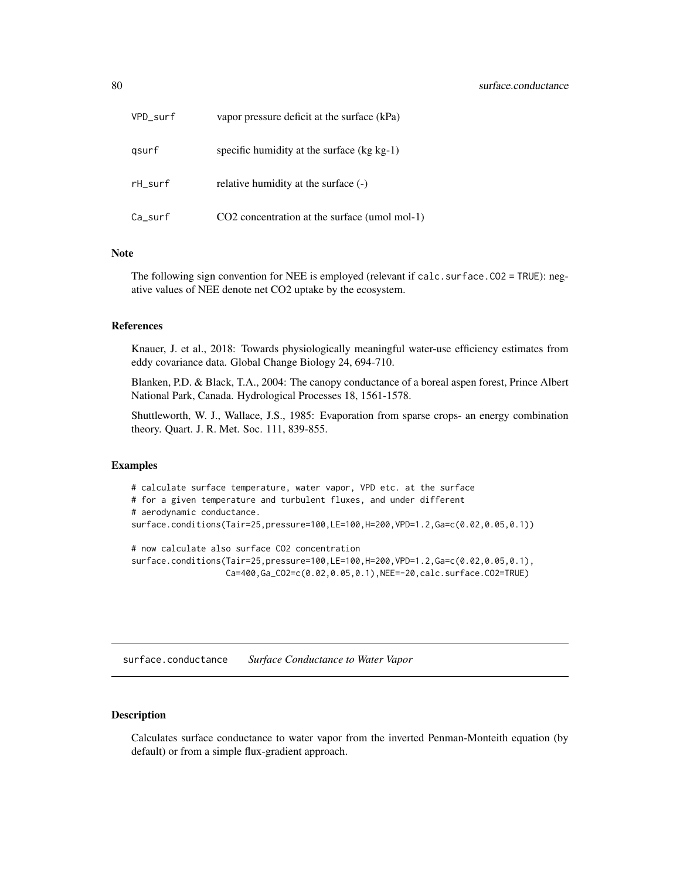| | |
|---|---|
| VPD_surf | vapor pressure deficit at the surface (kPa) |
| qsurf | specific humidity at the surface (kg kg-1) |
| rH_surf | relative humidity at the surface (-) |
| Ca_surf | CO2 concentration at the surface (umol mol-1) |

## Note

The following sign convention for NEE is employed (relevant if `calc.surface.CO2 = TRUE`): negative values of NEE denote net CO2 uptake by the ecosystem.

## References

Knauer, J. et al., 2018: Towards physiologically meaningful water-use efficiency estimates from eddy covariance data. Global Change Biology 24, 694-710.

Blanken, P.D. & Black, T.A., 2004: The canopy conductance of a boreal aspen forest, Prince Albert National Park, Canada. Hydrological Processes 18, 1561-1578.

Shuttleworth, W. J., Wallace, J.S., 1985: Evaporation from sparse crops- an energy combination theory. Quart. J. R. Met. Soc. 111, 839-855.

## Examples

```
# calculate surface temperature, water vapor, VPD etc. at the surface
# for a given temperature and turbulent fluxes, and under different
# aerodynamic conductance.
surface.conditions(Tair=25,pressure=100,LE=100,H=200,VPD=1.2,Ga=c(0.02,0.05,0.1))

# now calculate also surface CO2 concentration
surface.conditions(Tair=25,pressure=100,LE=100,H=200,VPD=1.2,Ga=c(0.02,0.05,0.1),
                   Ca=400,Ga_CO2=c(0.02,0.05,0.1),NEE=-20,calc.surface.CO2=TRUE)
```

---

# surface.conductance *Surface Conductance to Water Vapor*

## Description

Calculates surface conductance to water vapor from the inverted Penman-Monteith equation (by default) or from a simple flux-gradient approach.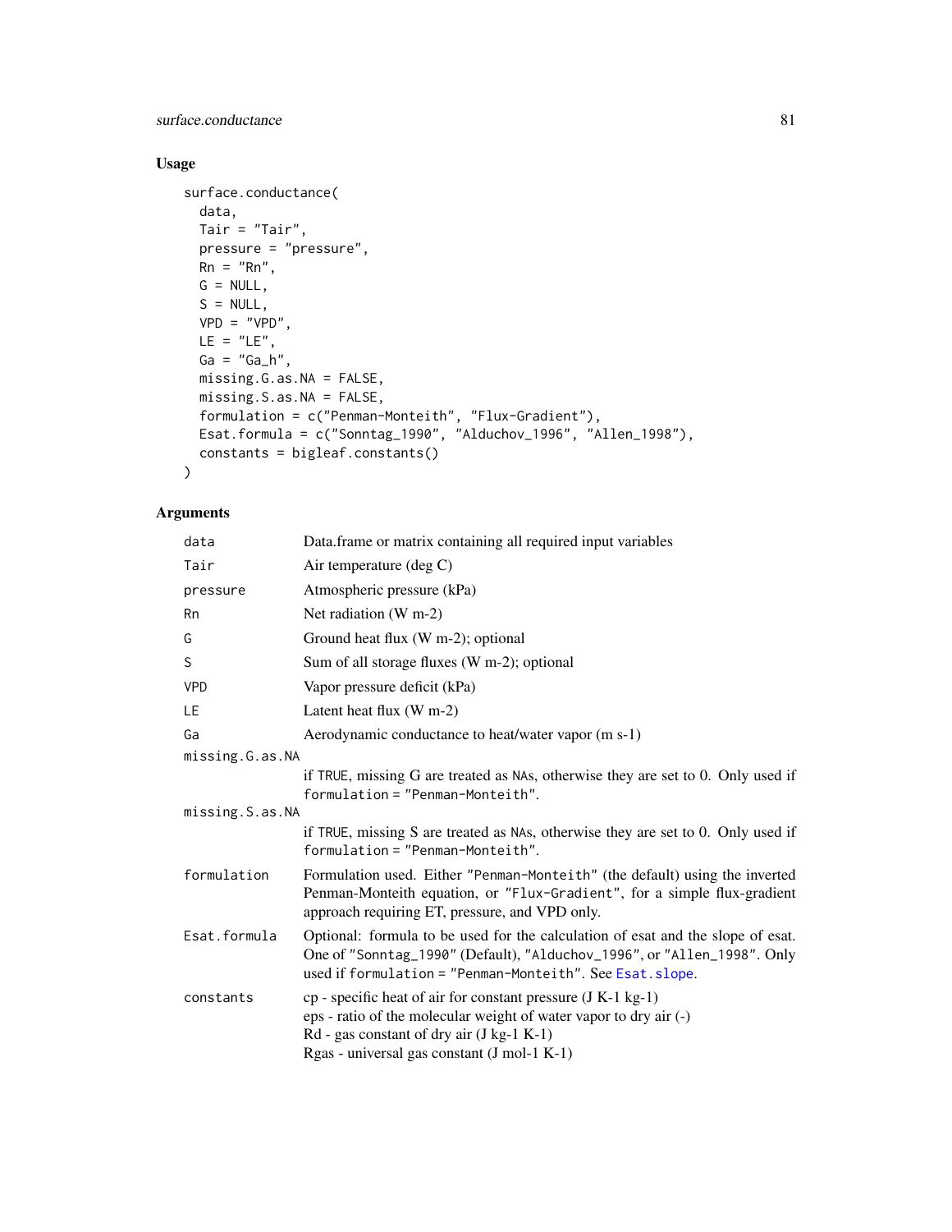## Usage

```
surface.conductance(
  data,
  Tair = "Tair",
  pressure = "pressure",
  Rn = "Rn",
  G = NULL,
  S = NULL,
  VPD = "VPD",
  LE = "LE",
  Ga = "Ga_h",
  missing.G.as.NA = FALSE,
  missing.S.as.NA = FALSE,
  formulation = c("Penman-Monteith", "Flux-Gradient"),
  Esat.formula = c("Sonntag_1990", "Alduchov_1996", "Allen_1998"),
  constants = bigleaf.constants()
)
```

## Arguments

| Argument | Description |
|---|---|
| `data` | Data.frame or matrix containing all required input variables |
| `Tair` | Air temperature (deg C) |
| `pressure` | Atmospheric pressure (kPa) |
| `Rn` | Net radiation (W m-2) |
| `G` | Ground heat flux (W m-2); optional |
| `S` | Sum of all storage fluxes (W m-2); optional |
| `VPD` | Vapor pressure deficit (kPa) |
| `LE` | Latent heat flux (W m-2) |
| `Ga` | Aerodynamic conductance to heat/water vapor (m s-1) |
| `missing.G.as.NA` | if `TRUE`, missing G are treated as `NA`s, otherwise they are set to 0. Only used if `formulation = "Penman-Monteith"`. |
| `missing.S.as.NA` | if `TRUE`, missing S are treated as `NA`s, otherwise they are set to 0. Only used if `formulation = "Penman-Monteith"`. |
| `formulation` | Formulation used. Either `"Penman-Monteith"` (the default) using the inverted Penman-Monteith equation, or `"Flux-Gradient"`, for a simple flux-gradient approach requiring ET, pressure, and VPD only. |
| `Esat.formula` | Optional: formula to be used for the calculation of esat and the slope of esat. One of `"Sonntag_1990"` (Default), `"Alduchov_1996"`, or `"Allen_1998"`. Only used if `formulation = "Penman-Monteith"`. See `Esat.slope`. |
| `constants` | cp - specific heat of air for constant pressure (J K-1 kg-1)<br>eps - ratio of the molecular weight of water vapor to dry air (-)<br>Rd - gas constant of dry air (J kg-1 K-1)<br>Rgas - universal gas constant (J mol-1 K-1) |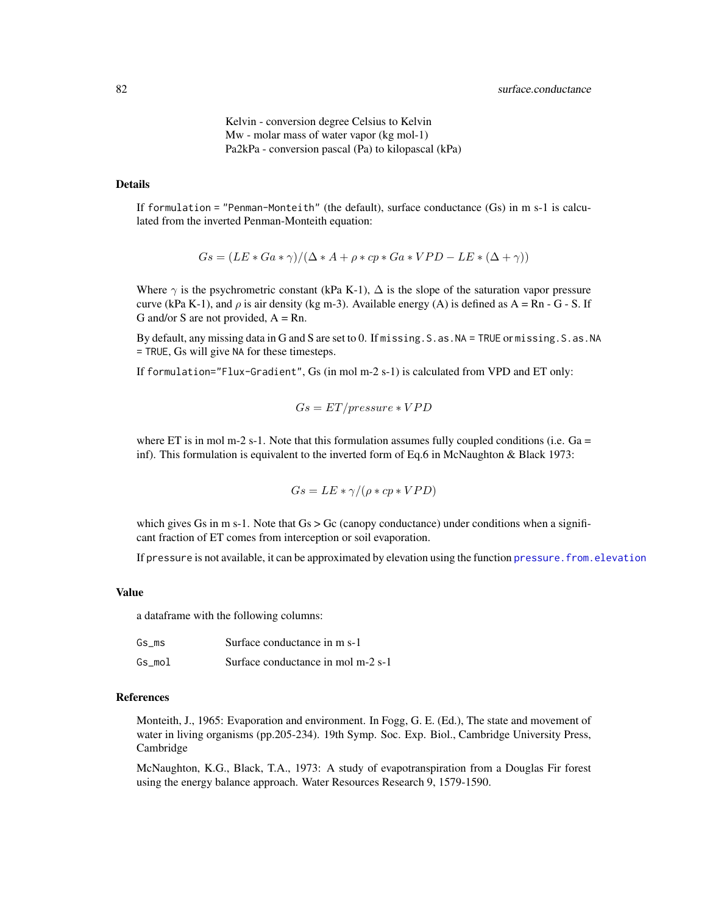Kelvin - conversion degree Celsius to Kelvin
Mw - molar mass of water vapor (kg mol-1)
Pa2kPa - conversion pascal (Pa) to kilopascal (kPa)

## Details

If `formulation = "Penman-Monteith"` (the default), surface conductance (Gs) in m s-1 is calculated from the inverted Penman-Monteith equation:

$$Gs = (LE * Ga * \gamma)/(\Delta * A + \rho * cp * Ga * VPD - LE * (\Delta + \gamma))$$

Where $\gamma$ is the psychrometric constant (kPa K-1), $\Delta$ is the slope of the saturation vapor pressure curve (kPa K-1), and $\rho$ is air density (kg m-3). Available energy (A) is defined as A = Rn - G - S. If G and/or S are not provided, A = Rn.

By default, any missing data in G and S are set to 0. If `missing.S.as.NA = TRUE` or `missing.S.as.NA = TRUE`, Gs will give `NA` for these timesteps.

If `formulation="Flux-Gradient"`, Gs (in mol m-2 s-1) is calculated from VPD and ET only:

$$Gs = ET/pressure * VPD$$

where ET is in mol m-2 s-1. Note that this formulation assumes fully coupled conditions (i.e. Ga = inf). This formulation is equivalent to the inverted form of Eq.6 in McNaughton & Black 1973:

$$Gs = LE * \gamma/(\rho * cp * VPD)$$

which gives Gs in m s-1. Note that Gs > Gc (canopy conductance) under conditions when a significant fraction of ET comes from interception or soil evaporation.

If `pressure` is not available, it can be approximated by elevation using the function `pressure.from.elevation`

## Value

a dataframe with the following columns:

| | |
|---|---|
| Gs_ms | Surface conductance in m s-1 |
| Gs_mol | Surface conductance in mol m-2 s-1 |

## References

Monteith, J., 1965: Evaporation and environment. In Fogg, G. E. (Ed.), The state and movement of water in living organisms (pp.205-234). 19th Symp. Soc. Exp. Biol., Cambridge University Press, Cambridge

McNaughton, K.G., Black, T.A., 1973: A study of evapotranspiration from a Douglas Fir forest using the energy balance approach. Water Resources Research 9, 1579-1590.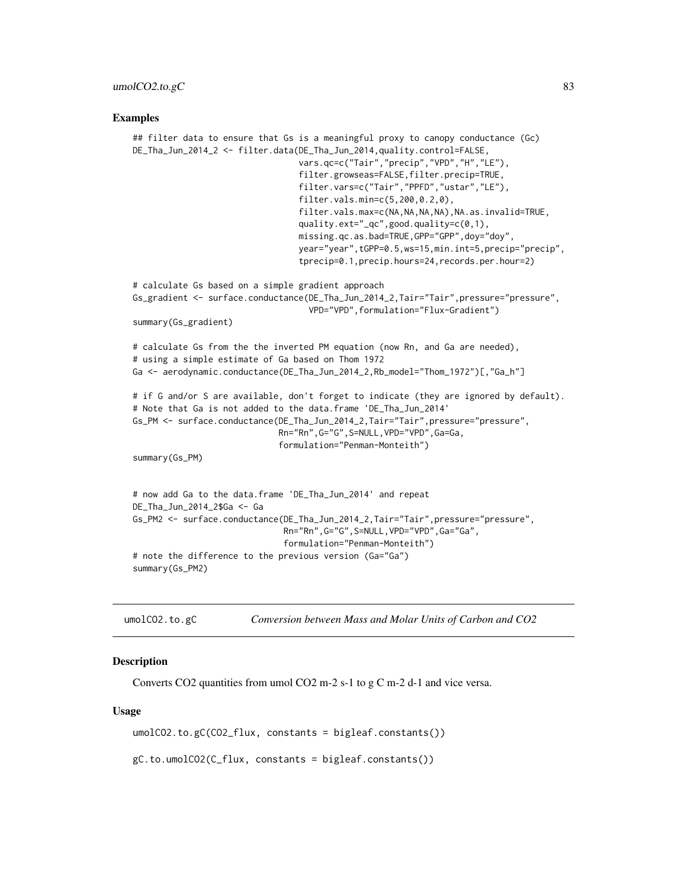## Examples

```
## filter data to ensure that Gs is a meaningful proxy to canopy conductance (Gc)
DE_Tha_Jun_2014_2 <- filter.data(DE_Tha_Jun_2014,quality.control=FALSE,
                                 vars.qc=c("Tair","precip","VPD","H","LE"),
                                 filter.growseas=FALSE,filter.precip=TRUE,
                                 filter.vars=c("Tair","PPFD","ustar","LE"),
                                 filter.vals.min=c(5,200,0.2,0),
                                 filter.vals.max=c(NA,NA,NA,NA),NA.as.invalid=TRUE,
                                 quality.ext="_qc",good.quality=c(0,1),
                                 missing.qc.as.bad=TRUE,GPP="GPP",doy="doy",
                                 year="year",tGPP=0.5,ws=15,min.int=5,precip="precip",
                                 tprecip=0.1,precip.hours=24,records.per.hour=2)

# calculate Gs based on a simple gradient approach
Gs_gradient <- surface.conductance(DE_Tha_Jun_2014_2,Tair="Tair",pressure="pressure",
                                   VPD="VPD",formulation="Flux-Gradient")
summary(Gs_gradient)

# calculate Gs from the the inverted PM equation (now Rn, and Ga are needed),
# using a simple estimate of Ga based on Thom 1972
Ga <- aerodynamic.conductance(DE_Tha_Jun_2014_2,Rb_model="Thom_1972")[,"Ga_h"]

# if G and/or S are available, don't forget to indicate (they are ignored by default).
# Note that Ga is not added to the data.frame 'DE_Tha_Jun_2014'
Gs_PM <- surface.conductance(DE_Tha_Jun_2014_2,Tair="Tair",pressure="pressure",
                             Rn="Rn",G="G",S=NULL,VPD="VPD",Ga=Ga,
                             formulation="Penman-Monteith")
summary(Gs_PM)


# now add Ga to the data.frame 'DE_Tha_Jun_2014' and repeat
DE_Tha_Jun_2014_2$Ga <- Ga
Gs_PM2 <- surface.conductance(DE_Tha_Jun_2014_2,Tair="Tair",pressure="pressure",
                              Rn="Rn",G="G",S=NULL,VPD="VPD",Ga="Ga",
                              formulation="Penman-Monteith")
# note the difference to the previous version (Ga="Ga")
summary(Gs_PM2)
```

---

`umolCO2.to.gC` *Conversion between Mass and Molar Units of Carbon and CO2*

---

## Description

Converts CO2 quantities from umol CO2 m-2 s-1 to g C m-2 d-1 and vice versa.

## Usage

```
umolCO2.to.gC(CO2_flux, constants = bigleaf.constants())

gC.to.umolCO2(C_flux, constants = bigleaf.constants())
```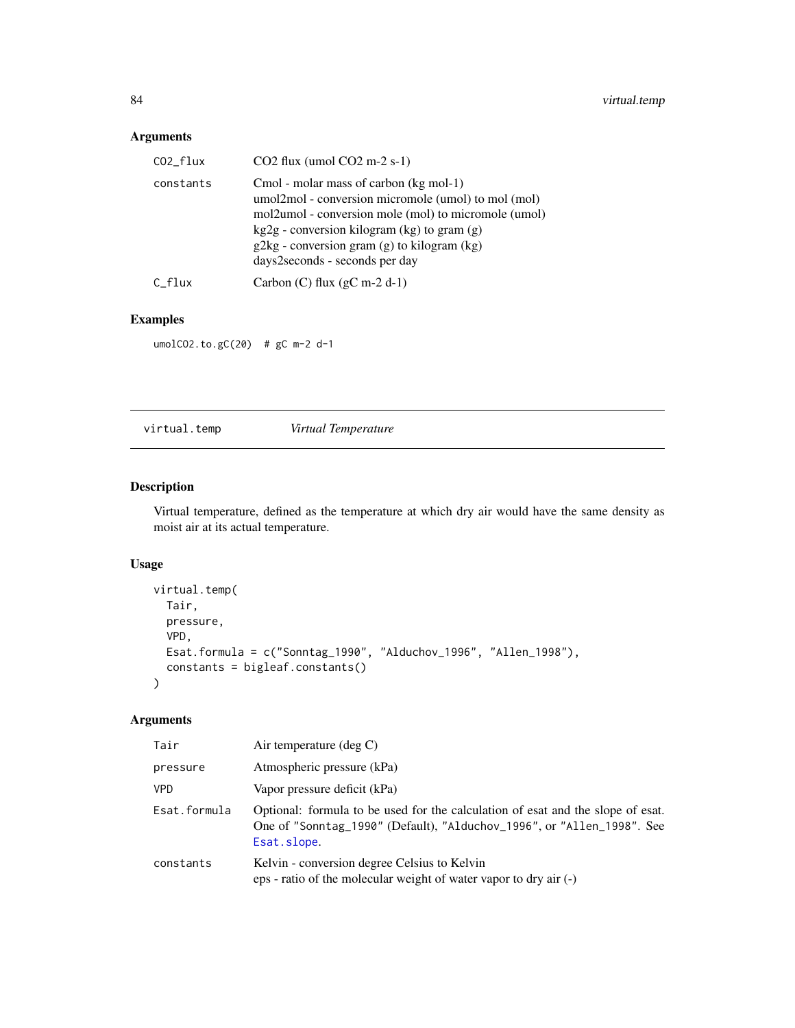## Arguments

| | |
|---|---|
| CO2_flux | CO2 flux (umol CO2 m-2 s-1) |
| constants | Cmol - molar mass of carbon (kg mol-1)<br>umol2mol - conversion micromole (umol) to mol (mol)<br>mol2umol - conversion mole (mol) to micromole (umol)<br>kg2g - conversion kilogram (kg) to gram (g)<br>g2kg - conversion gram (g) to kilogram (kg)<br>days2seconds - seconds per day |
| C_flux | Carbon (C) flux (gC m-2 d-1) |

## Examples

```
umolCO2.to.gC(20)  # gC m-2 d-1
```

---

# virtual.temp *Virtual Temperature*

---

## Description

Virtual temperature, defined as the temperature at which dry air would have the same density as moist air at its actual temperature.

## Usage

```
virtual.temp(
  Tair,
  pressure,
  VPD,
  Esat.formula = c("Sonntag_1990", "Alduchov_1996", "Allen_1998"),
  constants = bigleaf.constants()
)
```

## Arguments

| | |
|---|---|
| Tair | Air temperature (deg C) |
| pressure | Atmospheric pressure (kPa) |
| VPD | Vapor pressure deficit (kPa) |
| Esat.formula | Optional: formula to be used for the calculation of esat and the slope of esat. One of "Sonntag_1990" (Default), "Alduchov_1996", or "Allen_1998". See Esat.slope. |
| constants | Kelvin - conversion degree Celsius to Kelvin<br>eps - ratio of the molecular weight of water vapor to dry air (-) |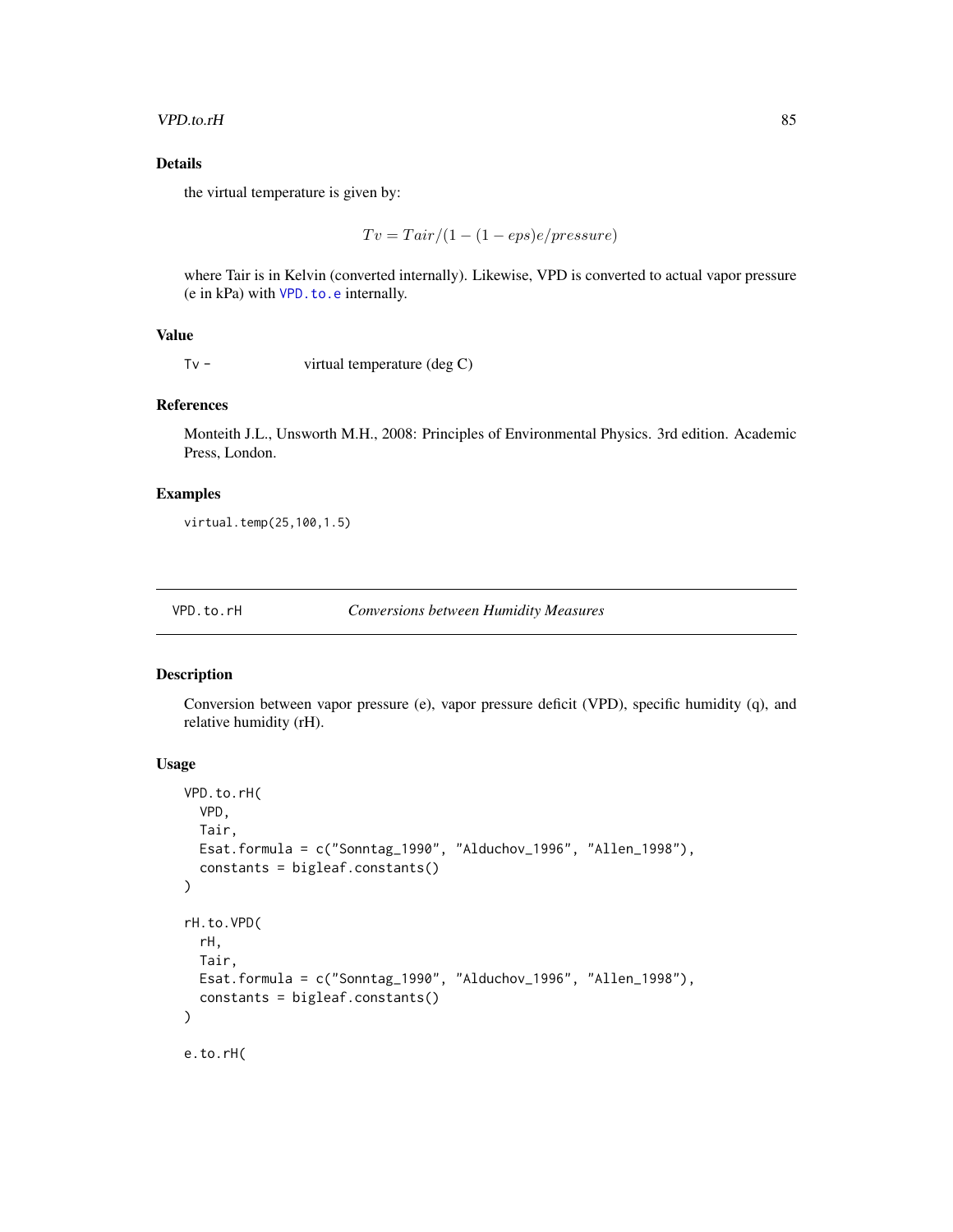### Details

the virtual temperature is given by:

$$Tv = Tair/(1 - (1 - eps)e/pressure)$$

where Tair is in Kelvin (converted internally). Likewise, VPD is converted to actual vapor pressure (e in kPa) with `VPD.to.e` internally.

### Value

`Tv -` virtual temperature (deg C)

### References

Monteith J.L., Unsworth M.H., 2008: Principles of Environmental Physics. 3rd edition. Academic Press, London.

### Examples

```
virtual.temp(25,100,1.5)
```

---

## VPD.to.rH *Conversions between Humidity Measures*

### Description

Conversion between vapor pressure (e), vapor pressure deficit (VPD), specific humidity (q), and relative humidity (rH).

### Usage

```
VPD.to.rH(
  VPD,
  Tair,
  Esat.formula = c("Sonntag_1990", "Alduchov_1996", "Allen_1998"),
  constants = bigleaf.constants()
)

rH.to.VPD(
  rH,
  Tair,
  Esat.formula = c("Sonntag_1990", "Alduchov_1996", "Allen_1998"),
  constants = bigleaf.constants()
)

e.to.rH(
```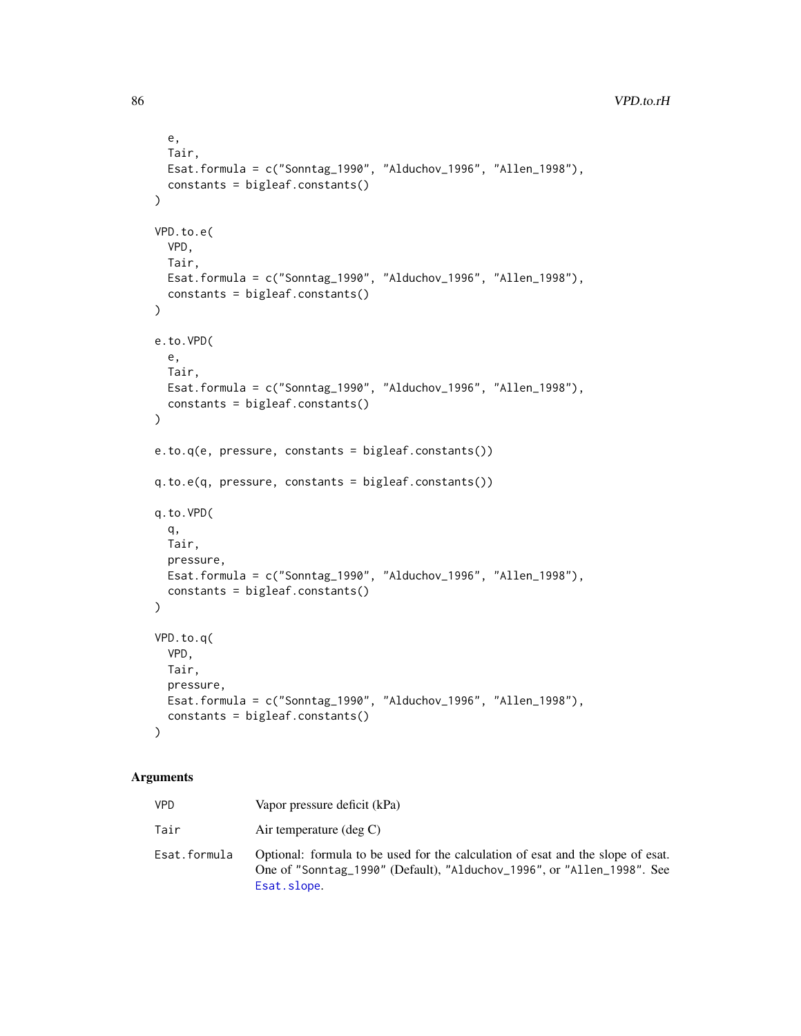```
  e,
  Tair,
  Esat.formula = c("Sonntag_1990", "Alduchov_1996", "Allen_1998"),
  constants = bigleaf.constants()
)

VPD.to.e(
  VPD,
  Tair,
  Esat.formula = c("Sonntag_1990", "Alduchov_1996", "Allen_1998"),
  constants = bigleaf.constants()
)

e.to.VPD(
  e,
  Tair,
  Esat.formula = c("Sonntag_1990", "Alduchov_1996", "Allen_1998"),
  constants = bigleaf.constants()
)

e.to.q(e, pressure, constants = bigleaf.constants())

q.to.e(q, pressure, constants = bigleaf.constants())

q.to.VPD(
  q,
  Tair,
  pressure,
  Esat.formula = c("Sonntag_1990", "Alduchov_1996", "Allen_1998"),
  constants = bigleaf.constants()
)

VPD.to.q(
  VPD,
  Tair,
  pressure,
  Esat.formula = c("Sonntag_1990", "Alduchov_1996", "Allen_1998"),
  constants = bigleaf.constants()
)
```

## Arguments

| | |
|---|---|
| VPD | Vapor pressure deficit (kPa) |
| Tair | Air temperature (deg C) |
| Esat.formula | Optional: formula to be used for the calculation of esat and the slope of esat. One of "Sonntag_1990" (Default), "Alduchov_1996", or "Allen_1998". See Esat.slope. |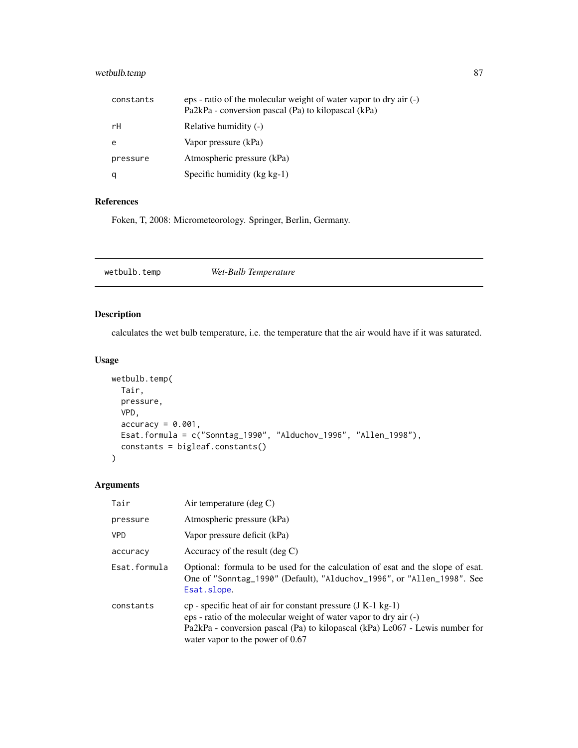| | |
|---|---|
| constants | eps - ratio of the molecular weight of water vapor to dry air (-)<br>Pa2kPa - conversion pascal (Pa) to kilopascal (kPa) |
| rH | Relative humidity (-) |
| e | Vapor pressure (kPa) |
| pressure | Atmospheric pressure (kPa) |
| q | Specific humidity (kg kg-1) |

## References

Foken, T, 2008: Micrometeorology. Springer, Berlin, Germany.

---

# wetbulb.temp — *Wet-Bulb Temperature*

## Description

calculates the wet bulb temperature, i.e. the temperature that the air would have if it was saturated.

## Usage

```
wetbulb.temp(
  Tair,
  pressure,
  VPD,
  accuracy = 0.001,
  Esat.formula = c("Sonntag_1990", "Alduchov_1996", "Allen_1998"),
  constants = bigleaf.constants()
)
```

## Arguments

| | |
|---|---|
| Tair | Air temperature (deg C) |
| pressure | Atmospheric pressure (kPa) |
| VPD | Vapor pressure deficit (kPa) |
| accuracy | Accuracy of the result (deg C) |
| Esat.formula | Optional: formula to be used for the calculation of esat and the slope of esat. One of "Sonntag_1990" (Default), "Alduchov_1996", or "Allen_1998". See Esat.slope. |
| constants | cp - specific heat of air for constant pressure (J K-1 kg-1)<br>eps - ratio of the molecular weight of water vapor to dry air (-)<br>Pa2kPa - conversion pascal (Pa) to kilopascal (kPa) Le067 - Lewis number for water vapor to the power of 0.67 |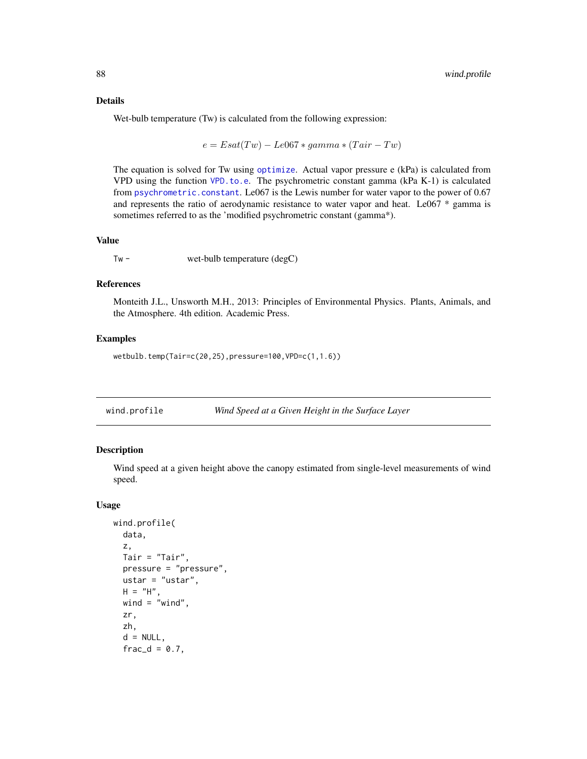### Details

Wet-bulb temperature (Tw) is calculated from the following expression:

$$e = Esat(Tw) - Le067 * gamma * (Tair - Tw)$$

The equation is solved for Tw using `optimize`. Actual vapor pressure e (kPa) is calculated from VPD using the function `VPD.to.e`. The psychrometric constant gamma (kPa K-1) is calculated from `psychrometric.constant`. Le067 is the Lewis number for water vapor to the power of 0.67 and represents the ratio of aerodynamic resistance to water vapor and heat. Le067 * gamma is sometimes referred to as the 'modified psychrometric constant (gamma*).

### Value

`Tw` - wet-bulb temperature (degC)

### References

Monteith J.L., Unsworth M.H., 2013: Principles of Environmental Physics. Plants, Animals, and the Atmosphere. 4th edition. Academic Press.

### Examples

```
wetbulb.temp(Tair=c(20,25),pressure=100,VPD=c(1,1.6))
```

---

## wind.profile — *Wind Speed at a Given Height in the Surface Layer*

### Description

Wind speed at a given height above the canopy estimated from single-level measurements of wind speed.

### Usage

```
wind.profile(
  data,
  z,
  Tair = "Tair",
  pressure = "pressure",
  ustar = "ustar",
  H = "H",
  wind = "wind",
  zr,
  zh,
  d = NULL,
  frac_d = 0.7,
```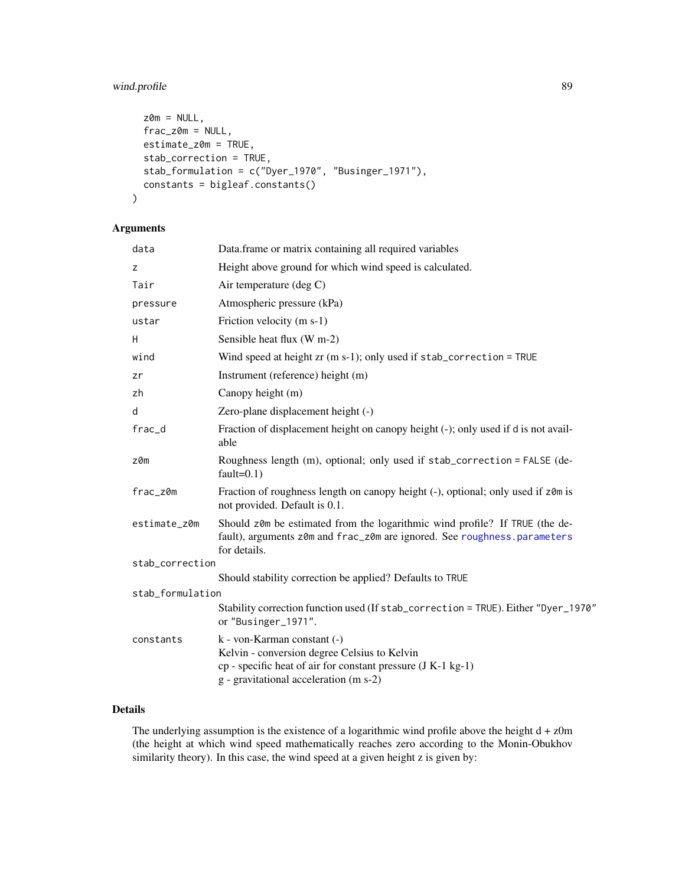```
  z0m = NULL,
  frac_z0m = NULL,
  estimate_z0m = TRUE,
  stab_correction = TRUE,
  stab_formulation = c("Dyer_1970", "Businger_1971"),
  constants = bigleaf.constants()
)
```

## Arguments

| Argument | Description |
|---|---|
| `data` | Data.frame or matrix containing all required variables |
| `z` | Height above ground for which wind speed is calculated. |
| `Tair` | Air temperature (deg C) |
| `pressure` | Atmospheric pressure (kPa) |
| `ustar` | Friction velocity (m s-1) |
| `H` | Sensible heat flux (W m-2) |
| `wind` | Wind speed at height zr (m s-1); only used if `stab_correction = TRUE` |
| `zr` | Instrument (reference) height (m) |
| `zh` | Canopy height (m) |
| `d` | Zero-plane displacement height (-) |
| `frac_d` | Fraction of displacement height on canopy height (-); only used if `d` is not available |
| `z0m` | Roughness length (m), optional; only used if `stab_correction = FALSE` (default=0.1) |
| `frac_z0m` | Fraction of roughness length on canopy height (-), optional; only used if `z0m` is not provided. Default is 0.1. |
| `estimate_z0m` | Should `z0m` be estimated from the logarithmic wind profile? If `TRUE` (the default), arguments `z0m` and `frac_z0m` are ignored. See `roughness.parameters` for details. |
| `stab_correction` | Should stability correction be applied? Defaults to `TRUE` |
| `stab_formulation` | Stability correction function used (If `stab_correction = TRUE`). Either `"Dyer_1970"` or `"Businger_1971"`. |
| `constants` | k - von-Karman constant (-)<br>Kelvin - conversion degree Celsius to Kelvin<br>cp - specific heat of air for constant pressure (J K-1 kg-1)<br>g - gravitational acceleration (m s-2) |

## Details

The underlying assumption is the existence of a logarithmic wind profile above the height d + z0m (the height at which wind speed mathematically reaches zero according to the Monin-Obukhov similarity theory). In this case, the wind speed at a given height z is given by: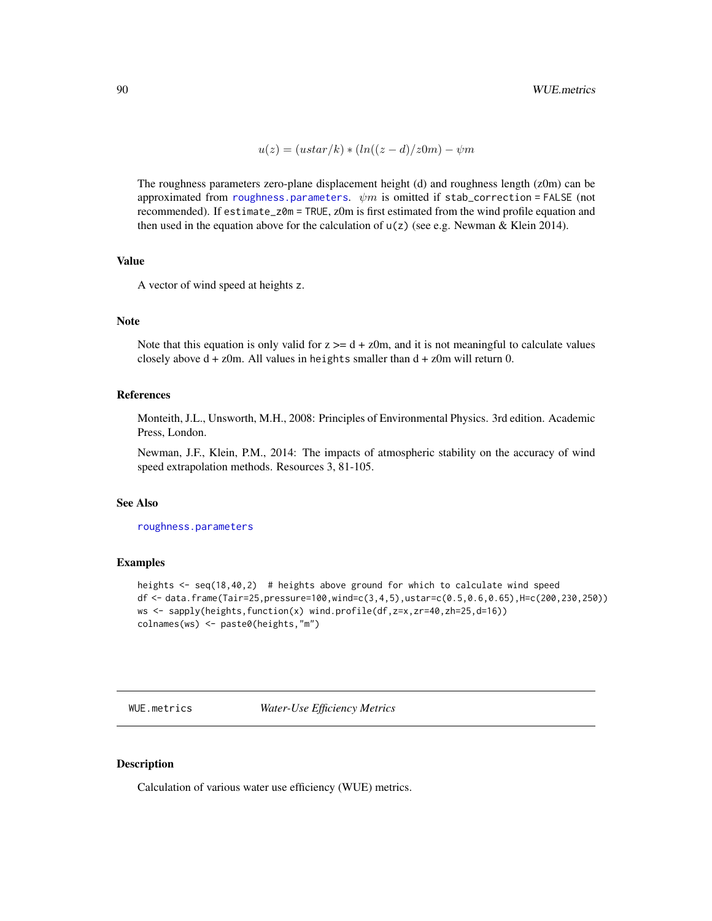$$u(z) = (ustar/k) * (ln((z - d)/z0m) - \psi m$$

The roughness parameters zero-plane displacement height (d) and roughness length (z0m) can be approximated from `roughness.parameters`. $\psi m$ is omitted if `stab_correction = FALSE` (not recommended). If `estimate_z0m = TRUE`, z0m is first estimated from the wind profile equation and then used in the equation above for the calculation of `u(z)` (see e.g. Newman & Klein 2014).

## Value

A vector of wind speed at heights z.

## Note

Note that this equation is only valid for z >= d + z0m, and it is not meaningful to calculate values closely above d + z0m. All values in `heights` smaller than d + z0m will return 0.

## References

Monteith, J.L., Unsworth, M.H., 2008: Principles of Environmental Physics. 3rd edition. Academic Press, London.

Newman, J.F., Klein, P.M., 2014: The impacts of atmospheric stability on the accuracy of wind speed extrapolation methods. Resources 3, 81-105.

## See Also

`roughness.parameters`

## Examples

```
heights <- seq(18,40,2)  # heights above ground for which to calculate wind speed
df <- data.frame(Tair=25,pressure=100,wind=c(3,4,5),ustar=c(0.5,0.6,0.65),H=c(200,230,250))
ws <- sapply(heights,function(x) wind.profile(df,z=x,zr=40,zh=25,d=16))
colnames(ws) <- paste0(heights,"m")
```

---

# WUE.metrics    *Water-Use Efficiency Metrics*

## Description

Calculation of various water use efficiency (WUE) metrics.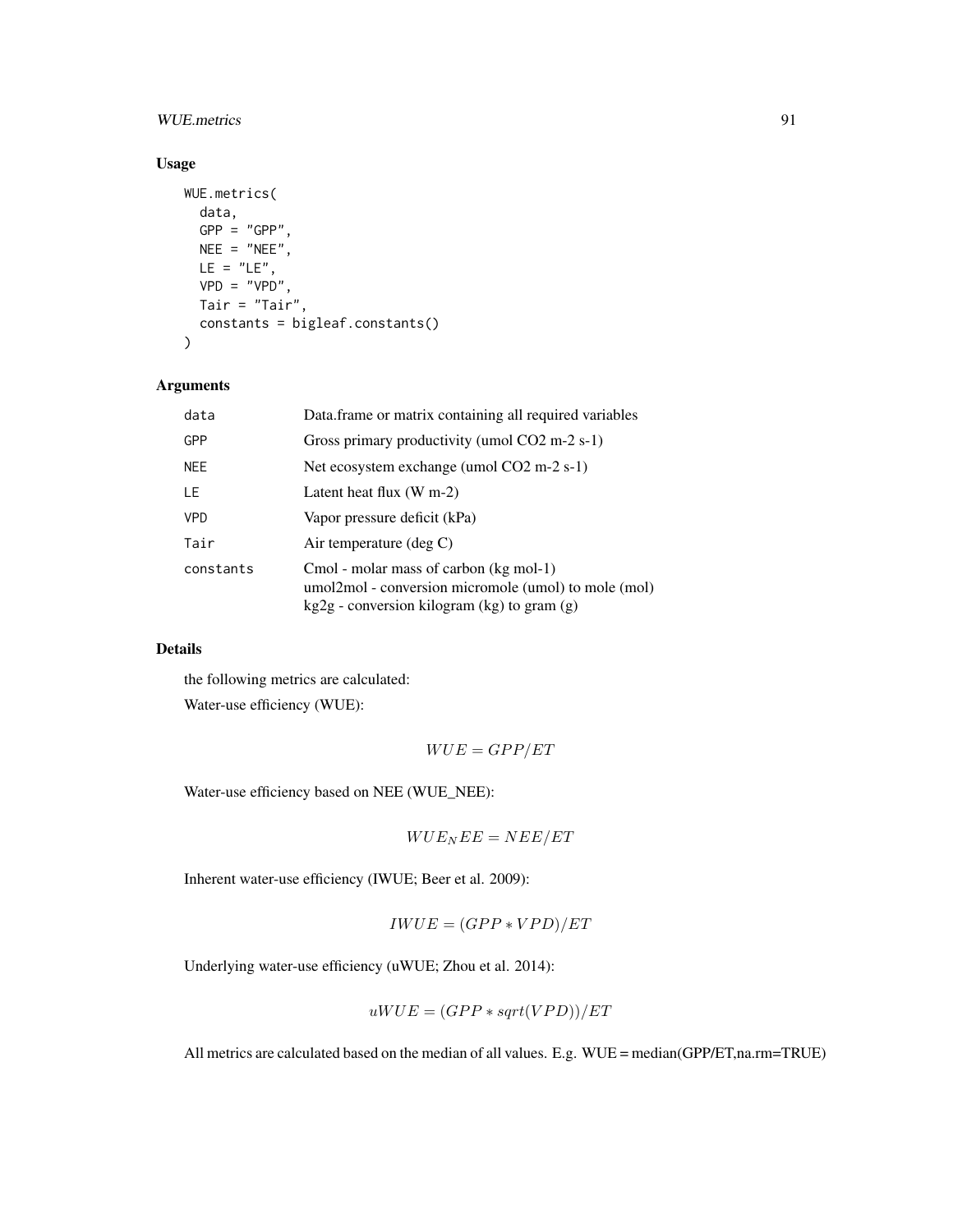## Usage

```
WUE.metrics(
  data,
  GPP = "GPP",
  NEE = "NEE",
  LE = "LE",
  VPD = "VPD",
  Tair = "Tair",
  constants = bigleaf.constants()
)
```

## Arguments

| | |
|---|---|
| data | Data.frame or matrix containing all required variables |
| GPP | Gross primary productivity (umol CO2 m-2 s-1) |
| NEE | Net ecosystem exchange (umol CO2 m-2 s-1) |
| LE | Latent heat flux (W m-2) |
| VPD | Vapor pressure deficit (kPa) |
| Tair | Air temperature (deg C) |
| constants | Cmol - molar mass of carbon (kg mol-1)<br>umol2mol - conversion micromole (umol) to mole (mol)<br>kg2g - conversion kilogram (kg) to gram (g) |

## Details

the following metrics are calculated:

Water-use efficiency (WUE):

$$WUE = GPP/ET$$

Water-use efficiency based on NEE (WUE_NEE):

$$WUE_NEE = NEE/ET$$

Inherent water-use efficiency (IWUE; Beer et al. 2009):

$$IWUE = (GPP * VPD)/ET$$

Underlying water-use efficiency (uWUE; Zhou et al. 2014):

$$uWUE = (GPP * sqrt(VPD))/ET$$

All metrics are calculated based on the median of all values. E.g. WUE = median(GPP/ET,na.rm=TRUE)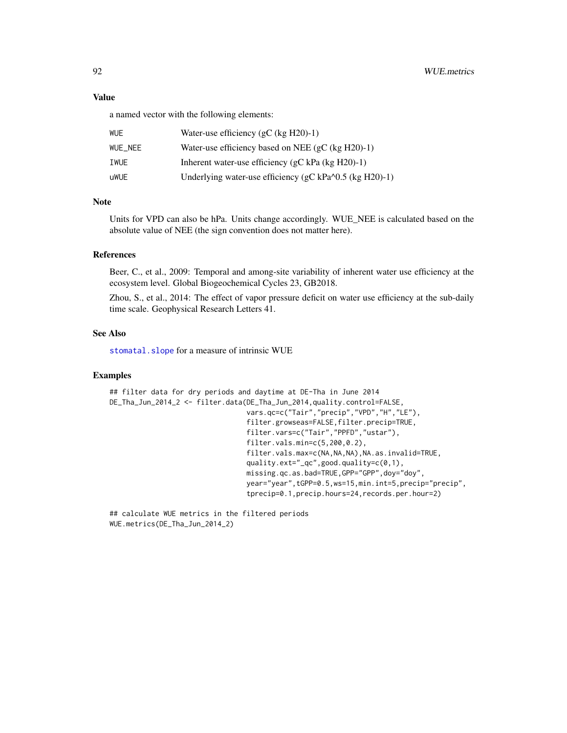### Value

a named vector with the following elements:

| | |
|---|---|
| WUE | Water-use efficiency (gC (kg H20)-1) |
| WUE_NEE | Water-use efficiency based on NEE (gC (kg H20)-1) |
| IWUE | Inherent water-use efficiency (gC kPa (kg H20)-1) |
| uWUE | Underlying water-use efficiency (gC kPa^0.5 (kg H20)-1) |

### Note

Units for VPD can also be hPa. Units change accordingly. WUE_NEE is calculated based on the absolute value of NEE (the sign convention does not matter here).

### References

Beer, C., et al., 2009: Temporal and among-site variability of inherent water use efficiency at the ecosystem level. Global Biogeochemical Cycles 23, GB2018.

Zhou, S., et al., 2014: The effect of vapor pressure deficit on water use efficiency at the sub-daily time scale. Geophysical Research Letters 41.

### See Also

stomatal.slope for a measure of intrinsic WUE

### Examples

```
## filter data for dry periods and daytime at DE-Tha in June 2014
DE_Tha_Jun_2014_2 <- filter.data(DE_Tha_Jun_2014,quality.control=FALSE,
                                 vars.qc=c("Tair","precip","VPD","H","LE"),
                                 filter.growseas=FALSE,filter.precip=TRUE,
                                 filter.vars=c("Tair","PPFD","ustar"),
                                 filter.vals.min=c(5,200,0.2),
                                 filter.vals.max=c(NA,NA,NA),NA.as.invalid=TRUE,
                                 quality.ext="_qc",good.quality=c(0,1),
                                 missing.qc.as.bad=TRUE,GPP="GPP",doy="doy",
                                 year="year",tGPP=0.5,ws=15,min.int=5,precip="precip",
                                 tprecip=0.1,precip.hours=24,records.per.hour=2)

## calculate WUE metrics in the filtered periods
WUE.metrics(DE_Tha_Jun_2014_2)
```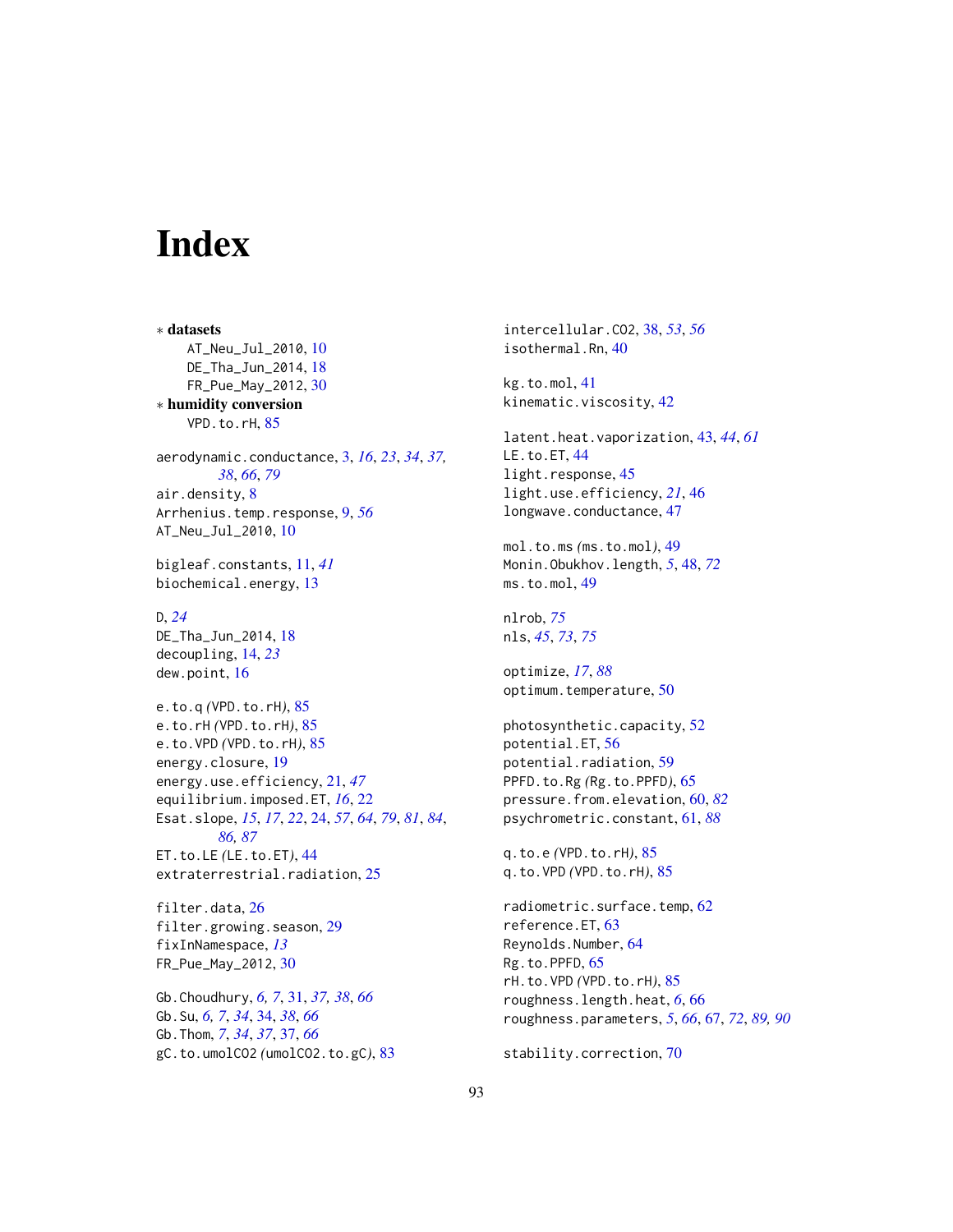# Index

∗ **datasets**
  AT_Neu_Jul_2010, 10
  DE_Tha_Jun_2014, 18
  FR_Pue_May_2012, 30

∗ **humidity conversion**
  VPD.to.rH, 85

aerodynamic.conductance, 3, *16*, *23*, *34*, *37*, *38*, *66*, *79*
air.density, 8
Arrhenius.temp.response, 9, *56*
AT_Neu_Jul_2010, 10

bigleaf.constants, 11, *41*
biochemical.energy, 13

D, *24*
DE_Tha_Jun_2014, 18
decoupling, 14, *23*
dew.point, 16

e.to.q *(*VPD.to.rH*)*, 85
e.to.rH *(*VPD.to.rH*)*, 85
e.to.VPD *(*VPD.to.rH*)*, 85
energy.closure, 19
energy.use.efficiency, 21, *47*
equilibrium.imposed.ET, *16*, 22
Esat.slope, *15*, *17*, *22*, 24, *57*, *64*, *79*, *81*, *84*, *86*, *87*
ET.to.LE *(*LE.to.ET*)*, 44
extraterrestrial.radiation, 25

filter.data, 26
filter.growing.season, 29
fixInNamespace, *13*
FR_Pue_May_2012, 30

Gb.Choudhury, *6*, *7*, 31, *37*, *38*, *66*
Gb.Su, *6*, *7*, *34*, 34, *38*, *66*
Gb.Thom, *7*, *34*, *37*, 37, *66*
gC.to.umolCO2 *(*umolCO2.to.gC*)*, 83

intercellular.CO2, 38, *53*, *56*
isothermal.Rn, 40

kg.to.mol, 41
kinematic.viscosity, 42

latent.heat.vaporization, 43, *44*, *61*
LE.to.ET, 44
light.response, 45
light.use.efficiency, *21*, 46
longwave.conductance, 47

mol.to.ms *(*ms.to.mol*)*, 49
Monin.Obukhov.length, *5*, 48, *72*
ms.to.mol, 49

nlrob, *75*
nls, *45*, *73*, *75*

optimize, *17*, *88*
optimum.temperature, 50

photosynthetic.capacity, 52
potential.ET, 56
potential.radiation, 59
PPFD.to.Rg *(*Rg.to.PPFD*)*, 65
pressure.from.elevation, 60, *82*
psychrometric.constant, 61, *88*

q.to.e *(*VPD.to.rH*)*, 85
q.to.VPD *(*VPD.to.rH*)*, 85

radiometric.surface.temp, 62
reference.ET, 63
Reynolds.Number, 64
Rg.to.PPFD, 65
rH.to.VPD *(*VPD.to.rH*)*, 85
roughness.length.heat, *6*, 66
roughness.parameters, *5*, *66*, 67, *72*, *89*, *90*

stability.correction, 70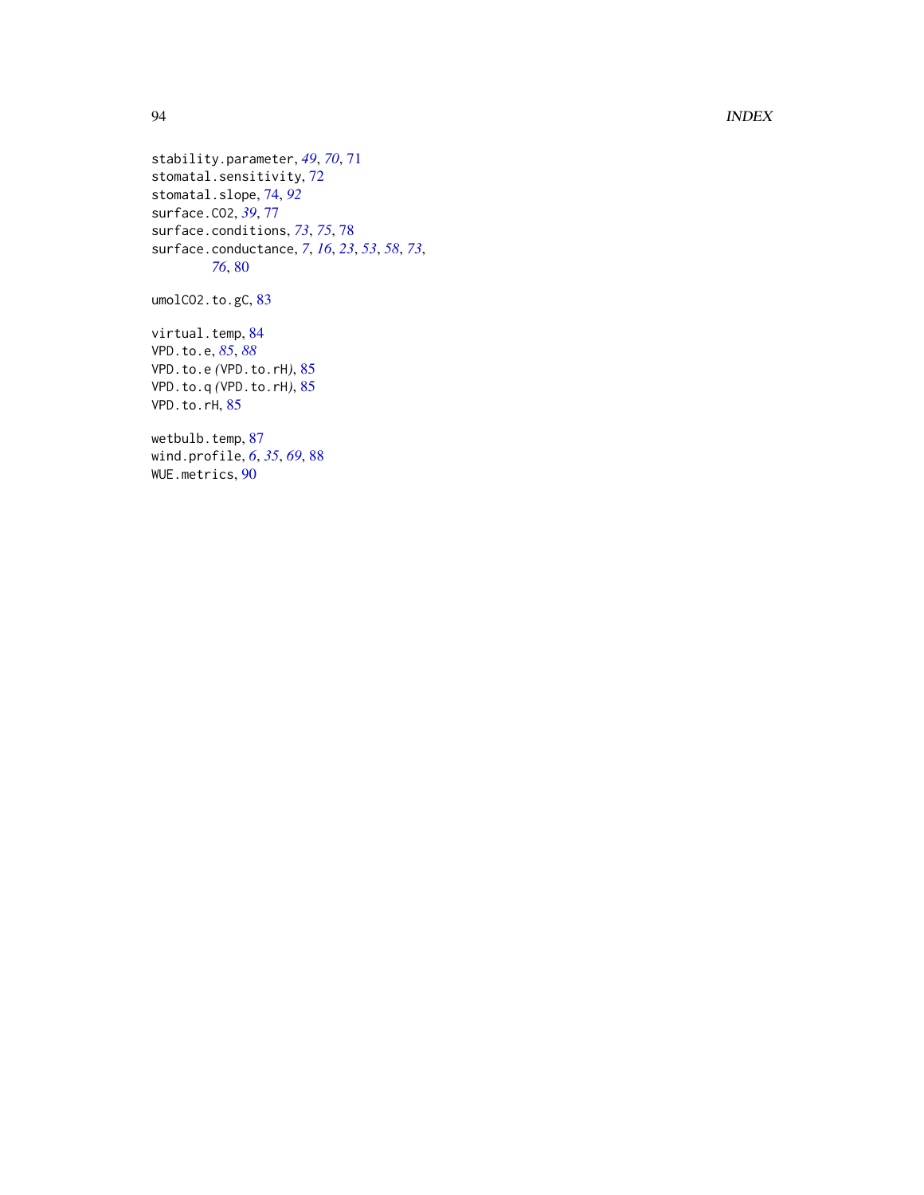stability.parameter, *49*, *70*, 71
stomatal.sensitivity, 72
stomatal.slope, 74, *92*
surface.CO2, *39*, 77
surface.conditions, *73*, *75*, 78
surface.conductance, *7*, *16*, *23*, *53*, *58*, *73*, *76*, 80

umolCO2.to.gC, 83

virtual.temp, 84
VPD.to.e, *85*, *88*
VPD.to.e (VPD.to.rH), 85
VPD.to.q (VPD.to.rH), 85
VPD.to.rH, 85

wetbulb.temp, 87
wind.profile, *6*, *35*, *69*, 88
WUE.metrics, 90